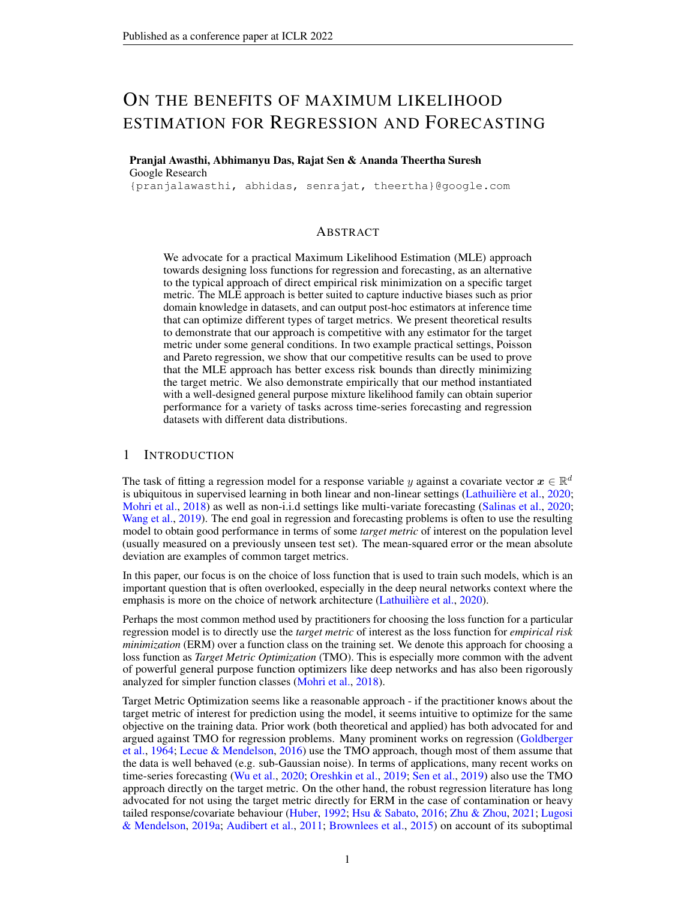# ON THE BENEFITS OF MAXIMUM LIKELIHOOD ESTIMATION FOR REGRESSION AND FORECASTING

**Pranjal Awasthi, Abhimanyu Das, Rajat Sen & Ananda Theertha Suresh**
Google Research
{pranjalawasthi, abhidas, senrajat, theertha}@google.com

## ABSTRACT

We advocate for a practical Maximum Likelihood Estimation (MLE) approach towards designing loss functions for regression and forecasting, as an alternative to the typical approach of direct empirical risk minimization on a specific target metric. The MLE approach is better suited to capture inductive biases such as prior domain knowledge in datasets, and can output post-hoc estimators at inference time that can optimize different types of target metrics. We present theoretical results to demonstrate that our approach is competitive with any estimator for the target metric under some general conditions. In two example practical settings, Poisson and Pareto regression, we show that our competitive results can be used to prove that the MLE approach has better excess risk bounds than directly minimizing the target metric. We also demonstrate empirically that our method instantiated with a well-designed general purpose mixture likelihood family can obtain superior performance for a variety of tasks across time-series forecasting and regression datasets with different data distributions.

## 1 INTRODUCTION

The task of fitting a regression model for a response variable $y$ against a covariate vector $\boldsymbol{x} \in \mathbb{R}^d$ is ubiquitous in supervised learning in both linear and non-linear settings (Lathuilière et al., 2020; Mohri et al., 2018) as well as non-i.i.d settings like multi-variate forecasting (Salinas et al., 2020; Wang et al., 2019). The end goal in regression and forecasting problems is often to use the resulting model to obtain good performance in terms of some *target metric* of interest on the population level (usually measured on a previously unseen test set). The mean-squared error or the mean absolute deviation are examples of common target metrics.

In this paper, our focus is on the choice of loss function that is used to train such models, which is an important question that is often overlooked, especially in the deep neural networks context where the emphasis is more on the choice of network architecture (Lathuilière et al., 2020).

Perhaps the most common method used by practitioners for choosing the loss function for a particular regression model is to directly use the *target metric* of interest as the loss function for *empirical risk minimization* (ERM) over a function class on the training set. We denote this approach for choosing a loss function as *Target Metric Optimization* (TMO). This is especially more common with the advent of powerful general purpose function optimizers like deep networks and has also been rigorously analyzed for simpler function classes (Mohri et al., 2018).

Target Metric Optimization seems like a reasonable approach - if the practitioner knows about the target metric of interest for prediction using the model, it seems intuitive to optimize for the same objective on the training data. Prior work (both theoretical and applied) has both advocated for and argued against TMO for regression problems. Many prominent works on regression (Goldberger et al., 1964; Lecue & Mendelson, 2016) use the TMO approach, though most of them assume that the data is well behaved (e.g. sub-Gaussian noise). In terms of applications, many recent works on time-series forecasting (Wu et al., 2020; Oreshkin et al., 2019; Sen et al., 2019) also use the TMO approach directly on the target metric. On the other hand, the robust regression literature has long advocated for not using the target metric directly for ERM in the case of contamination or heavy tailed response/covariate behaviour (Huber, 1992; Hsu & Sabato, 2016; Zhu & Zhou, 2021; Lugosi & Mendelson, 2019a; Audibert et al., 2011; Brownlees et al., 2015) on account of its suboptimal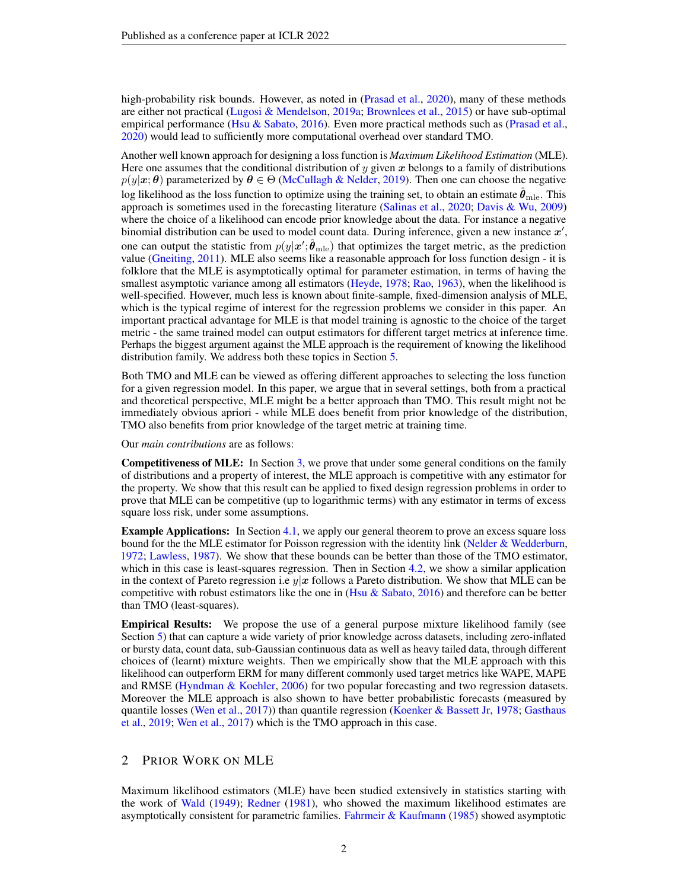high-probability risk bounds. However, as noted in (Prasad et al., 2020), many of these methods are either not practical (Lugosi & Mendelson, 2019a; Brownlees et al., 2015) or have sub-optimal empirical performance (Hsu & Sabato, 2016). Even more practical methods such as (Prasad et al., 2020) would lead to sufficiently more computational overhead over standard TMO.

Another well known approach for designing a loss function is *Maximum Likelihood Estimation* (MLE). Here one assumes that the conditional distribution of $y$ given $\boldsymbol{x}$ belongs to a family of distributions $p(y|\boldsymbol{x};\boldsymbol{\theta})$ parameterized by $\boldsymbol{\theta} \in \Theta$ (McCullagh & Nelder, 2019). Then one can choose the negative log likelihood as the loss function to optimize using the training set, to obtain an estimate $\hat{\boldsymbol{\theta}}_{\rm mle}$. This approach is sometimes used in the forecasting literature (Salinas et al., 2020; Davis & Wu, 2009) where the choice of a likelihood can encode prior knowledge about the data. For instance a negative binomial distribution can be used to model count data. During inference, given a new instance $\boldsymbol{x}'$, one can output the statistic from $p(y|\boldsymbol{x}';\hat{\boldsymbol{\theta}}_{\rm mle})$ that optimizes the target metric, as the prediction value (Gneiting, 2011). MLE also seems like a reasonable approach for loss function design - it is folklore that the MLE is asymptotically optimal for parameter estimation, in terms of having the smallest asymptotic variance among all estimators (Heyde, 1978; Rao, 1963), when the likelihood is well-specified. However, much less is known about finite-sample, fixed-dimension analysis of MLE, which is the typical regime of interest for the regression problems we consider in this paper. An important practical advantage for MLE is that model training is agnostic to the choice of the target metric - the same trained model can output estimators for different target metrics at inference time. Perhaps the biggest argument against the MLE approach is the requirement of knowing the likelihood distribution family. We address both these topics in Section 5.

Both TMO and MLE can be viewed as offering different approaches to selecting the loss function for a given regression model. In this paper, we argue that in several settings, both from a practical and theoretical perspective, MLE might be a better approach than TMO. This result might not be immediately obvious apriori - while MLE does benefit from prior knowledge of the distribution, TMO also benefits from prior knowledge of the target metric at training time.

Our *main contributions* are as follows:

**Competitiveness of MLE:** In Section 3, we prove that under some general conditions on the family of distributions and a property of interest, the MLE approach is competitive with any estimator for the property. We show that this result can be applied to fixed design regression problems in order to prove that MLE can be competitive (up to logarithmic terms) with any estimator in terms of excess square loss risk, under some assumptions.

**Example Applications:** In Section 4.1, we apply our general theorem to prove an excess square loss bound for the the MLE estimator for Poisson regression with the identity link (Nelder & Wedderburn, 1972; Lawless, 1987). We show that these bounds can be better than those of the TMO estimator, which in this case is least-squares regression. Then in Section 4.2, we show a similar application in the context of Pareto regression i.e $y|\boldsymbol{x}$ follows a Pareto distribution. We show that MLE can be competitive with robust estimators like the one in (Hsu & Sabato, 2016) and therefore can be better than TMO (least-squares).

**Empirical Results:** We propose the use of a general purpose mixture likelihood family (see Section 5) that can capture a wide variety of prior knowledge across datasets, including zero-inflated or bursty data, count data, sub-Gaussian continuous data as well as heavy tailed data, through different choices of (learnt) mixture weights. Then we empirically show that the MLE approach with this likelihood can outperform ERM for many different commonly used target metrics like WAPE, MAPE and RMSE (Hyndman & Koehler, 2006) for two popular forecasting and two regression datasets. Moreover the MLE approach is also shown to have better probabilistic forecasts (measured by quantile losses (Wen et al., 2017)) than quantile regression (Koenker & Bassett Jr, 1978; Gasthaus et al., 2019; Wen et al., 2017) which is the TMO approach in this case.

## 2 Prior Work on MLE

Maximum likelihood estimators (MLE) have been studied extensively in statistics starting with the work of Wald (1949); Redner (1981), who showed the maximum likelihood estimates are asymptotically consistent for parametric families. Fahrmeir & Kaufmann (1985) showed asymptotic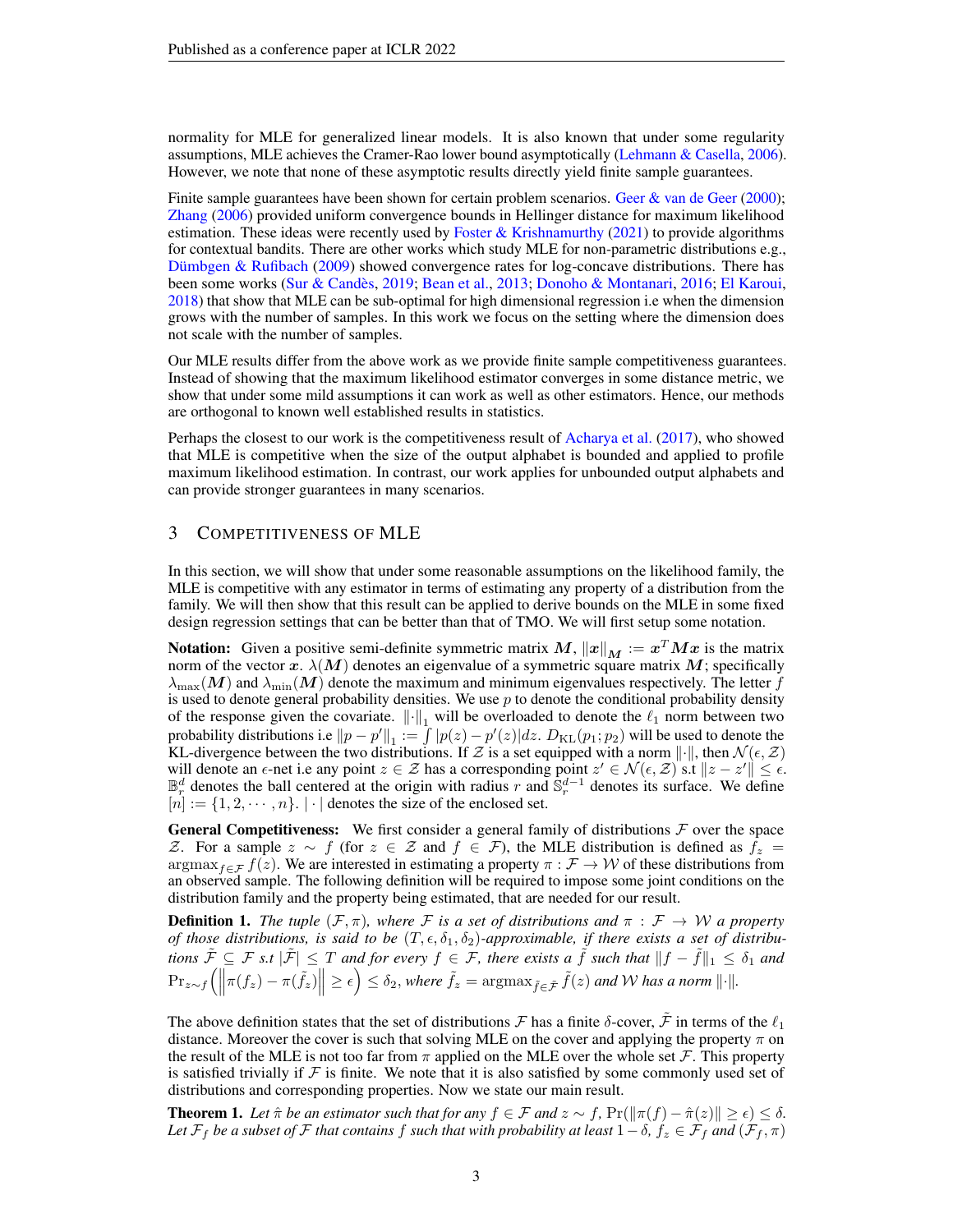normality for MLE for generalized linear models. It is also known that under some regularity assumptions, MLE achieves the Cramer-Rao lower bound asymptotically (Lehmann & Casella, 2006). However, we note that none of these asymptotic results directly yield finite sample guarantees.

Finite sample guarantees have been shown for certain problem scenarios. Geer & van de Geer (2000); Zhang (2006) provided uniform convergence bounds in Hellinger distance for maximum likelihood estimation. These ideas were recently used by Foster & Krishnamurthy (2021) to provide algorithms for contextual bandits. There are other works which study MLE for non-parametric distributions e.g., Dümbgen & Rufibach (2009) showed convergence rates for log-concave distributions. There has been some works (Sur & Candès, 2019; Bean et al., 2013; Donoho & Montanari, 2016; El Karoui, 2018) that show that MLE can be sub-optimal for high dimensional regression i.e when the dimension grows with the number of samples. In this work we focus on the setting where the dimension does not scale with the number of samples.

Our MLE results differ from the above work as we provide finite sample competitiveness guarantees. Instead of showing that the maximum likelihood estimator converges in some distance metric, we show that under some mild assumptions it can work as well as other estimators. Hence, our methods are orthogonal to known well established results in statistics.

Perhaps the closest to our work is the competitiveness result of Acharya et al. (2017), who showed that MLE is competitive when the size of the output alphabet is bounded and applied to profile maximum likelihood estimation. In contrast, our work applies for unbounded output alphabets and can provide stronger guarantees in many scenarios.

## 3 Competitiveness of MLE

In this section, we will show that under some reasonable assumptions on the likelihood family, the MLE is competitive with any estimator in terms of estimating any property of a distribution from the family. We will then show that this result can be applied to derive bounds on the MLE in some fixed design regression settings that can be better than that of TMO. We will first setup some notation.

**Notation:** Given a positive semi-definite symmetric matrix $\boldsymbol{M}$, $\|\boldsymbol{x}\|_{\boldsymbol{M}} := \boldsymbol{x}^T \boldsymbol{M} \boldsymbol{x}$ is the matrix norm of the vector $\boldsymbol{x}$. $\lambda(\boldsymbol{M})$ denotes an eigenvalue of a symmetric square matrix $\boldsymbol{M}$; specifically $\lambda_{\max}(\boldsymbol{M})$ and $\lambda_{\min}(\boldsymbol{M})$ denote the maximum and minimum eigenvalues respectively. The letter $f$ is used to denote general probability densities. We use $p$ to denote the conditional probability density of the response given the covariate. $\|\cdot\|_1$ will be overloaded to denote the $\ell_1$ norm between two probability distributions i.e $\|p - p'\|_1 := \int |p(z) - p'(z)| dz$. $D_{\mathrm{KL}}(p_1; p_2)$ will be used to denote the KL-divergence between the two distributions. If $\mathcal{Z}$ is a set equipped with a norm $\|\cdot\|$, then $\mathcal{N}(\epsilon, \mathcal{Z})$ will denote an $\epsilon$-net i.e any point $z \in \mathcal{Z}$ has a corresponding point $z' \in \mathcal{N}(\epsilon, \mathcal{Z})$ s.t $\|z - z'\| \leq \epsilon$. $\mathbb{B}_r^d$ denotes the ball centered at the origin with radius $r$ and $\mathbb{S}_r^{d-1}$ denotes its surface. We define $[n] := \{1, 2, \cdots, n\}$. $|\cdot|$ denotes the size of the enclosed set.

**General Competitiveness:** We first consider a general family of distributions $\mathcal{F}$ over the space $\mathcal{Z}$. For a sample $z \sim f$ (for $z \in \mathcal{Z}$ and $f \in \mathcal{F}$), the MLE distribution is defined as $f_z = \mathrm{argmax}_{f \in \mathcal{F}} f(z)$. We are interested in estimating a property $\pi : \mathcal{F} \to \mathcal{W}$ of these distributions from an observed sample. The following definition will be required to impose some joint conditions on the distribution family and the property being estimated, that are needed for our result.

**Definition 1.** *The tuple $(\mathcal{F}, \pi)$, where $\mathcal{F}$ is a set of distributions and $\pi : \mathcal{F} \to \mathcal{W}$ a property of those distributions, is said to be $(T, \epsilon, \delta_1, \delta_2)$-approximable, if there exists a set of distributions $\tilde{\mathcal{F}} \subseteq \mathcal{F}$ s.t $|\tilde{\mathcal{F}}| \leq T$ and for every $f \in \mathcal{F}$, there exists a $\tilde{f}$ such that $\|f - \tilde{f}\|_1 \leq \delta_1$ and $\Pr_{z \sim f}\left(\left\|\pi(f_z) - \pi(\tilde{f}_z)\right\| \geq \epsilon\right) \leq \delta_2$, where $\tilde{f}_z = \mathrm{argmax}_{\tilde{f} \in \tilde{\mathcal{F}}} \tilde{f}(z)$ and $\mathcal{W}$ has a norm $\|\cdot\|$.*

The above definition states that the set of distributions $\mathcal{F}$ has a finite $\delta$-cover, $\tilde{\mathcal{F}}$ in terms of the $\ell_1$ distance. Moreover the cover is such that solving MLE on the cover and applying the property $\pi$ on the result of the MLE is not too far from $\pi$ applied on the MLE over the whole set $\mathcal{F}$. This property is satisfied trivially if $\mathcal{F}$ is finite. We note that it is also satisfied by some commonly used set of distributions and corresponding properties. Now we state our main result.

**Theorem 1.** *Let $\hat{\pi}$ be an estimator such that for any $f \in \mathcal{F}$ and $z \sim f$, $\Pr(\|\pi(f) - \hat{\pi}(z)\| \geq \epsilon) \leq \delta$. Let $\mathcal{F}_f$ be a subset of $\mathcal{F}$ that contains $f$ such that with probability at least $1 - \delta$, $f_z \in \mathcal{F}_f$ and $(\mathcal{F}_f, \pi)$*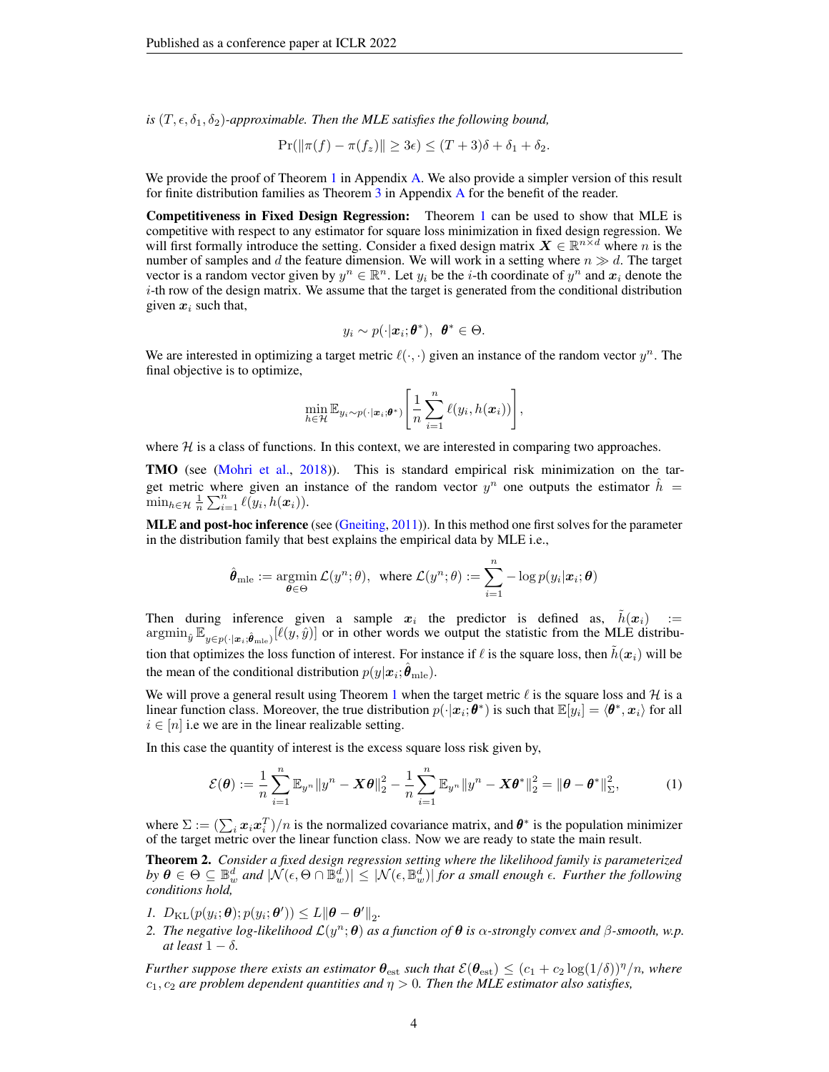*is $(T, \epsilon, \delta_1, \delta_2)$-approximable. Then the MLE satisfies the following bound,*

$$\Pr(\|\pi(f) - \pi(f_z)\| \geq 3\epsilon) \leq (T + 3)\delta + \delta_1 + \delta_2.$$

We provide the proof of Theorem 1 in Appendix A. We also provide a simpler version of this result for finite distribution families as Theorem 3 in Appendix A for the benefit of the reader.

**Competitiveness in Fixed Design Regression:** Theorem 1 can be used to show that MLE is competitive with respect to any estimator for square loss minimization in fixed design regression. We will first formally introduce the setting. Consider a fixed design matrix $\boldsymbol{X} \in \mathbb{R}^{n \times d}$ where $n$ is the number of samples and $d$ the feature dimension. We will work in a setting where $n \gg d$. The target vector is a random vector given by $y^n \in \mathbb{R}^n$. Let $y_i$ be the $i$-th coordinate of $y^n$ and $\boldsymbol{x}_i$ denote the $i$-th row of the design matrix. We assume that the target is generated from the conditional distribution given $\boldsymbol{x}_i$ such that,

$$y_i \sim p(\cdot|\boldsymbol{x}_i; \boldsymbol{\theta}^*), \;\; \boldsymbol{\theta}^* \in \Theta.$$

We are interested in optimizing a target metric $\ell(\cdot, \cdot)$ given an instance of the random vector $y^n$. The final objective is to optimize,

$$\min_{h \in \mathcal{H}} \mathbb{E}_{y_i \sim p(\cdot|\boldsymbol{x}_i;\boldsymbol{\theta}^*)}\left[\frac{1}{n}\sum_{i=1}^{n} \ell(y_i, h(\boldsymbol{x}_i))\right],$$

where $\mathcal{H}$ is a class of functions. In this context, we are interested in comparing two approaches.

**TMO** (see (Mohri et al., 2018)). This is standard empirical risk minimization on the target metric where given an instance of the random vector $y^n$ one outputs the estimator $\hat{h} = \min_{h \in \mathcal{H}} \frac{1}{n}\sum_{i=1}^{n} \ell(y_i, h(\boldsymbol{x}_i))$.

**MLE and post-hoc inference** (see (Gneiting, 2011)). In this method one first solves for the parameter in the distribution family that best explains the empirical data by MLE i.e.,

$$\hat{\boldsymbol{\theta}}_{\text{mle}} := \operatorname*{argmin}_{\boldsymbol{\theta} \in \Theta} \mathcal{L}(y^n; \theta), \;\; \text{where } \mathcal{L}(y^n; \theta) := \sum_{i=1}^{n} -\log p(y_i|\boldsymbol{x}_i; \boldsymbol{\theta})$$

Then during inference given a sample $\boldsymbol{x}_i$ the predictor is defined as, $\tilde{h}(\boldsymbol{x}_i) := \operatorname{argmin}_{\hat{y}} \mathbb{E}_{y \in p(\cdot|\boldsymbol{x}_i;\hat{\boldsymbol{\theta}}_{\text{mle}})}[\ell(y, \hat{y})]$ or in other words we output the statistic from the MLE distribution that optimizes the loss function of interest. For instance if $\ell$ is the square loss, then $\tilde{h}(\boldsymbol{x}_i)$ will be the mean of the conditional distribution $p(y|\boldsymbol{x}_i; \hat{\boldsymbol{\theta}}_{\text{mle}})$.

We will prove a general result using Theorem 1 when the target metric $\ell$ is the square loss and $\mathcal{H}$ is a linear function class. Moreover, the true distribution $p(\cdot|\boldsymbol{x}_i; \boldsymbol{\theta}^*)$ is such that $\mathbb{E}[y_i] = \langle \boldsymbol{\theta}^*, \boldsymbol{x}_i \rangle$ for all $i \in [n]$ i.e we are in the linear realizable setting.

In this case the quantity of interest is the excess square loss risk given by,

$$\mathcal{E}(\boldsymbol{\theta}) := \frac{1}{n}\sum_{i=1}^{n} \mathbb{E}_{y^n}\|y^n - \boldsymbol{X}\boldsymbol{\theta}\|_2^2 - \frac{1}{n}\sum_{i=1}^{n} \mathbb{E}_{y^n}\|y^n - \boldsymbol{X}\boldsymbol{\theta}^*\|_2^2 = \|\boldsymbol{\theta} - \boldsymbol{\theta}^*\|_{\Sigma}^2, \tag{1}$$

where $\Sigma := (\sum_i \boldsymbol{x}_i \boldsymbol{x}_i^T)/n$ is the normalized covariance matrix, and $\boldsymbol{\theta}^*$ is the population minimizer of the target metric over the linear function class. Now we are ready to state the main result.

**Theorem 2.** *Consider a fixed design regression setting where the likelihood family is parameterized by $\boldsymbol{\theta} \in \Theta \subseteq \mathbb{B}_w^d$ and $|\mathcal{N}(\epsilon, \Theta \cap \mathbb{B}_w^d)| \leq |\mathcal{N}(\epsilon, \mathbb{B}_w^d)|$ for a small enough $\epsilon$. Further the following conditions hold,*

1. $D_{\text{KL}}(p(y_i; \boldsymbol{\theta}); p(y_i; \boldsymbol{\theta}')) \leq L\|\boldsymbol{\theta} - \boldsymbol{\theta}'\|_2$.
2. *The negative log-likelihood $\mathcal{L}(y^n; \boldsymbol{\theta})$ as a function of $\boldsymbol{\theta}$ is $\alpha$-strongly convex and $\beta$-smooth, w.p. at least $1 - \delta$.*

*Further suppose there exists an estimator $\boldsymbol{\theta}_{\text{est}}$ such that $\mathcal{E}(\boldsymbol{\theta}_{\text{est}}) \leq (c_1 + c_2 \log(1/\delta))^{\eta}/n$, where $c_1, c_2$ are problem dependent quantities and $\eta > 0$. Then the MLE estimator also satisfies,*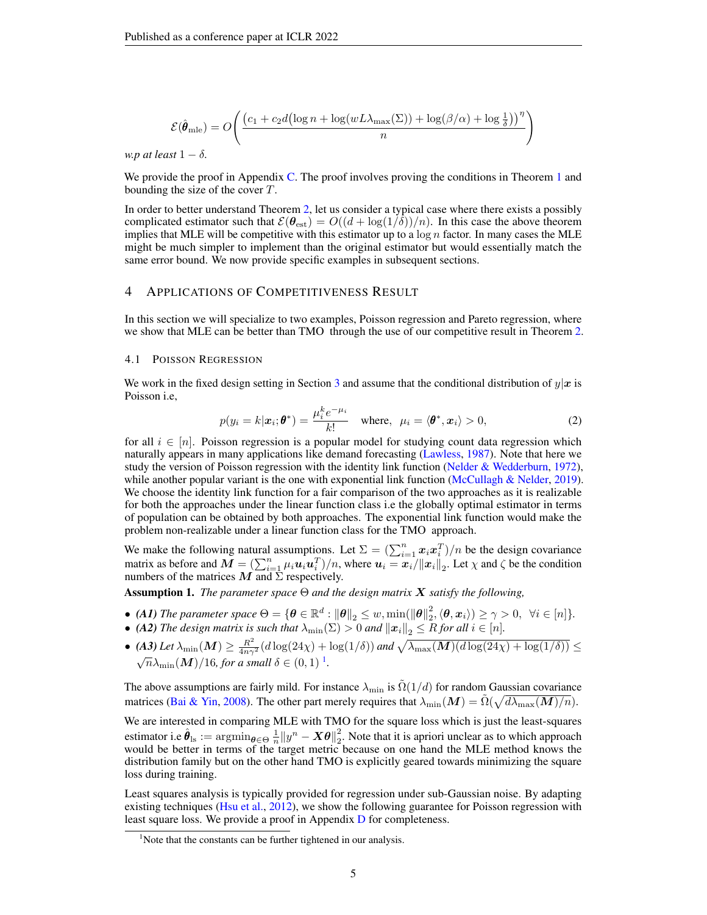$$\mathcal{E}(\hat{\boldsymbol{\theta}}_{\text{mle}}) = O\left(\frac{\left(c_1 + c_2 d\left(\log n + \log(wL\lambda_{\max}(\Sigma)) + \log(\beta/\alpha) + \log\frac{1}{\delta}\right)\right)^{\eta}}{n}\right)$$

*w.p at least* $1 - \delta$.

We provide the proof in Appendix C. The proof involves proving the conditions in Theorem 1 and bounding the size of the cover $T$.

In order to better understand Theorem 2, let us consider a typical case where there exists a possibly complicated estimator such that $\mathcal{E}(\boldsymbol{\theta}_{\text{est}}) = O((d + \log(1/\delta))/n)$. In this case the above theorem implies that MLE will be competitive with this estimator up to a $\log n$ factor. In many cases the MLE might be much simpler to implement than the original estimator but would essentially match the same error bound. We now provide specific examples in subsequent sections.

## 4 Applications of Competitiveness Result

In this section we will specialize to two examples, Poisson regression and Pareto regression, where we show that MLE can be better than TMO through the use of our competitive result in Theorem 2.

### 4.1 Poisson Regression

We work in the fixed design setting in Section 3 and assume that the conditional distribution of $y|\boldsymbol{x}$ is Poisson i.e,

$$p(y_i = k|\boldsymbol{x}_i; \boldsymbol{\theta}^*) = \frac{\mu_i^k e^{-\mu_i}}{k!} \quad \text{where,} \quad \mu_i = \langle \boldsymbol{\theta}^*, \boldsymbol{x}_i \rangle > 0, \tag{2}$$

for all $i \in [n]$. Poisson regression is a popular model for studying count data regression which naturally appears in many applications like demand forecasting (Lawless, 1987). Note that here we study the version of Poisson regression with the identity link function (Nelder & Wedderburn, 1972), while another popular variant is the one with exponential link function (McCullagh & Nelder, 2019). We choose the identity link function for a fair comparison of the two approaches as it is realizable for both the approaches under the linear function class i.e the globally optimal estimator in terms of population can be obtained by both approaches. The exponential link function would make the problem non-realizable under a linear function class for the TMO approach.

We make the following natural assumptions. Let $\Sigma = (\sum_{i=1}^n \boldsymbol{x}_i \boldsymbol{x}_i^T)/n$ be the design covariance matrix as before and $\boldsymbol{M} = (\sum_{i=1}^n \mu_i \boldsymbol{u}_i \boldsymbol{u}_i^T)/n$, where $\boldsymbol{u}_i = \boldsymbol{x}_i / \|\boldsymbol{x}_i\|_2$. Let $\chi$ and $\zeta$ be the condition numbers of the matrices $\boldsymbol{M}$ and $\Sigma$ respectively.

**Assumption 1.** *The parameter space $\Theta$ and the design matrix $\boldsymbol{X}$ satisfy the following,*

- ***(A1)*** *The parameter space $\Theta = \{\boldsymbol{\theta} \in \mathbb{R}^d : \|\boldsymbol{\theta}\|_2 \leq w, \min(\|\boldsymbol{\theta}\|_2^2, \langle \boldsymbol{\theta}, \boldsymbol{x}_i \rangle) \geq \gamma > 0, \ \ \forall i \in [n]\}$.*
- ***(A2)*** *The design matrix is such that $\lambda_{\min}(\Sigma) > 0$ and $\|\boldsymbol{x}_i\|_2 \leq R$ for all $i \in [n]$.*
- ***(A3)*** *Let $\lambda_{\min}(\boldsymbol{M}) \geq \frac{R^2}{4n\gamma^2}(d \log(24\chi) + \log(1/\delta))$ and $\sqrt{\lambda_{\max}(\boldsymbol{M})(d\log(24\chi) + \log(1/\delta))} \leq \sqrt{n}\lambda_{\min}(\boldsymbol{M})/16$, for a small $\delta \in (0,1)$* [1].

The above assumptions are fairly mild. For instance $\lambda_{\min}$ is $\tilde{\Omega}(1/d)$ for random Gaussian covariance matrices (Bai & Yin, 2008). The other part merely requires that $\lambda_{\min}(\boldsymbol{M}) = \tilde{\Omega}(\sqrt{d\lambda_{\max}(\boldsymbol{M})/n})$.

We are interested in comparing MLE with TMO for the square loss which is just the least-squares estimator i.e $\hat{\boldsymbol{\theta}}_{\text{ls}} := \text{argmin}_{\boldsymbol{\theta} \in \Theta} \frac{1}{n}\|y^n - \boldsymbol{X}\boldsymbol{\theta}\|_2^2$. Note that it is apriori unclear as to which approach would be better in terms of the target metric because on one hand the MLE method knows the distribution family but on the other hand TMO is explicitly geared towards minimizing the square loss during training.

Least squares analysis is typically provided for regression under sub-Gaussian noise. By adapting existing techniques (Hsu et al., 2012), we show the following guarantee for Poisson regression with least square loss. We provide a proof in Appendix D for completeness.

[1] Note that the constants can be further tightened in our analysis.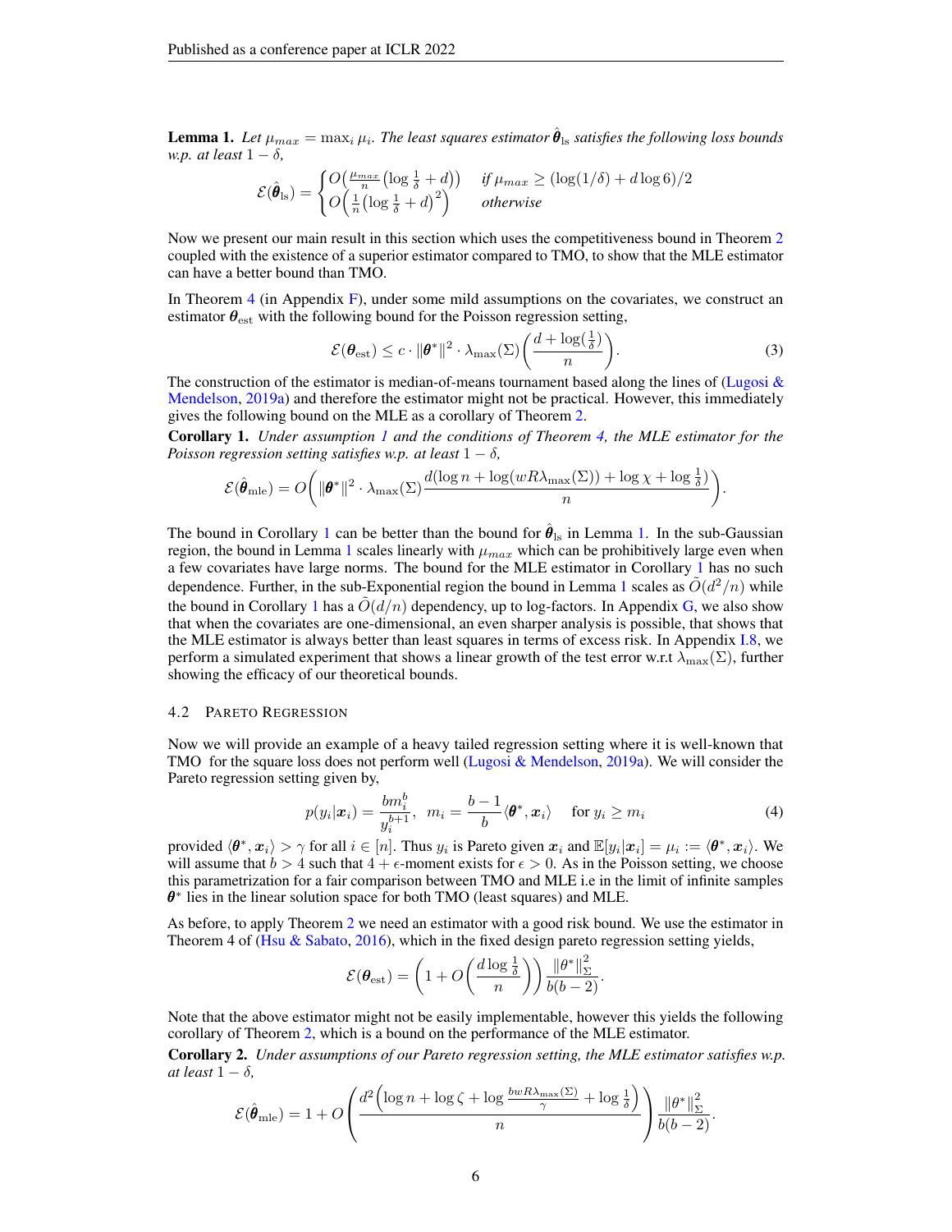**Lemma 1.** *Let $\mu_{max} = \max_i \mu_i$. The least squares estimator $\hat{\boldsymbol{\theta}}_{\text{ls}}$ satisfies the following loss bounds w.p. at least $1-\delta$,*

$$\mathcal{E}(\hat{\boldsymbol{\theta}}_{\text{ls}}) = \begin{cases} O\left(\frac{\mu_{max}}{n}\left(\log \frac{1}{\delta} + d\right)\right) & \text{if } \mu_{max} \geq (\log(1/\delta) + d \log 6)/2 \\ O\left(\frac{1}{n}\left(\log \frac{1}{\delta} + d\right)^2\right) & \text{otherwise} \end{cases}$$

Now we present our main result in this section which uses the competitiveness bound in Theorem 2 coupled with the existence of a superior estimator compared to TMO, to show that the MLE estimator can have a better bound than TMO.

In Theorem 4 (in Appendix F), under some mild assumptions on the covariates, we construct an estimator $\boldsymbol{\theta}_{\text{est}}$ with the following bound for the Poisson regression setting,

$$\mathcal{E}(\boldsymbol{\theta}_{\text{est}}) \leq c \cdot \|\boldsymbol{\theta}^*\|^2 \cdot \lambda_{\max}(\Sigma) \left(\frac{d + \log(\frac{1}{\delta})}{n}\right). \tag{3}$$

The construction of the estimator is median-of-means tournament based along the lines of (Lugosi & Mendelson, 2019a) and therefore the estimator might not be practical. However, this immediately gives the following bound on the MLE as a corollary of Theorem 2.

**Corollary 1.** *Under assumption 1 and the conditions of Theorem 4, the MLE estimator for the Poisson regression setting satisfies w.p. at least $1-\delta$,*

$$\mathcal{E}(\hat{\boldsymbol{\theta}}_{\text{mle}}) = O\left(\|\boldsymbol{\theta}^*\|^2 \cdot \lambda_{\max}(\Sigma) \frac{d(\log n + \log(wR\lambda_{\max}(\Sigma)) + \log \chi + \log \frac{1}{\delta})}{n}\right).$$

The bound in Corollary 1 can be better than the bound for $\hat{\boldsymbol{\theta}}_{\text{ls}}$ in Lemma 1. In the sub-Gaussian region, the bound in Lemma 1 scales linearly with $\mu_{max}$ which can be prohibitively large even when a few covariates have large norms. The bound for the MLE estimator in Corollary 1 has no such dependence. Further, in the sub-Exponential region the bound in Lemma 1 scales as $\tilde{O}(d^2/n)$ while the bound in Corollary 1 has a $\tilde{O}(d/n)$ dependency, up to log-factors. In Appendix G, we also show that when the covariates are one-dimensional, an even sharper analysis is possible, that shows that the MLE estimator is always better than least squares in terms of excess risk. In Appendix I.8, we perform a simulated experiment that shows a linear growth of the test error w.r.t $\lambda_{\max}(\Sigma)$, further showing the efficacy of our theoretical bounds.

### 4.2 Pareto Regression

Now we will provide an example of a heavy tailed regression setting where it is well-known that TMO for the square loss does not perform well (Lugosi & Mendelson, 2019a). We will consider the Pareto regression setting given by,

$$p(y_i|\boldsymbol{x}_i) = \frac{b m_i^b}{y_i^{b+1}}, \quad m_i = \frac{b-1}{b}\langle \boldsymbol{\theta}^*, \boldsymbol{x}_i \rangle \quad \text{for } y_i \geq m_i \tag{4}$$

provided $\langle \boldsymbol{\theta}^*, \boldsymbol{x}_i \rangle > \gamma$ for all $i \in [n]$. Thus $y_i$ is Pareto given $\boldsymbol{x}_i$ and $\mathbb{E}[y_i|\boldsymbol{x}_i] = \mu_i := \langle \boldsymbol{\theta}^*, \boldsymbol{x}_i \rangle$. We will assume that $b > 4$ such that $4+\epsilon$-moment exists for $\epsilon > 0$. As in the Poisson setting, we choose this parametrization for a fair comparison between TMO and MLE i.e in the limit of infinite samples $\boldsymbol{\theta}^*$ lies in the linear solution space for both TMO (least squares) and MLE.

As before, to apply Theorem 2 we need an estimator with a good risk bound. We use the estimator in Theorem 4 of (Hsu & Sabato, 2016), which in the fixed design pareto regression setting yields,

$$\mathcal{E}(\boldsymbol{\theta}_{\text{est}}) = \left(1 + O\left(\frac{d \log \frac{1}{\delta}}{n}\right)\right) \frac{\|\theta^*\|_\Sigma^2}{b(b-2)}.$$

Note that the above estimator might not be easily implementable, however this yields the following corollary of Theorem 2, which is a bound on the performance of the MLE estimator.

**Corollary 2.** *Under assumptions of our Pareto regression setting, the MLE estimator satisfies w.p. at least $1-\delta$,*

$$\mathcal{E}(\hat{\boldsymbol{\theta}}_{\text{mle}}) = 1 + O\left(\frac{d^2\left(\log n + \log \zeta + \log \frac{bwR\lambda_{\max}(\Sigma)}{\gamma} + \log \frac{1}{\delta}\right)}{n}\right) \frac{\|\theta^*\|_\Sigma^2}{b(b-2)}.$$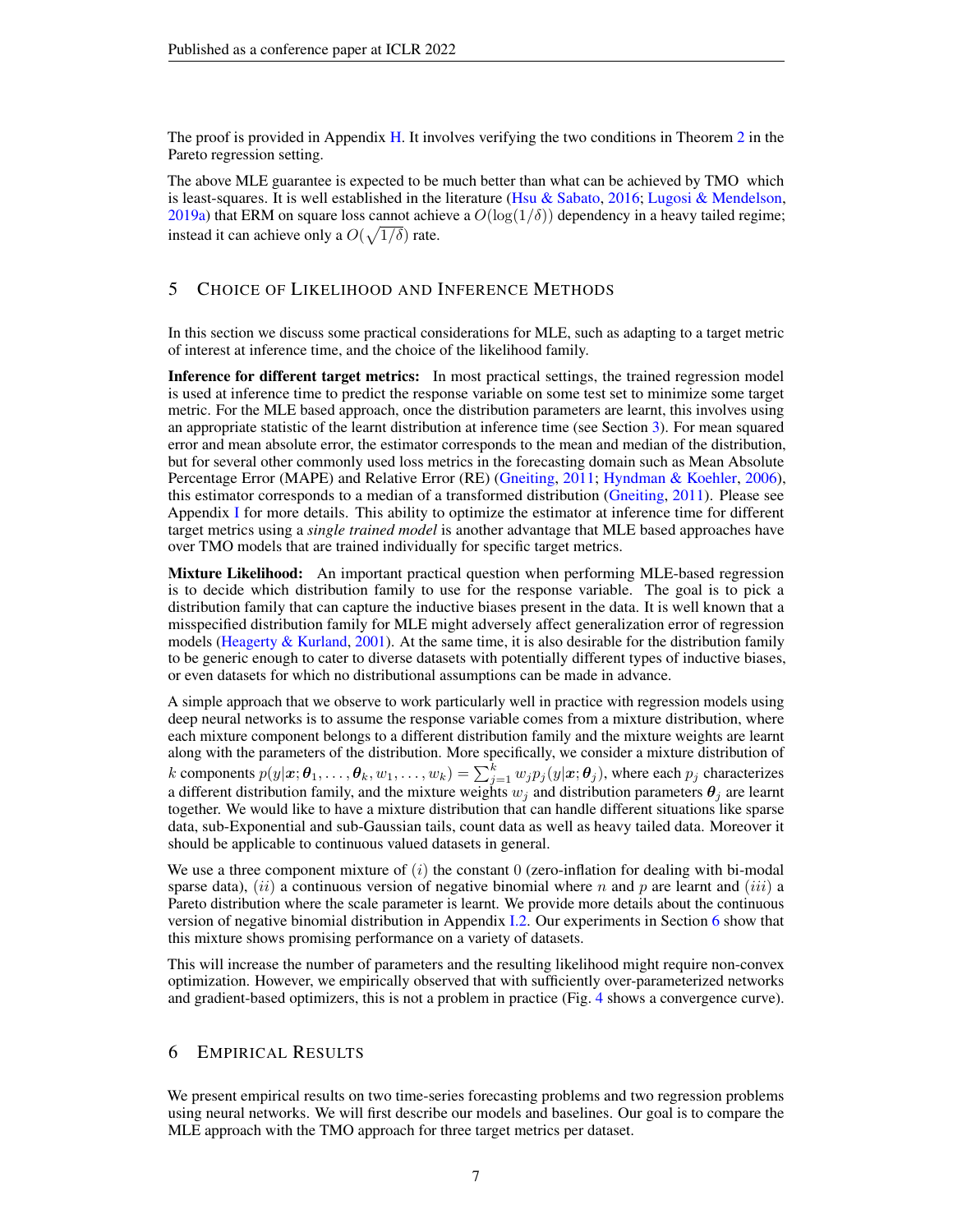The proof is provided in Appendix H. It involves verifying the two conditions in Theorem 2 in the Pareto regression setting.

The above MLE guarantee is expected to be much better than what can be achieved by TMO which is least-squares. It is well established in the literature (Hsu & Sabato, 2016; Lugosi & Mendelson, 2019a) that ERM on square loss cannot achieve a $O(\log(1/\delta))$ dependency in a heavy tailed regime; instead it can achieve only a $O(\sqrt{1/\delta})$ rate.

## 5 Choice of Likelihood and Inference Methods

In this section we discuss some practical considerations for MLE, such as adapting to a target metric of interest at inference time, and the choice of the likelihood family.

**Inference for different target metrics:** In most practical settings, the trained regression model is used at inference time to predict the response variable on some test set to minimize some target metric. For the MLE based approach, once the distribution parameters are learnt, this involves using an appropriate statistic of the learnt distribution at inference time (see Section 3). For mean squared error and mean absolute error, the estimator corresponds to the mean and median of the distribution, but for several other commonly used loss metrics in the forecasting domain such as Mean Absolute Percentage Error (MAPE) and Relative Error (RE) (Gneiting, 2011; Hyndman & Koehler, 2006), this estimator corresponds to a median of a transformed distribution (Gneiting, 2011). Please see Appendix I for more details. This ability to optimize the estimator at inference time for different target metrics using a *single trained model* is another advantage that MLE based approaches have over TMO models that are trained individually for specific target metrics.

**Mixture Likelihood:** An important practical question when performing MLE-based regression is to decide which distribution family to use for the response variable. The goal is to pick a distribution family that can capture the inductive biases present in the data. It is well known that a misspecified distribution family for MLE might adversely affect generalization error of regression models (Heagerty & Kurland, 2001). At the same time, it is also desirable for the distribution family to be generic enough to cater to diverse datasets with potentially different types of inductive biases, or even datasets for which no distributional assumptions can be made in advance.

A simple approach that we observe to work particularly well in practice with regression models using deep neural networks is to assume the response variable comes from a mixture distribution, where each mixture component belongs to a different distribution family and the mixture weights are learnt along with the parameters of the distribution. More specifically, we consider a mixture distribution of $k$ components $p(y|\boldsymbol{x}; \boldsymbol{\theta}_1, \dots, \boldsymbol{\theta}_k, w_1, \dots, w_k) = \sum_{j=1}^{k} w_j p_j(y|\boldsymbol{x}; \boldsymbol{\theta}_j)$, where each $p_j$ characterizes a different distribution family, and the mixture weights $w_j$ and distribution parameters $\boldsymbol{\theta}_j$ are learnt together. We would like to have a mixture distribution that can handle different situations like sparse data, sub-Exponential and sub-Gaussian tails, count data as well as heavy tailed data. Moreover it should be applicable to continuous valued datasets in general.

We use a three component mixture of $(i)$ the constant 0 (zero-inflation for dealing with bi-modal sparse data), $(ii)$ a continuous version of negative binomial where $n$ and $p$ are learnt and $(iii)$ a Pareto distribution where the scale parameter is learnt. We provide more details about the continuous version of negative binomial distribution in Appendix I.2. Our experiments in Section 6 show that this mixture shows promising performance on a variety of datasets.

This will increase the number of parameters and the resulting likelihood might require non-convex optimization. However, we empirically observed that with sufficiently over-parameterized networks and gradient-based optimizers, this is not a problem in practice (Fig. 4 shows a convergence curve).

## 6 Empirical Results

We present empirical results on two time-series forecasting problems and two regression problems using neural networks. We will first describe our models and baselines. Our goal is to compare the MLE approach with the TMO approach for three target metrics per dataset.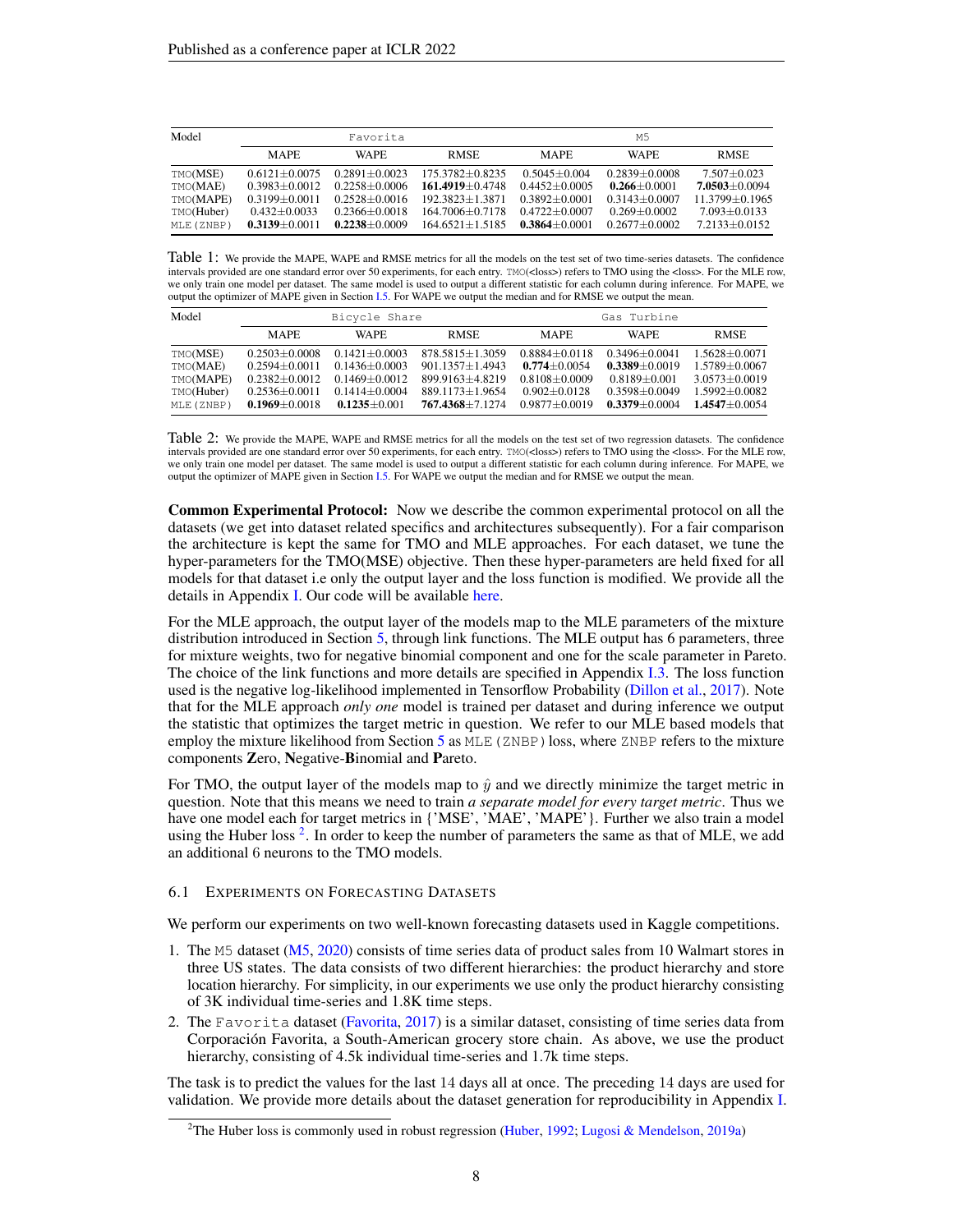| Model | Favorita | | | M5 | | |
|---|---|---|---|---|---|---|
| | MAPE | WAPE | RMSE | MAPE | WAPE | RMSE |
| TMO(MSE) | 0.6121±0.0075 | 0.2891±0.0023 | 175.3782±0.8235 | 0.5045±0.004 | 0.2839±0.0008 | 7.507±0.023 |
| TMO(MAE) | 0.3983±0.0012 | 0.2258±0.0006 | **161.4919**±0.4748 | 0.4452±0.0005 | **0.266**±0.0001 | **7.0503**±0.0094 |
| TMO(MAPE) | 0.3199±0.0011 | 0.2528±0.0016 | 192.3823±1.3871 | 0.3892±0.0001 | 0.3143±0.0007 | 11.3799±0.1965 |
| TMO(Huber) | 0.432±0.0033 | 0.2366±0.0018 | 164.7006±0.7178 | 0.4722±0.0007 | 0.269±0.0002 | 7.093±0.0133 |
| MLE (ZNBP) | **0.3139**±0.0011 | **0.2238**±0.0009 | 164.6521±1.5185 | **0.3864**±0.0001 | 0.2677±0.0002 | 7.2133±0.0152 |

Table 1: We provide the MAPE, WAPE and RMSE metrics for all the models on the test set of two time-series datasets. The confidence intervals provided are one standard error over 50 experiments, for each entry. TMO(<loss>) refers to TMO using the <loss>. For the MLE row, we only train one model per dataset. The same model is used to output a different statistic for each column during inference. For MAPE, we output the optimizer of MAPE given in Section I.5. For WAPE we output the median and for RMSE we output the mean.

| Model | Bicycle Share | | | Gas Turbine | | |
|---|---|---|---|---|---|---|
| | MAPE | WAPE | RMSE | MAPE | WAPE | RMSE |
| TMO(MSE) | 0.2503±0.0008 | 0.1421±0.0003 | 878.5815±1.3059 | 0.8884±0.0118 | 0.3496±0.0041 | 1.5628±0.0071 |
| TMO(MAE) | 0.2594±0.0011 | 0.1436±0.0003 | 901.1357±1.4943 | **0.774**±0.0054 | **0.3389**±0.0019 | 1.5789±0.0067 |
| TMO(MAPE) | 0.2382±0.0012 | 0.1469±0.0012 | 899.9163±4.8219 | 0.8108±0.0009 | 0.8189±0.001 | 3.0573±0.0019 |
| TMO(Huber) | 0.2536±0.0011 | 0.1414±0.0004 | 889.1173±1.9654 | 0.902±0.0128 | 0.3598±0.0049 | 1.5992±0.0082 |
| MLE (ZNBP) | **0.1969**±0.0018 | **0.1235**±0.001 | **767.4368**±7.1274 | 0.9877±0.0019 | **0.3379**±0.0004 | **1.4547**±0.0054 |

Table 2: We provide the MAPE, WAPE and RMSE metrics for all the models on the test set of two regression datasets. The confidence intervals provided are one standard error over 50 experiments, for each entry. TMO(<loss>) refers to TMO using the <loss>. For the MLE row, we only train one model per dataset. The same model is used to output a different statistic for each column during inference. For MAPE, we output the optimizer of MAPE given in Section I.5. For WAPE we output the median and for RMSE we output the mean.

**Common Experimental Protocol:** Now we describe the common experimental protocol on all the datasets (we get into dataset related specifics and architectures subsequently). For a fair comparison the architecture is kept the same for TMO and MLE approaches. For each dataset, we tune the hyper-parameters for the TMO(MSE) objective. Then these hyper-parameters are held fixed for all models for that dataset i.e only the output layer and the loss function is modified. We provide all the details in Appendix I. Our code will be available here.

For the MLE approach, the output layer of the models map to the MLE parameters of the mixture distribution introduced in Section 5, through link functions. The MLE output has 6 parameters, three for mixture weights, two for negative binomial component and one for the scale parameter in Pareto. The choice of the link functions and more details are specified in Appendix I.3. The loss function used is the negative log-likelihood implemented in Tensorflow Probability (Dillon et al., 2017). Note that for the MLE approach *only one* model is trained per dataset and during inference we output the statistic that optimizes the target metric in question. We refer to our MLE based models that employ the mixture likelihood from Section 5 as MLE (ZNBP) loss, where ZNBP refers to the mixture components **Z**ero, **N**egative-**B**inomial and **P**areto.

For TMO, the output layer of the models map to $\hat{y}$ and we directly minimize the target metric in question. Note that this means we need to train *a separate model for every target metric*. Thus we have one model each for target metrics in {'MSE', 'MAE', 'MAPE'}. Further we also train a model using the Huber loss [2]. In order to keep the number of parameters the same as that of MLE, we add an additional 6 neurons to the TMO models.

### 6.1 Experiments on Forecasting Datasets

We perform our experiments on two well-known forecasting datasets used in Kaggle competitions.

1. The M5 dataset (M5, 2020) consists of time series data of product sales from 10 Walmart stores in three US states. The data consists of two different hierarchies: the product hierarchy and store location hierarchy. For simplicity, in our experiments we use only the product hierarchy consisting of 3K individual time-series and 1.8K time steps.
2. The Favorita dataset (Favorita, 2017) is a similar dataset, consisting of time series data from Corporación Favorita, a South-American grocery store chain. As above, we use the product hierarchy, consisting of 4.5k individual time-series and 1.7k time steps.

The task is to predict the values for the last 14 days all at once. The preceding 14 days are used for validation. We provide more details about the dataset generation for reproducibility in Appendix I.

[2] The Huber loss is commonly used in robust regression (Huber, 1992; Lugosi & Mendelson, 2019a)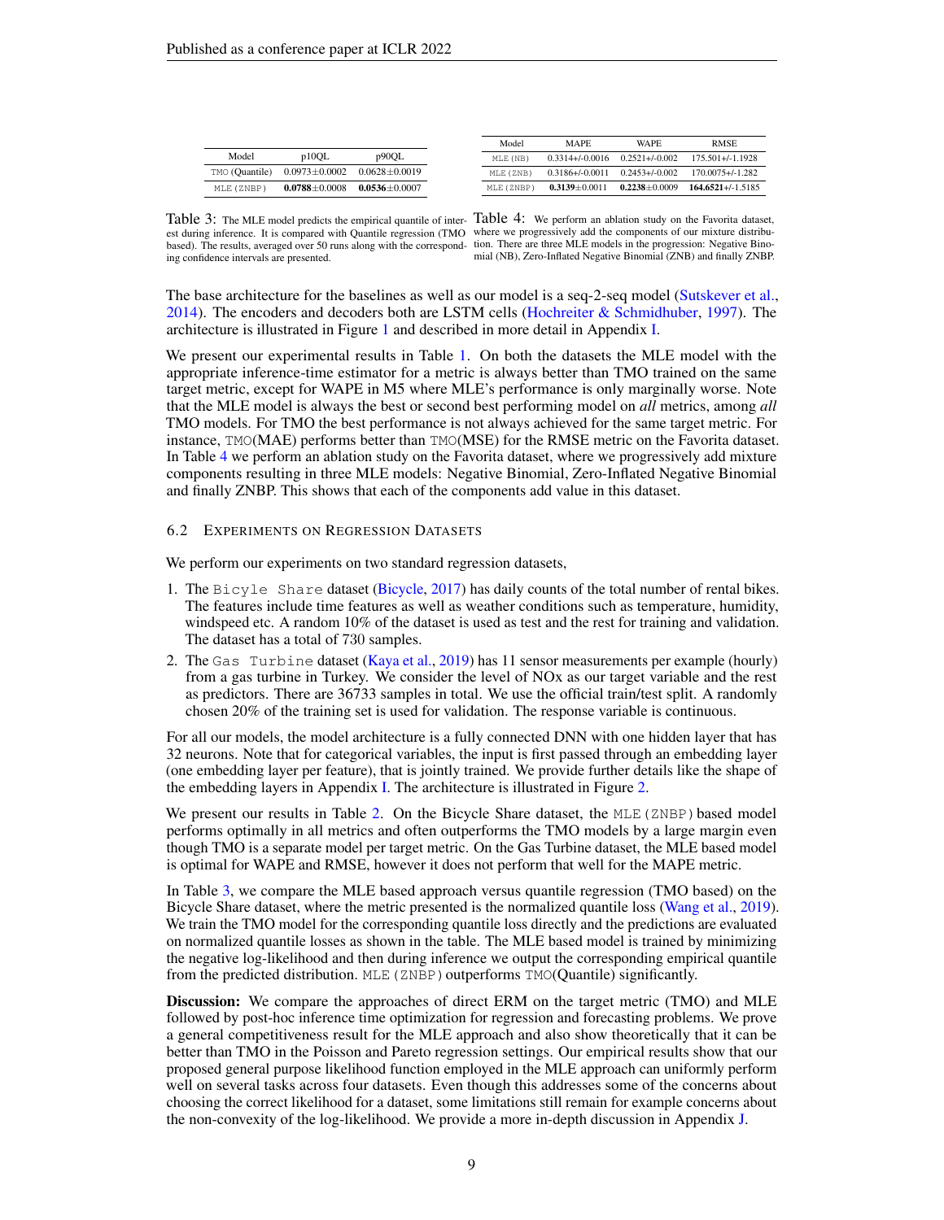| Model | p10QL | p90QL |
|---|---|---|
| TMO (Quantile) | 0.0973±0.0002 | 0.0628±0.0019 |
| MLE (ZNBP) | **0.0788**±0.0008 | **0.0536**±0.0007 |

Table 3: The MLE model predicts the empirical quantile of interest during inference. It is compared with Quantile regression (TMO based). The results, averaged over 50 runs along with the corresponding confidence intervals are presented.

| Model | MAPE | WAPE | RMSE |
|---|---|---|---|
| MLE (NB) | 0.3314+/-0.0016 | 0.2521+/-0.002 | 175.501+/-1.1928 |
| MLE (ZNB) | 0.3186+/-0.0011 | 0.2453+/-0.002 | 170.0075+/-1.282 |
| MLE (ZNBP) | **0.3139**±0.0011 | **0.2238**±0.0009 | **164.6521**+/-1.5185 |

Table 4: We perform an ablation study on the Favorita dataset, where we progressively add the components of our mixture distribution. There are three MLE models in the progression: Negative Binomial (NB), Zero-Inflated Negative Binomial (ZNB) and finally ZNBP.

The base architecture for the baselines as well as our model is a seq-2-seq model (Sutskever et al., 2014). The encoders and decoders both are LSTM cells (Hochreiter & Schmidhuber, 1997). The architecture is illustrated in Figure 1 and described in more detail in Appendix I.

We present our experimental results in Table 1. On both the datasets the MLE model with the appropriate inference-time estimator for a metric is always better than TMO trained on the same target metric, except for WAPE in M5 where MLE's performance is only marginally worse. Note that the MLE model is always the best or second best performing model on *all* metrics, among *all* TMO models. For TMO the best performance is not always achieved for the same target metric. For instance, TMO(MAE) performs better than TMO(MSE) for the RMSE metric on the Favorita dataset. In Table 4 we perform an ablation study on the Favorita dataset, where we progressively add mixture components resulting in three MLE models: Negative Binomial, Zero-Inflated Negative Binomial and finally ZNBP. This shows that each of the components add value in this dataset.

### 6.2 Experiments on Regression Datasets

We perform our experiments on two standard regression datasets,

1. The Bicyle Share dataset (Bicycle, 2017) has daily counts of the total number of rental bikes. The features include time features as well as weather conditions such as temperature, humidity, windspeed etc. A random 10% of the dataset is used as test and the rest for training and validation. The dataset has a total of 730 samples.
2. The Gas Turbine dataset (Kaya et al., 2019) has 11 sensor measurements per example (hourly) from a gas turbine in Turkey. We consider the level of NOx as our target variable and the rest as predictors. There are 36733 samples in total. We use the official train/test split. A randomly chosen 20% of the training set is used for validation. The response variable is continuous.

For all our models, the model architecture is a fully connected DNN with one hidden layer that has 32 neurons. Note that for categorical variables, the input is first passed through an embedding layer (one embedding layer per feature), that is jointly trained. We provide further details like the shape of the embedding layers in Appendix I. The architecture is illustrated in Figure 2.

We present our results in Table 2. On the Bicycle Share dataset, the MLE (ZNBP) based model performs optimally in all metrics and often outperforms the TMO models by a large margin even though TMO is a separate model per target metric. On the Gas Turbine dataset, the MLE based model is optimal for WAPE and RMSE, however it does not perform that well for the MAPE metric.

In Table 3, we compare the MLE based approach versus quantile regression (TMO based) on the Bicycle Share dataset, where the metric presented is the normalized quantile loss (Wang et al., 2019). We train the TMO model for the corresponding quantile loss directly and the predictions are evaluated on normalized quantile losses as shown in the table. The MLE based model is trained by minimizing the negative log-likelihood and then during inference we output the corresponding empirical quantile from the predicted distribution. MLE (ZNBP) outperforms TMO(Quantile) significantly.

**Discussion:** We compare the approaches of direct ERM on the target metric (TMO) and MLE followed by post-hoc inference time optimization for regression and forecasting problems. We prove a general competitiveness result for the MLE approach and also show theoretically that it can be better than TMO in the Poisson and Pareto regression settings. Our empirical results show that our proposed general purpose likelihood function employed in the MLE approach can uniformly perform well on several tasks across four datasets. Even though this addresses some of the concerns about choosing the correct likelihood for a dataset, some limitations still remain for example concerns about the non-convexity of the log-likelihood. We provide a more in-depth discussion in Appendix J.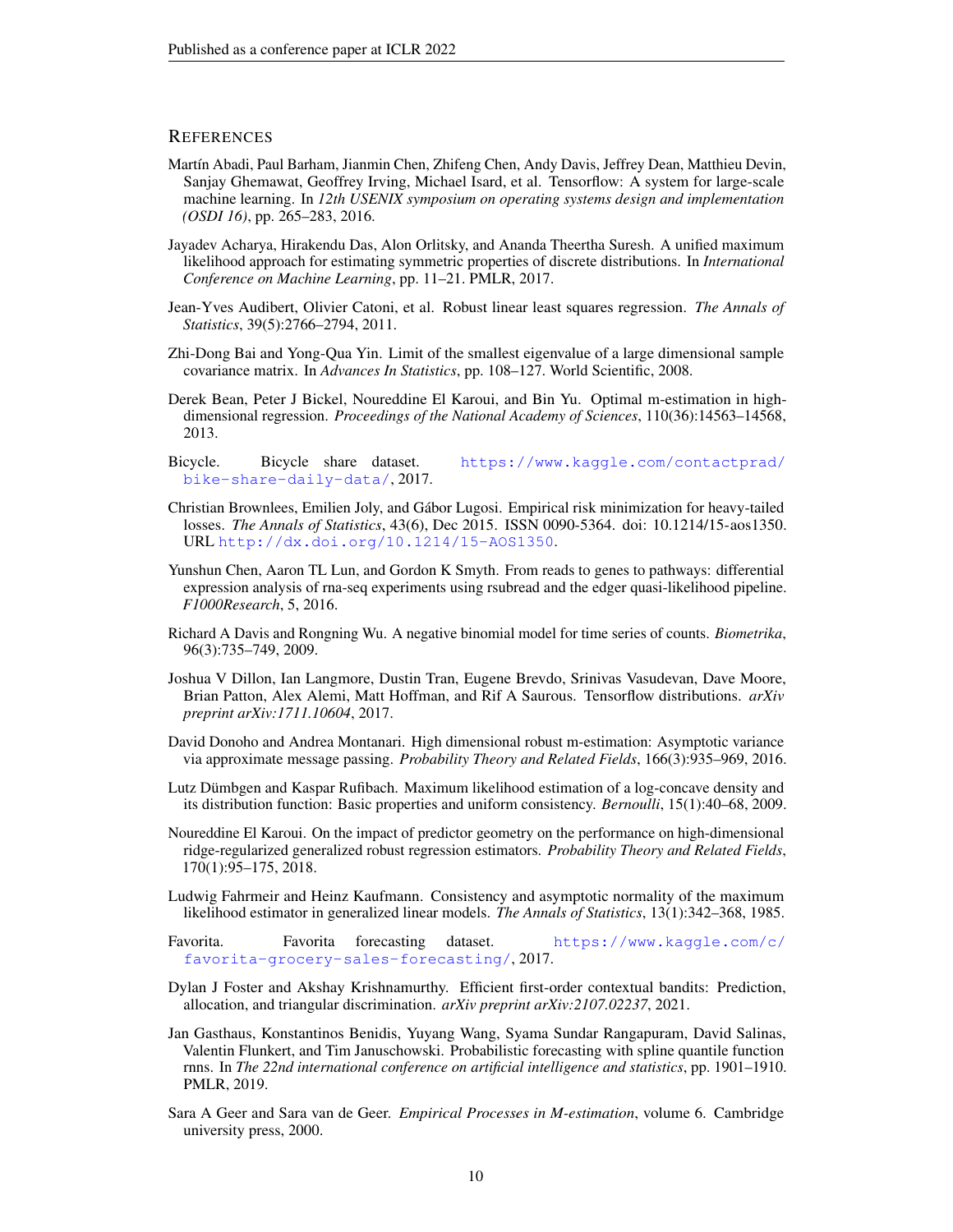## References

Martín Abadi, Paul Barham, Jianmin Chen, Zhifeng Chen, Andy Davis, Jeffrey Dean, Matthieu Devin, Sanjay Ghemawat, Geoffrey Irving, Michael Isard, et al. Tensorflow: A system for large-scale machine learning. In *12th USENIX symposium on operating systems design and implementation (OSDI 16)*, pp. 265–283, 2016.

Jayadev Acharya, Hirakendu Das, Alon Orlitsky, and Ananda Theertha Suresh. A unified maximum likelihood approach for estimating symmetric properties of discrete distributions. In *International Conference on Machine Learning*, pp. 11–21. PMLR, 2017.

Jean-Yves Audibert, Olivier Catoni, et al. Robust linear least squares regression. *The Annals of Statistics*, 39(5):2766–2794, 2011.

Zhi-Dong Bai and Yong-Qua Yin. Limit of the smallest eigenvalue of a large dimensional sample covariance matrix. In *Advances In Statistics*, pp. 108–127. World Scientific, 2008.

Derek Bean, Peter J Bickel, Noureddine El Karoui, and Bin Yu. Optimal m-estimation in high-dimensional regression. *Proceedings of the National Academy of Sciences*, 110(36):14563–14568, 2013.

Bicycle. Bicycle share dataset. https://www.kaggle.com/contactprad/bike-share-daily-data/, 2017.

Christian Brownlees, Emilien Joly, and Gábor Lugosi. Empirical risk minimization for heavy-tailed losses. *The Annals of Statistics*, 43(6), Dec 2015. ISSN 0090-5364. doi: 10.1214/15-aos1350. URL http://dx.doi.org/10.1214/15-AOS1350.

Yunshun Chen, Aaron TL Lun, and Gordon K Smyth. From reads to genes to pathways: differential expression analysis of rna-seq experiments using rsubread and the edger quasi-likelihood pipeline. *F1000Research*, 5, 2016.

Richard A Davis and Rongning Wu. A negative binomial model for time series of counts. *Biometrika*, 96(3):735–749, 2009.

Joshua V Dillon, Ian Langmore, Dustin Tran, Eugene Brevdo, Srinivas Vasudevan, Dave Moore, Brian Patton, Alex Alemi, Matt Hoffman, and Rif A Saurous. Tensorflow distributions. *arXiv preprint arXiv:1711.10604*, 2017.

David Donoho and Andrea Montanari. High dimensional robust m-estimation: Asymptotic variance via approximate message passing. *Probability Theory and Related Fields*, 166(3):935–969, 2016.

Lutz Dümbgen and Kaspar Rufibach. Maximum likelihood estimation of a log-concave density and its distribution function: Basic properties and uniform consistency. *Bernoulli*, 15(1):40–68, 2009.

Noureddine El Karoui. On the impact of predictor geometry on the performance on high-dimensional ridge-regularized generalized robust regression estimators. *Probability Theory and Related Fields*, 170(1):95–175, 2018.

Ludwig Fahrmeir and Heinz Kaufmann. Consistency and asymptotic normality of the maximum likelihood estimator in generalized linear models. *The Annals of Statistics*, 13(1):342–368, 1985.

Favorita. Favorita forecasting dataset. https://www.kaggle.com/c/favorita-grocery-sales-forecasting/, 2017.

Dylan J Foster and Akshay Krishnamurthy. Efficient first-order contextual bandits: Prediction, allocation, and triangular discrimination. *arXiv preprint arXiv:2107.02237*, 2021.

Jan Gasthaus, Konstantinos Benidis, Yuyang Wang, Syama Sundar Rangapuram, David Salinas, Valentin Flunkert, and Tim Januschowski. Probabilistic forecasting with spline quantile function rnns. In *The 22nd international conference on artificial intelligence and statistics*, pp. 1901–1910. PMLR, 2019.

Sara A Geer and Sara van de Geer. *Empirical Processes in M-estimation*, volume 6. Cambridge university press, 2000.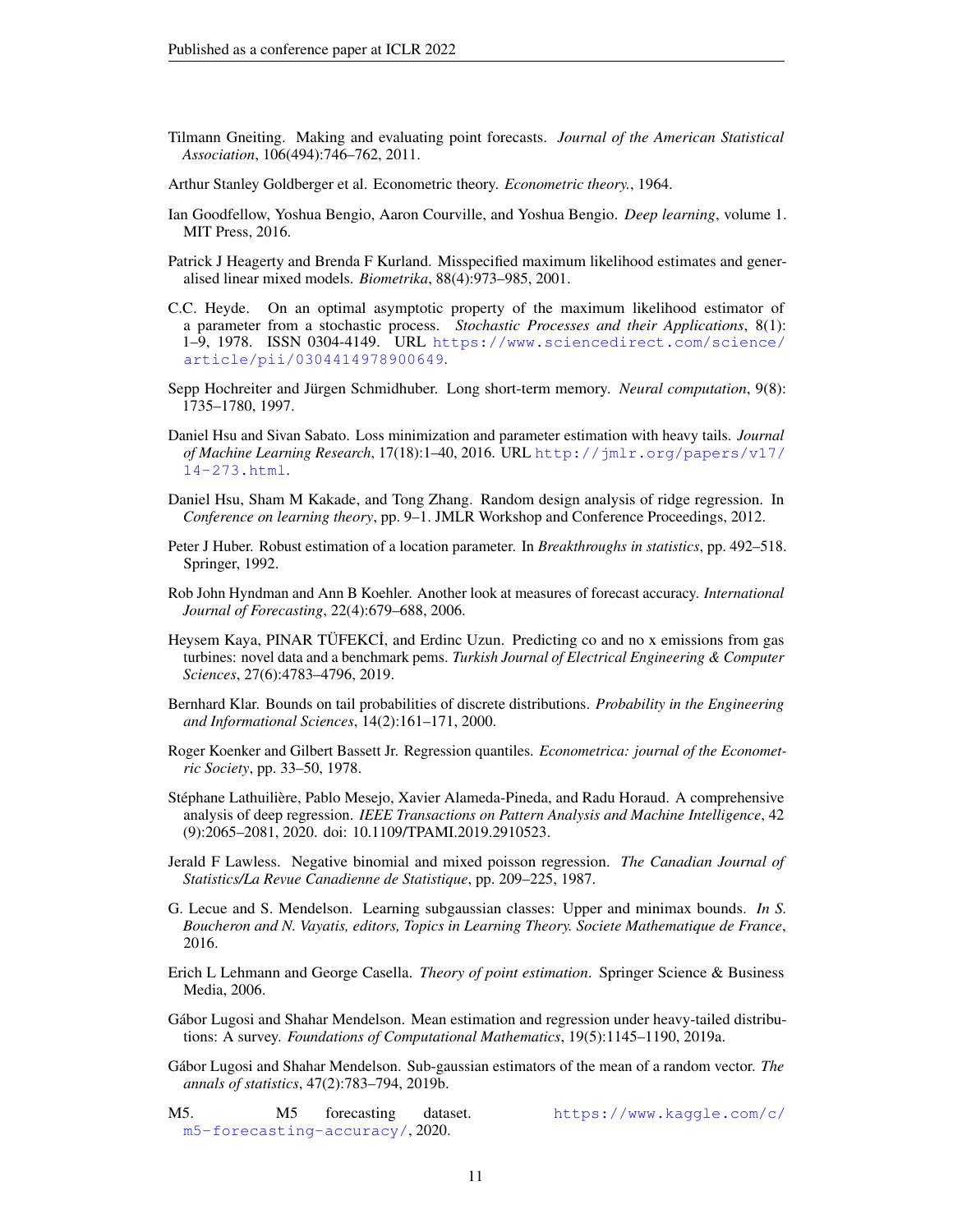Tilmann Gneiting. Making and evaluating point forecasts. *Journal of the American Statistical Association*, 106(494):746–762, 2011.

Arthur Stanley Goldberger et al. Econometric theory. *Econometric theory.*, 1964.

Ian Goodfellow, Yoshua Bengio, Aaron Courville, and Yoshua Bengio. *Deep learning*, volume 1. MIT Press, 2016.

Patrick J Heagerty and Brenda F Kurland. Misspecified maximum likelihood estimates and generalised linear mixed models. *Biometrika*, 88(4):973–985, 2001.

C.C. Heyde. On an optimal asymptotic property of the maximum likelihood estimator of a parameter from a stochastic process. *Stochastic Processes and their Applications*, 8(1): 1–9, 1978. ISSN 0304-4149. URL https://www.sciencedirect.com/science/article/pii/0304414978900649.

Sepp Hochreiter and Jürgen Schmidhuber. Long short-term memory. *Neural computation*, 9(8): 1735–1780, 1997.

Daniel Hsu and Sivan Sabato. Loss minimization and parameter estimation with heavy tails. *Journal of Machine Learning Research*, 17(18):1–40, 2016. URL http://jmlr.org/papers/v17/14-273.html.

Daniel Hsu, Sham M Kakade, and Tong Zhang. Random design analysis of ridge regression. In *Conference on learning theory*, pp. 9–1. JMLR Workshop and Conference Proceedings, 2012.

Peter J Huber. Robust estimation of a location parameter. In *Breakthroughs in statistics*, pp. 492–518. Springer, 1992.

Rob John Hyndman and Anne B Koehler. Another look at measures of forecast accuracy. *International Journal of Forecasting*, 22(4):679–688, 2006.

Heysem Kaya, PINAR TÜFEKCİ, and Erdinc Uzun. Predicting co and no x emissions from gas turbines: novel data and a benchmark pems. *Turkish Journal of Electrical Engineering & Computer Sciences*, 27(6):4783–4796, 2019.

Bernhard Klar. Bounds on tail probabilities of discrete distributions. *Probability in the Engineering and Informational Sciences*, 14(2):161–171, 2000.

Roger Koenker and Gilbert Bassett Jr. Regression quantiles. *Econometrica: journal of the Econometric Society*, pp. 33–50, 1978.

Stéphane Lathuilière, Pablo Mesejo, Xavier Alameda-Pineda, and Radu Horaud. A comprehensive analysis of deep regression. *IEEE Transactions on Pattern Analysis and Machine Intelligence*, 42 (9):2065–2081, 2020. doi: 10.1109/TPAMI.2019.2910523.

Jerald F Lawless. Negative binomial and mixed poisson regression. *The Canadian Journal of Statistics/La Revue Canadienne de Statistique*, pp. 209–225, 1987.

G. Lecue and S. Mendelson. Learning subgaussian classes: Upper and minimax bounds. *In S. Boucheron and N. Vayatis, editors, Topics in Learning Theory. Societe Mathematique de France*, 2016.

Erich L Lehmann and George Casella. *Theory of point estimation*. Springer Science & Business Media, 2006.

Gábor Lugosi and Shahar Mendelson. Mean estimation and regression under heavy-tailed distributions: A survey. *Foundations of Computational Mathematics*, 19(5):1145–1190, 2019a.

Gábor Lugosi and Shahar Mendelson. Sub-gaussian estimators of the mean of a random vector. *The annals of statistics*, 47(2):783–794, 2019b.

M5. M5 forecasting dataset. https://www.kaggle.com/c/m5-forecasting-accuracy/, 2020.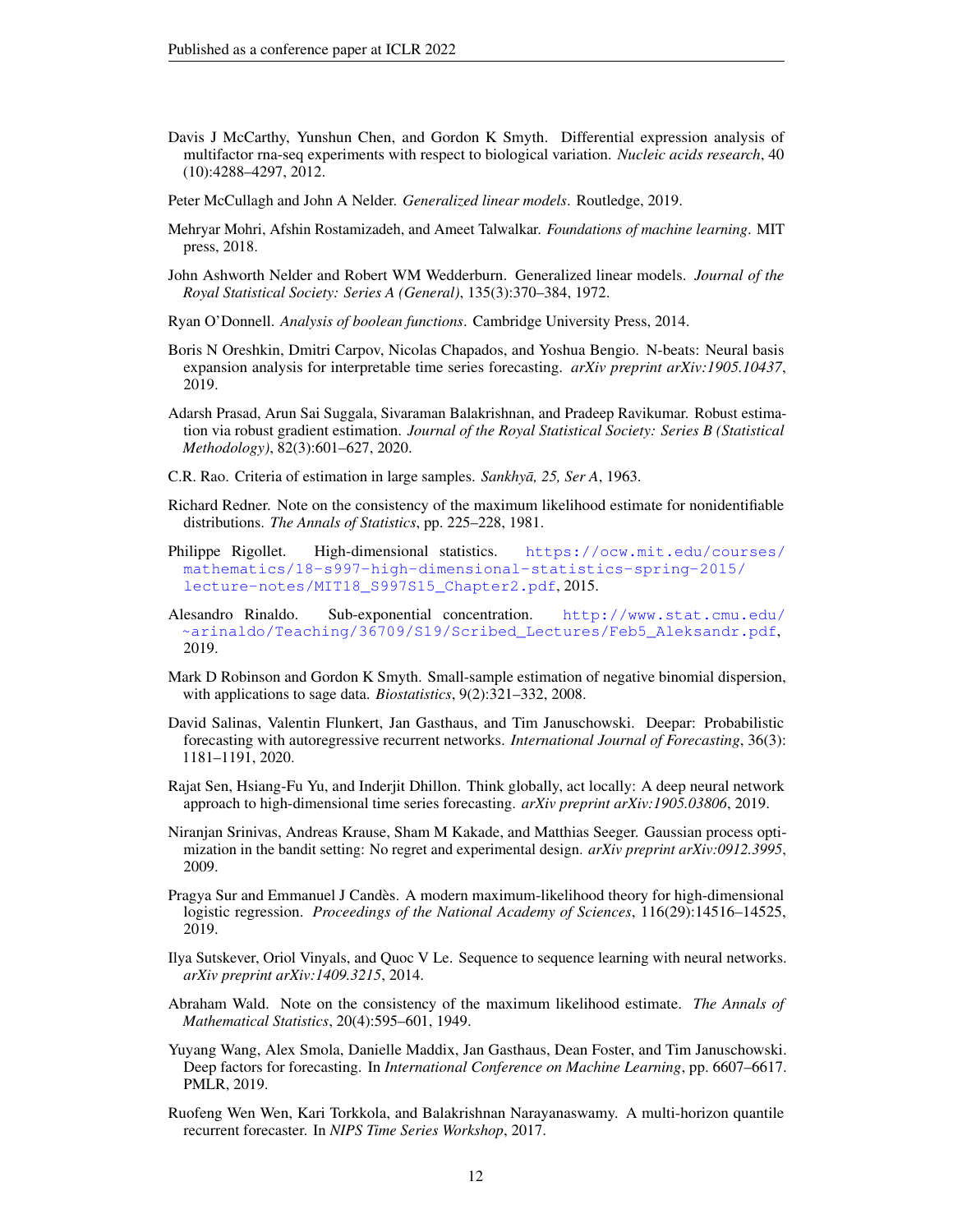Davis J McCarthy, Yunshun Chen, and Gordon K Smyth. Differential expression analysis of multifactor rna-seq experiments with respect to biological variation. *Nucleic acids research*, 40 (10):4288–4297, 2012.

Peter McCullagh and John A Nelder. *Generalized linear models*. Routledge, 2019.

Mehryar Mohri, Afshin Rostamizadeh, and Ameet Talwalkar. *Foundations of machine learning*. MIT press, 2018.

John Ashworth Nelder and Robert WM Wedderburn. Generalized linear models. *Journal of the Royal Statistical Society: Series A (General)*, 135(3):370–384, 1972.

Ryan O'Donnell. *Analysis of boolean functions*. Cambridge University Press, 2014.

Boris N Oreshkin, Dmitri Carpov, Nicolas Chapados, and Yoshua Bengio. N-beats: Neural basis expansion analysis for interpretable time series forecasting. *arXiv preprint arXiv:1905.10437*, 2019.

Adarsh Prasad, Arun Sai Suggala, Sivaraman Balakrishnan, and Pradeep Ravikumar. Robust estimation via robust gradient estimation. *Journal of the Royal Statistical Society: Series B (Statistical Methodology)*, 82(3):601–627, 2020.

C.R. Rao. Criteria of estimation in large samples. *Sankhyā, 25, Ser A*, 1963.

Richard Redner. Note on the consistency of the maximum likelihood estimate for nonidentifiable distributions. *The Annals of Statistics*, pp. 225–228, 1981.

Philippe Rigollet. High-dimensional statistics. https://ocw.mit.edu/courses/mathematics/18-s997-high-dimensional-statistics-spring-2015/lecture-notes/MIT18_S997S15_Chapter2.pdf, 2015.

Alesandro Rinaldo. Sub-exponential concentration. http://www.stat.cmu.edu/~arinaldo/Teaching/36709/S19/Scribed_Lectures/Feb5_Aleksandr.pdf, 2019.

Mark D Robinson and Gordon K Smyth. Small-sample estimation of negative binomial dispersion, with applications to sage data. *Biostatistics*, 9(2):321–332, 2008.

David Salinas, Valentin Flunkert, Jan Gasthaus, and Tim Januschowski. Deepar: Probabilistic forecasting with autoregressive recurrent networks. *International Journal of Forecasting*, 36(3): 1181–1191, 2020.

Rajat Sen, Hsiang-Fu Yu, and Inderjit Dhillon. Think globally, act locally: A deep neural network approach to high-dimensional time series forecasting. *arXiv preprint arXiv:1905.03806*, 2019.

Niranjan Srinivas, Andreas Krause, Sham M Kakade, and Matthias Seeger. Gaussian process optimization in the bandit setting: No regret and experimental design. *arXiv preprint arXiv:0912.3995*, 2009.

Pragya Sur and Emmanuel J Candès. A modern maximum-likelihood theory for high-dimensional logistic regression. *Proceedings of the National Academy of Sciences*, 116(29):14516–14525, 2019.

Ilya Sutskever, Oriol Vinyals, and Quoc V Le. Sequence to sequence learning with neural networks. *arXiv preprint arXiv:1409.3215*, 2014.

Abraham Wald. Note on the consistency of the maximum likelihood estimate. *The Annals of Mathematical Statistics*, 20(4):595–601, 1949.

Yuyang Wang, Alex Smola, Danielle Maddix, Jan Gasthaus, Dean Foster, and Tim Januschowski. Deep factors for forecasting. In *International Conference on Machine Learning*, pp. 6607–6617. PMLR, 2019.

Ruofeng Wen Wen, Kari Torkkola, and Balakrishnan Narayanaswamy. A multi-horizon quantile recurrent forecaster. In *NIPS Time Series Workshop*, 2017.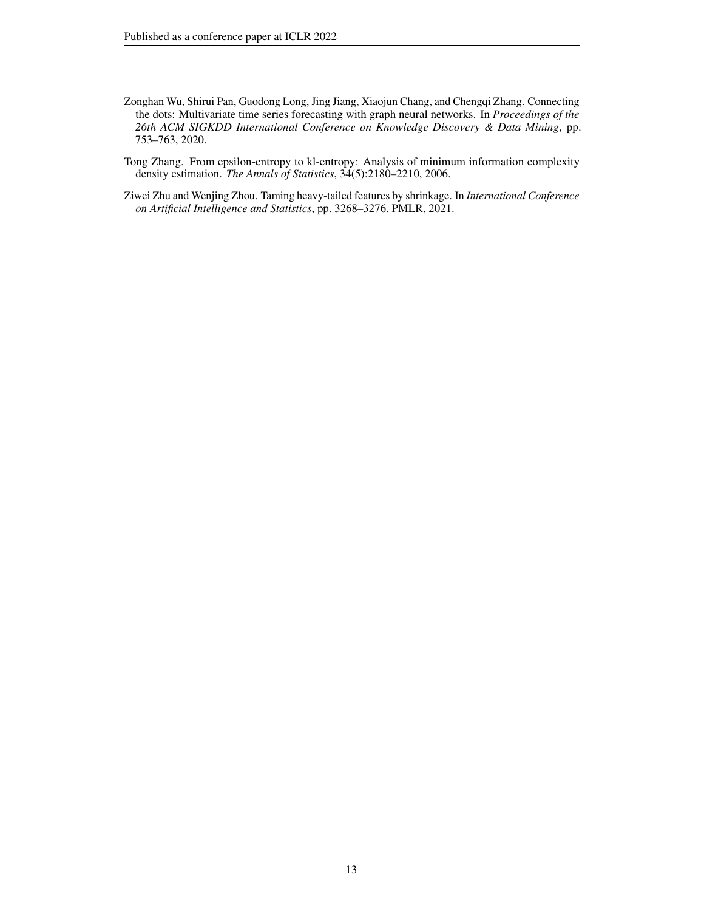Zonghan Wu, Shirui Pan, Guodong Long, Jing Jiang, Xiaojun Chang, and Chengqi Zhang. Connecting the dots: Multivariate time series forecasting with graph neural networks. In *Proceedings of the 26th ACM SIGKDD International Conference on Knowledge Discovery & Data Mining*, pp. 753–763, 2020.

Tong Zhang. From epsilon-entropy to kl-entropy: Analysis of minimum information complexity density estimation. *The Annals of Statistics*, 34(5):2180–2210, 2006.

Ziwei Zhu and Wenjing Zhou. Taming heavy-tailed features by shrinkage. In *International Conference on Artificial Intelligence and Statistics*, pp. 3268–3276. PMLR, 2021.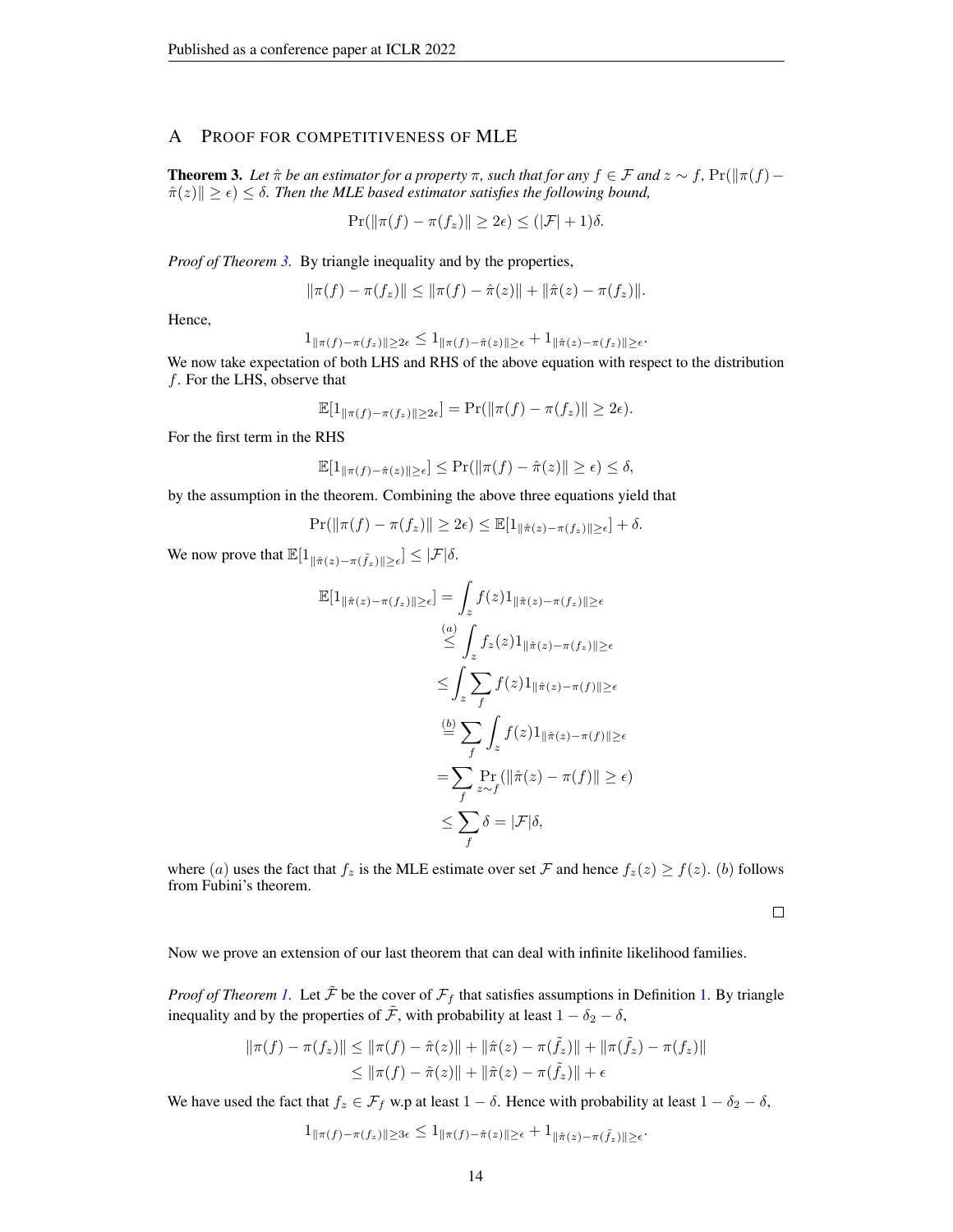# A Proof for competitiveness of MLE

**Theorem 3.** *Let $\hat{\pi}$ be an estimator for a property $\pi$, such that for any $f \in \mathcal{F}$ and $z \sim f$, $\Pr(\|\pi(f) - \hat{\pi}(z)\| \geq \epsilon) \leq \delta$. Then the MLE based estimator satisfies the following bound,*

$$\Pr(\|\pi(f) - \pi(f_z)\| \geq 2\epsilon) \leq (|\mathcal{F}| + 1)\delta.$$

*Proof of Theorem 3.* By triangle inequality and by the properties,

$$\|\pi(f) - \pi(f_z)\| \leq \|\pi(f) - \hat{\pi}(z)\| + \|\hat{\pi}(z) - \pi(f_z)\|.$$

Hence,

$$1_{\|\pi(f)-\pi(f_z)\|\geq 2\epsilon} \leq 1_{\|\pi(f)-\hat{\pi}(z)\|\geq \epsilon} + 1_{\|\hat{\pi}(z)-\pi(f_z)\|\geq \epsilon}.$$

We now take expectation of both LHS and RHS of the above equation with respect to the distribution $f$. For the LHS, observe that

$$\mathbb{E}[1_{\|\pi(f)-\pi(f_z)\|\geq 2\epsilon}] = \Pr(\|\pi(f) - \pi(f_z)\| \geq 2\epsilon).$$

For the first term in the RHS

$$\mathbb{E}[1_{\|\pi(f)-\hat{\pi}(z)\|\geq \epsilon}] \leq \Pr(\|\pi(f) - \hat{\pi}(z)\| \geq \epsilon) \leq \delta,$$

by the assumption in the theorem. Combining the above three equations yield that

$$\Pr(\|\pi(f) - \pi(f_z)\| \geq 2\epsilon) \leq \mathbb{E}[1_{\|\hat{\pi}(z)-\pi(f_z)\|\geq \epsilon}] + \delta.$$

We now prove that $\mathbb{E}[1_{\|\hat{\pi}(z)-\pi(\tilde{f}_z)\|\geq \epsilon}] \leq |\mathcal{F}|\delta$.

$$\begin{aligned}
\mathbb{E}[1_{\|\hat{\pi}(z)-\pi(f_z)\|\geq \epsilon}] &= \int_z f(z) 1_{\|\hat{\pi}(z)-\pi(f_z)\|\geq \epsilon} \\
&\overset{(a)}{\leq} \int_z f_z(z) 1_{\|\hat{\pi}(z)-\pi(f_z)\|\geq \epsilon} \\
&\leq \int_z \sum_f f(z) 1_{\|\hat{\pi}(z)-\pi(f)\|\geq \epsilon} \\
&\overset{(b)}{=} \sum_f \int_z f(z) 1_{\|\hat{\pi}(z)-\pi(f)\|\geq \epsilon} \\
&= \sum_f \Pr_{z\sim f}(\|\hat{\pi}(z) - \pi(f)\| \geq \epsilon) \\
&\leq \sum_f \delta = |\mathcal{F}|\delta,
\end{aligned}$$

where $(a)$ uses the fact that $f_z$ is the MLE estimate over set $\mathcal{F}$ and hence $f_z(z) \geq f(z)$. $(b)$ follows from Fubini's theorem.

∎

Now we prove an extension of our last theorem that can deal with infinite likelihood families.

*Proof of Theorem 1.* Let $\tilde{\mathcal{F}}$ be the cover of $\mathcal{F}_f$ that satisfies assumptions in Definition 1. By triangle inequality and by the properties of $\tilde{\mathcal{F}}$, with probability at least $1 - \delta_2 - \delta$,

$$\begin{aligned}
\|\pi(f) - \pi(f_z)\| &\leq \|\pi(f) - \hat{\pi}(z)\| + \|\hat{\pi}(z) - \pi(\tilde{f}_z)\| + \|\pi(\tilde{f}_z) - \pi(f_z)\| \\
&\leq \|\pi(f) - \hat{\pi}(z)\| + \|\hat{\pi}(z) - \pi(\tilde{f}_z)\| + \epsilon
\end{aligned}$$

We have used the fact that $f_z \in \mathcal{F}_f$ w.p at least $1 - \delta$. Hence with probability at least $1 - \delta_2 - \delta$,

$$1_{\|\pi(f)-\pi(f_z)\|\geq 3\epsilon} \leq 1_{\|\pi(f)-\hat{\pi}(z)\|\geq \epsilon} + 1_{\|\hat{\pi}(z)-\pi(\tilde{f}_z)\|\geq \epsilon}.$$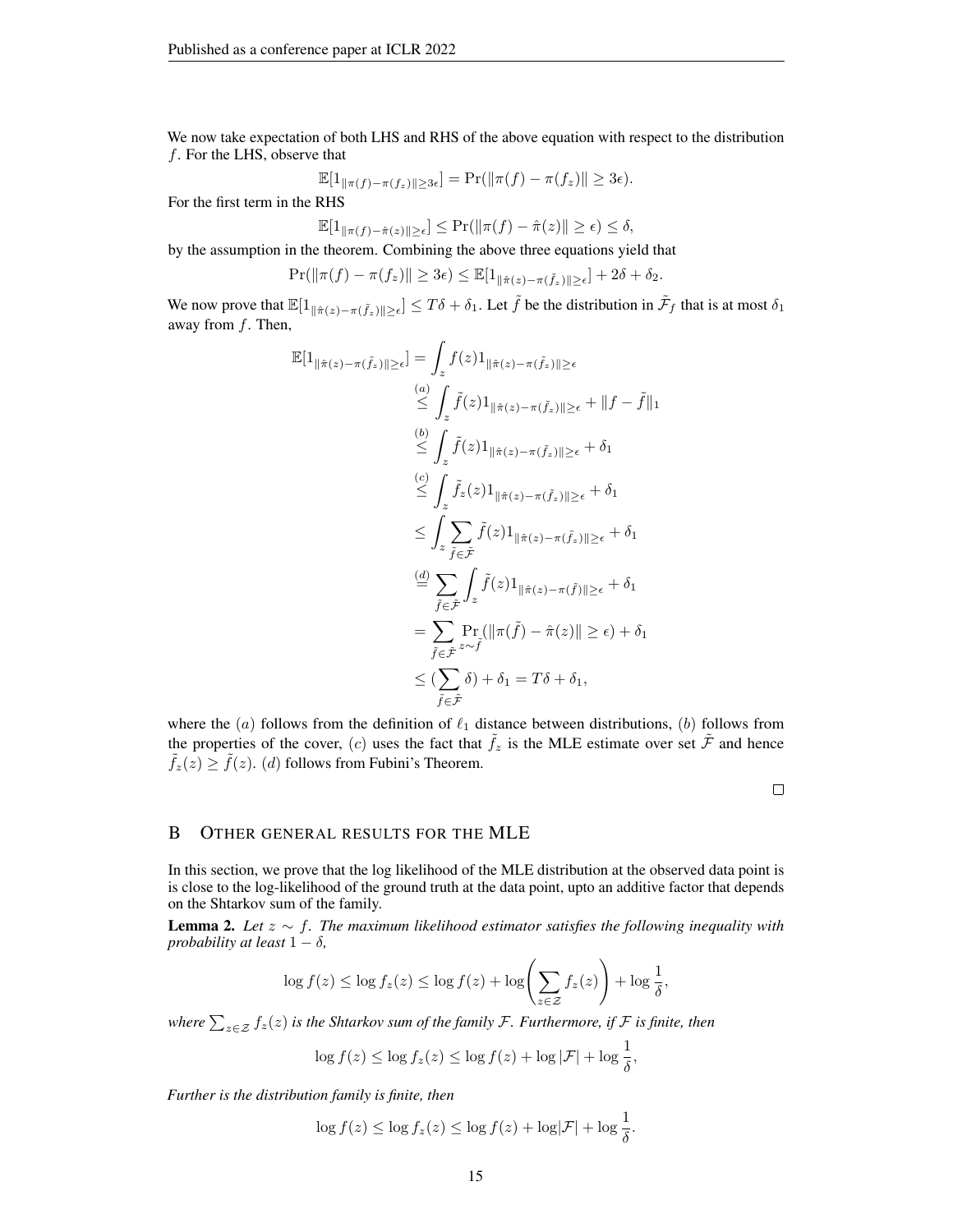We now take expectation of both LHS and RHS of the above equation with respect to the distribution $f$. For the LHS, observe that

$$\mathbb{E}[1_{\|\pi(f)-\pi(f_z)\|\geq 3\epsilon}] = \Pr(\|\pi(f) - \pi(f_z)\| \geq 3\epsilon).$$

For the first term in the RHS

$$\mathbb{E}[1_{\|\pi(f)-\hat{\pi}(z)\|\geq \epsilon}] \leq \Pr(\|\pi(f) - \hat{\pi}(z)\| \geq \epsilon) \leq \delta,$$

by the assumption in the theorem. Combining the above three equations yield that

$$\Pr(\|\pi(f) - \pi(f_z)\| \geq 3\epsilon) \leq \mathbb{E}[1_{\|\hat{\pi}(z)-\pi(\tilde{f}_z)\|\geq \epsilon}] + 2\delta + \delta_2.$$

We now prove that $\mathbb{E}[1_{\|\hat{\pi}(z)-\pi(\tilde{f}_z)\|\geq \epsilon}] \leq T\delta + \delta_1$. Let $\tilde{f}$ be the distribution in $\tilde{\mathcal{F}}_f$ that is at most $\delta_1$ away from $f$. Then,

$$\begin{aligned}
\mathbb{E}[1_{\|\hat{\pi}(z)-\pi(\tilde{f}_z)\|\geq \epsilon}] &= \int_z f(z) 1_{\|\hat{\pi}(z)-\pi(\tilde{f}_z)\|\geq \epsilon} \\
&\overset{(a)}{\leq} \int_z \tilde{f}(z) 1_{\|\hat{\pi}(z)-\pi(\tilde{f}_z)\|\geq \epsilon} + \|f - \tilde{f}\|_1 \\
&\overset{(b)}{\leq} \int_z \tilde{f}(z) 1_{\|\hat{\pi}(z)-\pi(\tilde{f}_z)\|\geq \epsilon} + \delta_1 \\
&\overset{(c)}{\leq} \int_z \tilde{f}_z(z) 1_{\|\hat{\pi}(z)-\pi(\tilde{f}_z)\|\geq \epsilon} + \delta_1 \\
&\leq \int_z \sum_{\tilde{f}\in\tilde{\mathcal{F}}} \tilde{f}(z) 1_{\|\hat{\pi}(z)-\pi(\tilde{f}_z)\|\geq \epsilon} + \delta_1 \\
&\overset{(d)}{=} \sum_{\tilde{f}\in\tilde{\mathcal{F}}} \int_z \tilde{f}(z) 1_{\|\hat{\pi}(z)-\pi(\tilde{f})\|\geq \epsilon} + \delta_1 \\
&= \sum_{\tilde{f}\in\tilde{\mathcal{F}}} \Pr_{z\sim\tilde{f}}(\|\pi(\tilde{f}) - \hat{\pi}(z)\| \geq \epsilon) + \delta_1 \\
&\leq (\sum_{\tilde{f}\in\tilde{\mathcal{F}}} \delta) + \delta_1 = T\delta + \delta_1,
\end{aligned}$$

where the $(a)$ follows from the definition of $\ell_1$ distance between distributions, $(b)$ follows from the properties of the cover, $(c)$ uses the fact that $\tilde{f}_z$ is the MLE estimate over set $\tilde{\mathcal{F}}$ and hence $\tilde{f}_z(z) \geq \tilde{f}(z)$. $(d)$ follows from Fubini's Theorem.

□

## B Other general results for the MLE

In this section, we prove that the log likelihood of the MLE distribution at the observed data point is is close to the log-likelihood of the ground truth at the data point, upto an additive factor that depends on the Shtarkov sum of the family.

**Lemma 2.** *Let $z \sim f$. The maximum likelihood estimator satisfies the following inequality with probability at least $1 - \delta$,*

$$\log f(z) \leq \log f_z(z) \leq \log f(z) + \log\left(\sum_{z\in\mathcal{Z}} f_z(z)\right) + \log\frac{1}{\delta},$$

*where $\sum_{z\in\mathcal{Z}} f_z(z)$ is the Shtarkov sum of the family $\mathcal{F}$. Furthermore, if $\mathcal{F}$ is finite, then*

$$\log f(z) \leq \log f_z(z) \leq \log f(z) + \log|\mathcal{F}| + \log\frac{1}{\delta},$$

*Further is the distribution family is finite, then*

$$\log f(z) \leq \log f_z(z) \leq \log f(z) + \log|\mathcal{F}| + \log\frac{1}{\delta}.$$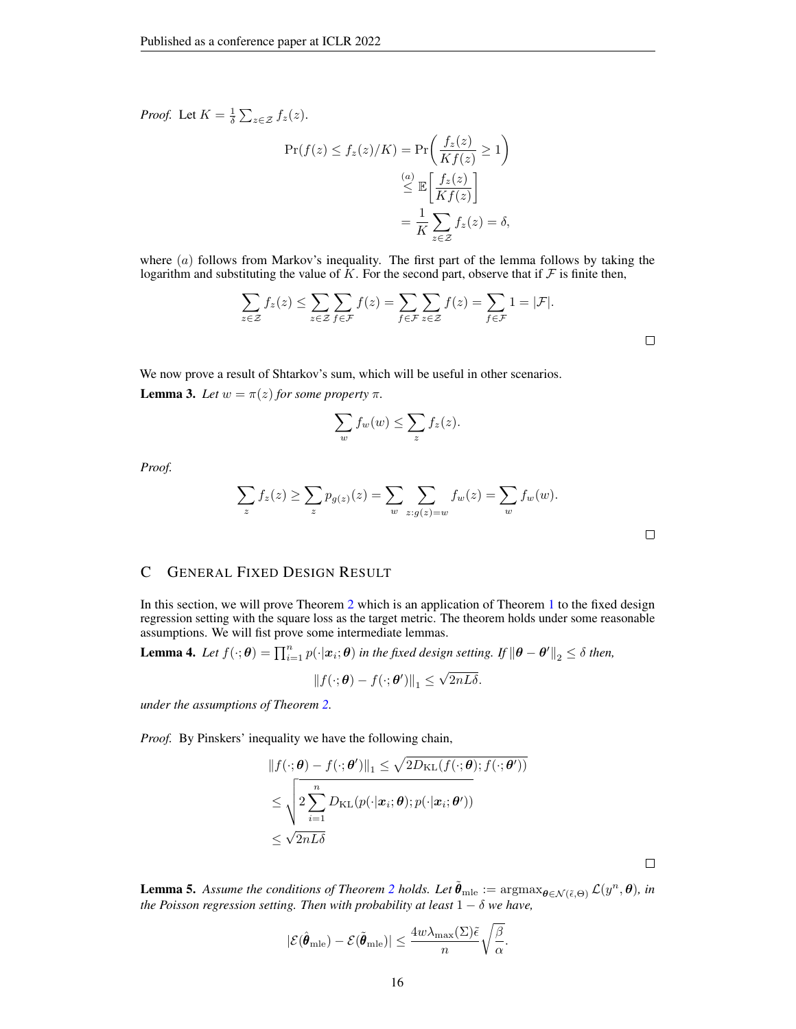*Proof.* Let $K = \frac{1}{\delta} \sum_{z \in \mathcal{Z}} f_z(z)$.

$$
\begin{aligned}
\Pr(f(z) \leq f_z(z)/K) &= \Pr\left(\frac{f_z(z)}{Kf(z)} \geq 1\right) \\
&\stackrel{(a)}{\leq} \mathbb{E}\left[\frac{f_z(z)}{Kf(z)}\right] \\
&= \frac{1}{K} \sum_{z \in \mathcal{Z}} f_z(z) = \delta,
\end{aligned}
$$

where $(a)$ follows from Markov's inequality. The first part of the lemma follows by taking the logarithm and substituting the value of $K$. For the second part, observe that if $\mathcal{F}$ is finite then,

$$
\sum_{z \in \mathcal{Z}} f_z(z) \leq \sum_{z \in \mathcal{Z}} \sum_{f \in \mathcal{F}} f(z) = \sum_{f \in \mathcal{F}} \sum_{z \in \mathcal{Z}} f(z) = \sum_{f \in \mathcal{F}} 1 = |\mathcal{F}|.
$$

□

We now prove a result of Shtarkov's sum, which will be useful in other scenarios.

**Lemma 3.** *Let $w = \pi(z)$ for some property $\pi$.*

$$
\sum_{w} f_w(w) \leq \sum_{z} f_z(z).
$$

*Proof.*

$$
\sum_{z} f_z(z) \geq \sum_{z} p_{g(z)}(z) = \sum_{w} \sum_{z: g(z) = w} f_w(z) = \sum_{w} f_w(w).
$$

□

## C General Fixed Design Result

In this section, we will prove Theorem 2 which is an application of Theorem 1 to the fixed design regression setting with the square loss as the target metric. The theorem holds under some reasonable assumptions. We will fist prove some intermediate lemmas.

**Lemma 4.** *Let $f(\cdot; \boldsymbol{\theta}) = \prod_{i=1}^{n} p(\cdot|\boldsymbol{x}_i; \boldsymbol{\theta})$ in the fixed design setting. If $\|\boldsymbol{\theta} - \boldsymbol{\theta}'\|_2 \leq \delta$ then,*

$$
\|f(\cdot; \boldsymbol{\theta}) - f(\cdot; \boldsymbol{\theta}')\|_1 \leq \sqrt{2nL\delta}.
$$

*under the assumptions of Theorem 2.*

*Proof.* By Pinskers' inequality we have the following chain,

$$
\begin{aligned}
&\|f(\cdot; \boldsymbol{\theta}) - f(\cdot; \boldsymbol{\theta}')\|_1 \leq \sqrt{2D_{\mathrm{KL}}(f(\cdot; \boldsymbol{\theta}); f(\cdot; \boldsymbol{\theta}'))} \\
&\leq \sqrt{2\sum_{i=1}^{n} D_{\mathrm{KL}}(p(\cdot|\boldsymbol{x}_i; \boldsymbol{\theta}); p(\cdot|\boldsymbol{x}_i; \boldsymbol{\theta}'))} \\
&\leq \sqrt{2nL\delta}
\end{aligned}
$$

□

**Lemma 5.** *Assume the conditions of Theorem 2 holds. Let $\tilde{\boldsymbol{\theta}}_{\mathrm{mle}} := \operatorname{argmax}_{\boldsymbol{\theta} \in \mathcal{N}(\tilde{\epsilon}, \Theta)} \mathcal{L}(y^n, \boldsymbol{\theta})$, in the Poisson regression setting. Then with probability at least $1 - \delta$ we have,*

$$
|\mathcal{E}(\hat{\boldsymbol{\theta}}_{\mathrm{mle}}) - \mathcal{E}(\tilde{\boldsymbol{\theta}}_{\mathrm{mle}})| \leq \frac{4w\lambda_{\max}(\Sigma)\tilde{\epsilon}}{n}\sqrt{\frac{\beta}{\alpha}}.
$$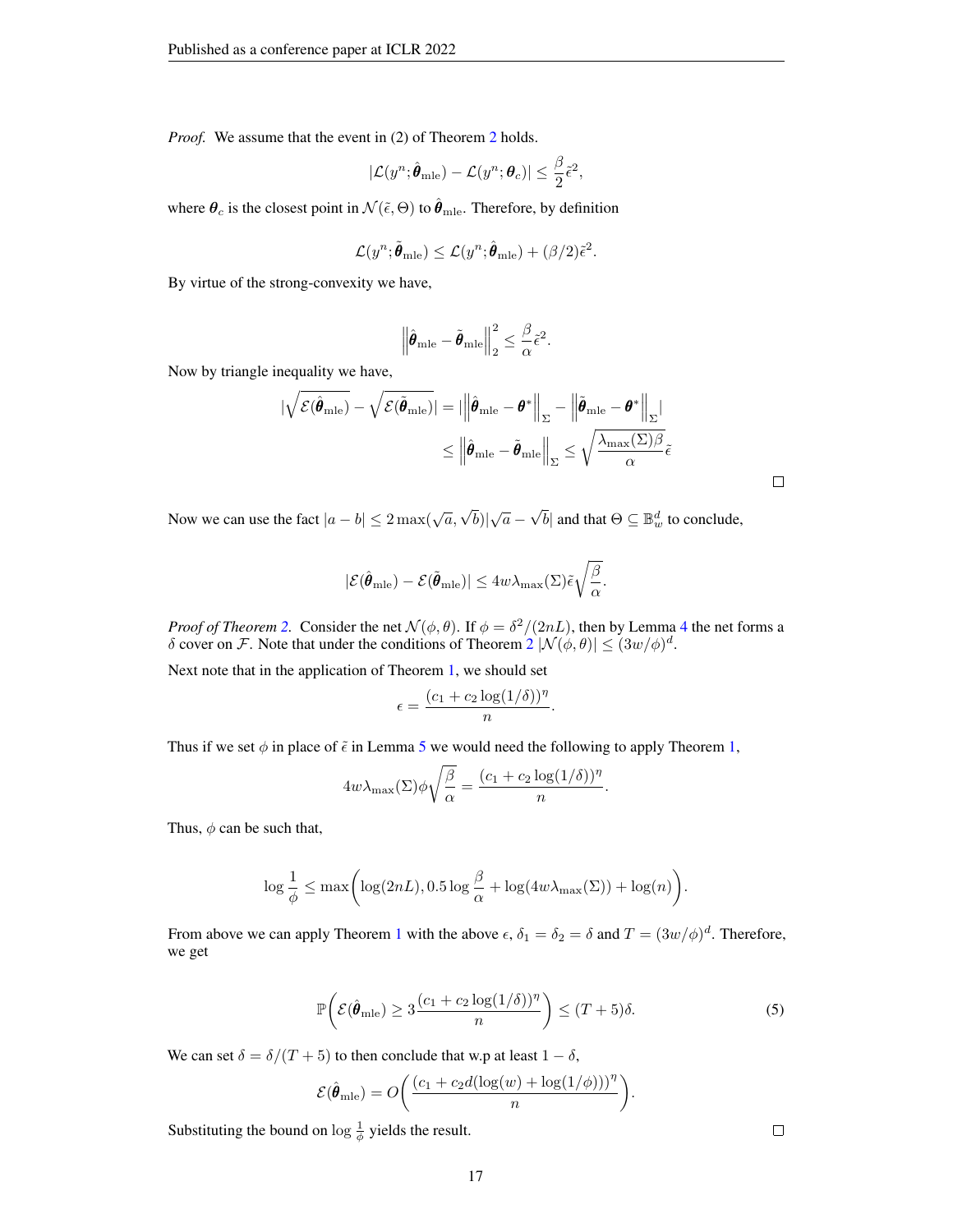*Proof.* We assume that the event in (2) of Theorem 2 holds.

$$|\mathcal{L}(y^n; \hat{\boldsymbol{\theta}}_{\text{mle}}) - \mathcal{L}(y^n; \boldsymbol{\theta}_c)| \leq \frac{\beta}{2}\tilde{\epsilon}^2,$$

where $\boldsymbol{\theta}_c$ is the closest point in $\mathcal{N}(\tilde{\epsilon}, \Theta)$ to $\hat{\boldsymbol{\theta}}_{\text{mle}}$. Therefore, by definition

$$\mathcal{L}(y^n; \tilde{\boldsymbol{\theta}}_{\text{mle}}) \leq \mathcal{L}(y^n; \hat{\boldsymbol{\theta}}_{\text{mle}}) + (\beta/2)\tilde{\epsilon}^2.$$

By virtue of the strong-convexity we have,

$$\left\|\hat{\boldsymbol{\theta}}_{\text{mle}} - \tilde{\boldsymbol{\theta}}_{\text{mle}}\right\|_2^2 \leq \frac{\beta}{\alpha}\tilde{\epsilon}^2.$$

Now by triangle inequality we have,

$$\begin{aligned}
|\sqrt{\mathcal{E}(\hat{\boldsymbol{\theta}}_{\text{mle}})} - \sqrt{\mathcal{E}(\tilde{\boldsymbol{\theta}}_{\text{mle}})}| &= |\left\|\hat{\boldsymbol{\theta}}_{\text{mle}} - \boldsymbol{\theta}^*\right\|_\Sigma - \left\|\tilde{\boldsymbol{\theta}}_{\text{mle}} - \boldsymbol{\theta}^*\right\|_\Sigma| \\
&\leq \left\|\hat{\boldsymbol{\theta}}_{\text{mle}} - \tilde{\boldsymbol{\theta}}_{\text{mle}}\right\|_\Sigma \leq \sqrt{\frac{\lambda_{\max}(\Sigma)\beta}{\alpha}}\tilde{\epsilon}
\end{aligned}$$

□

Now we can use the fact $|a - b| \leq 2\max(\sqrt{a}, \sqrt{b})|\sqrt{a} - \sqrt{b}|$ and that $\Theta \subseteq \mathbb{B}_w^d$ to conclude,

$$|\mathcal{E}(\hat{\boldsymbol{\theta}}_{\text{mle}}) - \mathcal{E}(\tilde{\boldsymbol{\theta}}_{\text{mle}})| \leq 4w\lambda_{\max}(\Sigma)\tilde{\epsilon}\sqrt{\frac{\beta}{\alpha}}.$$

*Proof of Theorem 2.* Consider the net $\mathcal{N}(\phi, \theta)$. If $\phi = \delta^2/(2nL)$, then by Lemma 4 the net forms a $\delta$ cover on $\mathcal{F}$. Note that under the conditions of Theorem 2 $|\mathcal{N}(\phi, \theta)| \leq (3w/\phi)^d$.

Next note that in the application of Theorem 1, we should set

$$\epsilon = \frac{(c_1 + c_2\log(1/\delta))^\eta}{n}.$$

Thus if we set $\phi$ in place of $\tilde{\epsilon}$ in Lemma 5 we would need the following to apply Theorem 1,

$$4w\lambda_{\max}(\Sigma)\phi\sqrt{\frac{\beta}{\alpha}} = \frac{(c_1 + c_2\log(1/\delta))^\eta}{n}.$$

Thus, $\phi$ can be such that,

$$\log\frac{1}{\phi} \leq \max\left(\log(2nL), 0.5\log\frac{\beta}{\alpha} + \log(4w\lambda_{\max}(\Sigma)) + \log(n)\right).$$

From above we can apply Theorem 1 with the above $\epsilon$, $\delta_1 = \delta_2 = \delta$ and $T = (3w/\phi)^d$. Therefore, we get

$$\mathbb{P}\left(\mathcal{E}(\hat{\boldsymbol{\theta}}_{\text{mle}}) \geq 3\frac{(c_1 + c_2\log(1/\delta))^\eta}{n}\right) \leq (T + 5)\delta. \tag{5}$$

We can set $\delta = \delta/(T + 5)$ to then conclude that w.p at least $1 - \delta$,

$$\mathcal{E}(\hat{\boldsymbol{\theta}}_{\text{mle}}) = O\left(\frac{(c_1 + c_2 d(\log(w) + \log(1/\phi)))^\eta}{n}\right).$$

Substituting the bound on $\log\frac{1}{\phi}$ yields the result. □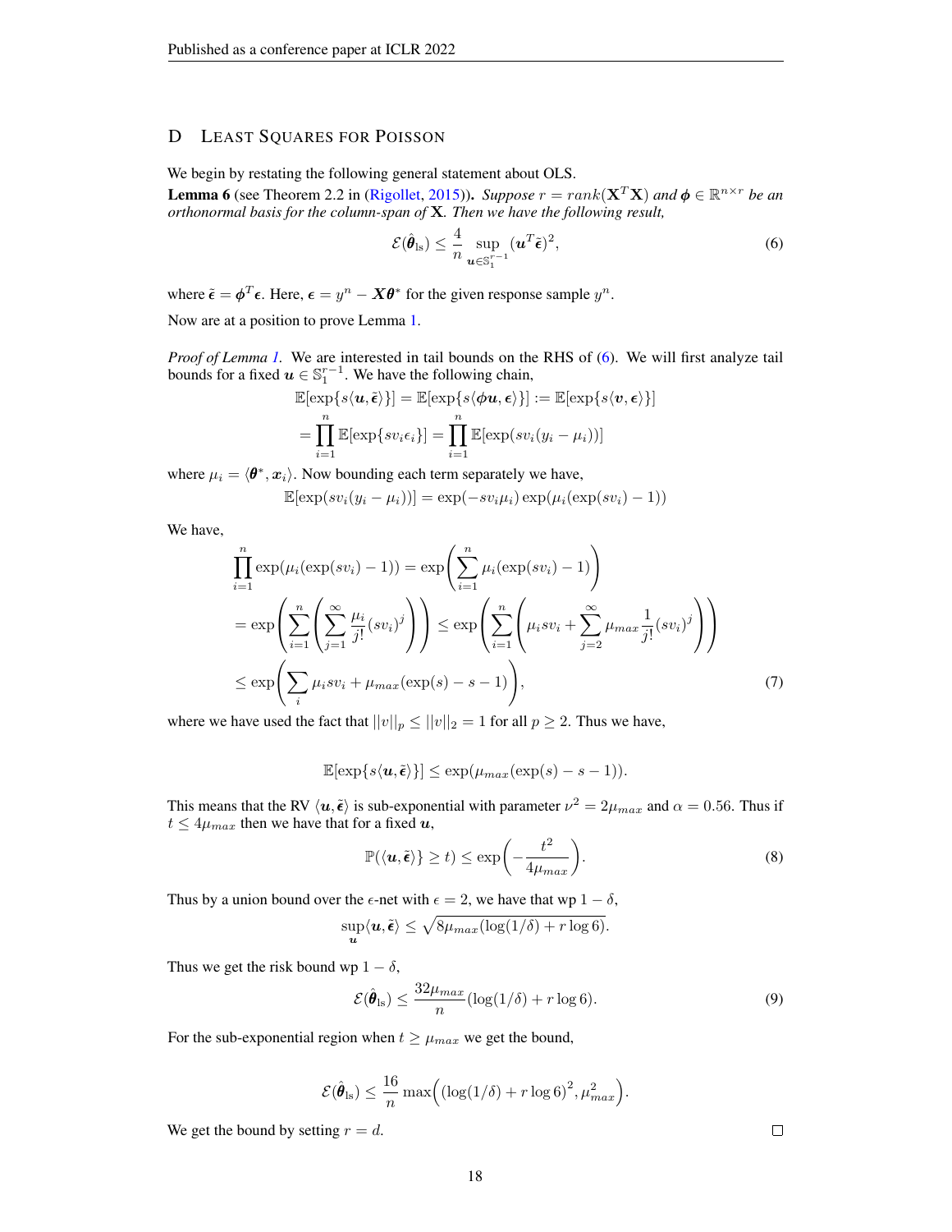## D Least Squares for Poisson

We begin by restating the following general statement about OLS.

**Lemma 6** (see Theorem 2.2 in (Rigollet, 2015)). *Suppose $r = rank(\mathbf{X}^T\mathbf{X})$ and $\boldsymbol{\phi} \in \mathbb{R}^{n \times r}$ be an orthonormal basis for the column-span of $\mathbf{X}$. Then we have the following result,*

$$\mathcal{E}(\hat{\boldsymbol{\theta}}_{\text{ls}}) \leq \frac{4}{n} \sup_{\boldsymbol{u} \in \mathbb{S}_1^{r-1}} (\boldsymbol{u}^T \tilde{\boldsymbol{\epsilon}})^2, \tag{6}$$

where $\tilde{\boldsymbol{\epsilon}} = \boldsymbol{\phi}^T \boldsymbol{\epsilon}$. Here, $\boldsymbol{\epsilon} = y^n - \boldsymbol{X}\boldsymbol{\theta}^*$ for the given response sample $y^n$.

Now are at a position to prove Lemma 1.

*Proof of Lemma 1.* We are interested in tail bounds on the RHS of (6). We will first analyze tail bounds for a fixed $\boldsymbol{u} \in \mathbb{S}_1^{r-1}$. We have the following chain,

$$\mathbb{E}[\exp\{s\langle \boldsymbol{u}, \tilde{\boldsymbol{\epsilon}}\rangle\}] = \mathbb{E}[\exp\{s\langle \boldsymbol{\phi}\boldsymbol{u}, \boldsymbol{\epsilon}\rangle\}] := \mathbb{E}[\exp\{s\langle \boldsymbol{v}, \boldsymbol{\epsilon}\rangle\}]$$
$$= \prod_{i=1}^{n} \mathbb{E}[\exp\{s v_i \epsilon_i\}] = \prod_{i=1}^{n} \mathbb{E}[\exp(s v_i (y_i - \mu_i))]$$

where $\mu_i = \langle \boldsymbol{\theta}^*, \boldsymbol{x}_i \rangle$. Now bounding each term separately we have,

$$\mathbb{E}[\exp(s v_i (y_i - \mu_i))] = \exp(-s v_i \mu_i) \exp(\mu_i (\exp(s v_i) - 1))$$

We have,

$$\prod_{i=1}^{n} \exp(\mu_i(\exp(s v_i) - 1)) = \exp\left(\sum_{i=1}^{n} \mu_i (\exp(s v_i) - 1)\right)$$
$$= \exp\left(\sum_{i=1}^{n} \left(\sum_{j=1}^{\infty} \frac{\mu_i}{j!}(s v_i)^j\right)\right) \leq \exp\left(\sum_{i=1}^{n} \left(\mu_i s v_i + \sum_{j=2}^{\infty} \mu_{max} \frac{1}{j!}(s v_i)^j\right)\right)$$
$$\leq \exp\left(\sum_{i} \mu_i s v_i + \mu_{max}(\exp(s) - s - 1)\right), \tag{7}$$

where we have used the fact that $||v||_p \leq ||v||_2 = 1$ for all $p \geq 2$. Thus we have,

$$\mathbb{E}[\exp\{s\langle \boldsymbol{u}, \tilde{\boldsymbol{\epsilon}}\rangle\}] \leq \exp(\mu_{max}(\exp(s) - s - 1)).$$

This means that the RV $\langle \boldsymbol{u}, \tilde{\boldsymbol{\epsilon}} \rangle$ is sub-exponential with parameter $\nu^2 = 2\mu_{max}$ and $\alpha = 0.56$. Thus if $t \leq 4\mu_{max}$ then we have that for a fixed $\boldsymbol{u}$,

$$\mathbb{P}(\langle \boldsymbol{u}, \tilde{\boldsymbol{\epsilon}} \rangle\} \geq t) \leq \exp\left(-\frac{t^2}{4\mu_{max}}\right). \tag{8}$$

Thus by a union bound over the $\epsilon$-net with $\epsilon = 2$, we have that wp $1 - \delta$,

$$\sup_{\boldsymbol{u}} \langle \boldsymbol{u}, \tilde{\boldsymbol{\epsilon}} \rangle \leq \sqrt{8\mu_{max}(\log(1/\delta) + r \log 6)}.$$

Thus we get the risk bound wp $1 - \delta$,

$$\mathcal{E}(\hat{\boldsymbol{\theta}}_{\text{ls}}) \leq \frac{32\mu_{max}}{n}(\log(1/\delta) + r \log 6). \tag{9}$$

For the sub-exponential region when $t \geq \mu_{max}$ we get the bound,

$$\mathcal{E}(\hat{\boldsymbol{\theta}}_{\text{ls}}) \leq \frac{16}{n} \max\Big(\big(\log(1/\delta) + r \log 6\big)^2, \mu_{max}^2\Big).$$

We get the bound by setting $r = d$. $\square$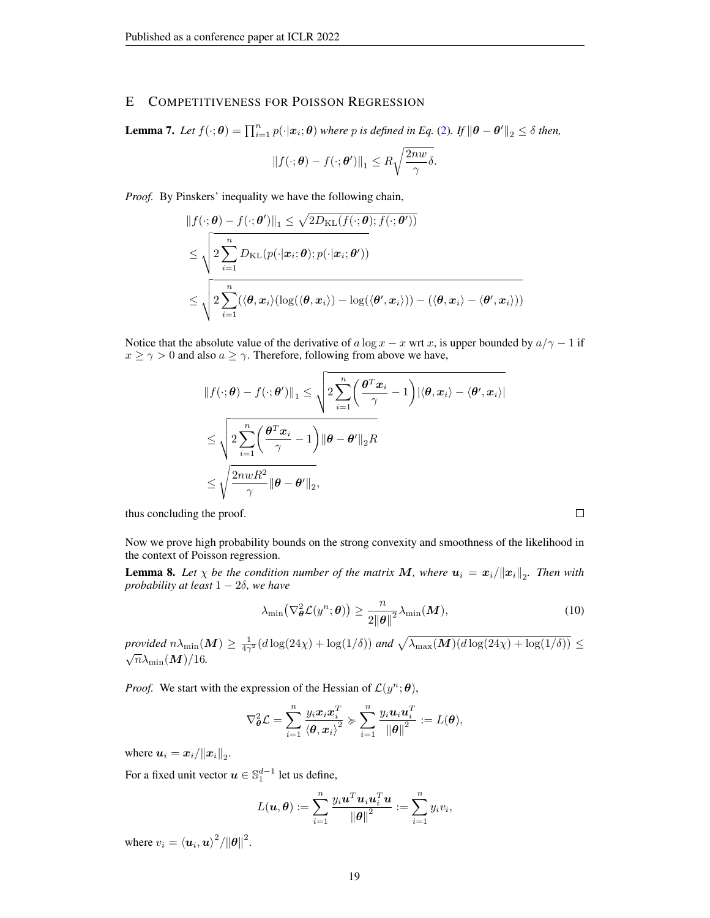## E Competitiveness for Poisson Regression

**Lemma 7.** *Let $f(\cdot;\boldsymbol{\theta}) = \prod_{i=1}^n p(\cdot|\boldsymbol{x}_i;\boldsymbol{\theta})$ where $p$ is defined in Eq. (2). If $\|\boldsymbol{\theta} - \boldsymbol{\theta}'\|_2 \leq \delta$ then,*

$$\|f(\cdot;\boldsymbol{\theta}) - f(\cdot;\boldsymbol{\theta}')\|_1 \leq R\sqrt{\frac{2nw}{\gamma}}\delta.$$

*Proof.* By Pinskers' inequality we have the following chain,

$$\begin{aligned}
&\|f(\cdot;\boldsymbol{\theta}) - f(\cdot;\boldsymbol{\theta}')\|_1 \leq \sqrt{2D_{\mathrm{KL}}(f(\cdot;\boldsymbol{\theta}); f(\cdot;\boldsymbol{\theta}'))} \\
&\leq \sqrt{2\sum_{i=1}^n D_{\mathrm{KL}}(p(\cdot|\boldsymbol{x}_i;\boldsymbol{\theta}); p(\cdot|\boldsymbol{x}_i;\boldsymbol{\theta}'))} \\
&\leq \sqrt{2\sum_{i=1}^n (\langle\boldsymbol{\theta}, \boldsymbol{x}_i\rangle(\log(\langle\boldsymbol{\theta}, \boldsymbol{x}_i\rangle) - \log(\langle\boldsymbol{\theta}', \boldsymbol{x}_i\rangle)) - (\langle\boldsymbol{\theta}, \boldsymbol{x}_i\rangle - \langle\boldsymbol{\theta}', \boldsymbol{x}_i\rangle))}
\end{aligned}$$

Notice that the absolute value of the derivative of $a\log x - x$ wrt $x$, is upper bounded by $a/\gamma - 1$ if $x \geq \gamma > 0$ and also $a \geq \gamma$. Therefore, following from above we have,

$$\begin{aligned}
\|f(\cdot;\boldsymbol{\theta}) - f(\cdot;\boldsymbol{\theta}')\|_1 &\leq \sqrt{2\sum_{i=1}^n \left(\frac{\boldsymbol{\theta}^T\boldsymbol{x}_i}{\gamma} - 1\right)|\langle\boldsymbol{\theta}, \boldsymbol{x}_i\rangle - \langle\boldsymbol{\theta}', \boldsymbol{x}_i\rangle|} \\
&\leq \sqrt{2\sum_{i=1}^n \left(\frac{\boldsymbol{\theta}^T\boldsymbol{x}_i}{\gamma} - 1\right)\|\boldsymbol{\theta} - \boldsymbol{\theta}'\|_2 R} \\
&\leq \sqrt{\frac{2nwR^2}{\gamma}\|\boldsymbol{\theta} - \boldsymbol{\theta}'\|_2},
\end{aligned}$$

thus concluding the proof. □

Now we prove high probability bounds on the strong convexity and smoothness of the likelihood in the context of Poisson regression.

**Lemma 8.** *Let $\chi$ be the condition number of the matrix $\boldsymbol{M}$, where $\boldsymbol{u}_i = \boldsymbol{x}_i/\|\boldsymbol{x}_i\|_2$. Then with probability at least $1 - 2\delta$, we have*

$$\lambda_{\min}\big(\nabla^2_{\boldsymbol{\theta}}\mathcal{L}(y^n;\boldsymbol{\theta})\big) \geq \frac{n}{2\|\boldsymbol{\theta}\|^2}\lambda_{\min}(\boldsymbol{M}), \tag{10}$$

*provided $n\lambda_{\min}(\boldsymbol{M}) \geq \frac{1}{4\gamma^2}(d\log(24\chi) + \log(1/\delta))$ and $\sqrt{\lambda_{\max}(\boldsymbol{M})(d\log(24\chi) + \log(1/\delta))} \leq \sqrt{n}\lambda_{\min}(\boldsymbol{M})/16$.*

*Proof.* We start with the expression of the Hessian of $\mathcal{L}(y^n;\boldsymbol{\theta})$,

$$\nabla^2_{\boldsymbol{\theta}}\mathcal{L} = \sum_{i=1}^n \frac{y_i\boldsymbol{x}_i\boldsymbol{x}_i^T}{\langle\boldsymbol{\theta}, \boldsymbol{x}_i\rangle^2} \succcurlyeq \sum_{i=1}^n \frac{y_i\boldsymbol{u}_i\boldsymbol{u}_i^T}{\|\boldsymbol{\theta}\|^2} := L(\boldsymbol{\theta}),$$

where $\boldsymbol{u}_i = \boldsymbol{x}_i/\|\boldsymbol{x}_i\|_2$.

For a fixed unit vector $\boldsymbol{u} \in \mathbb{S}_1^{d-1}$ let us define,

$$L(\boldsymbol{u},\boldsymbol{\theta}) := \sum_{i=1}^n \frac{y_i\boldsymbol{u}^T\boldsymbol{u}_i\boldsymbol{u}_i^T\boldsymbol{u}}{\|\boldsymbol{\theta}\|^2} := \sum_{i=1}^n y_i v_i,$$

where $v_i = \langle\boldsymbol{u}_i, \boldsymbol{u}\rangle^2/\|\boldsymbol{\theta}\|^2$.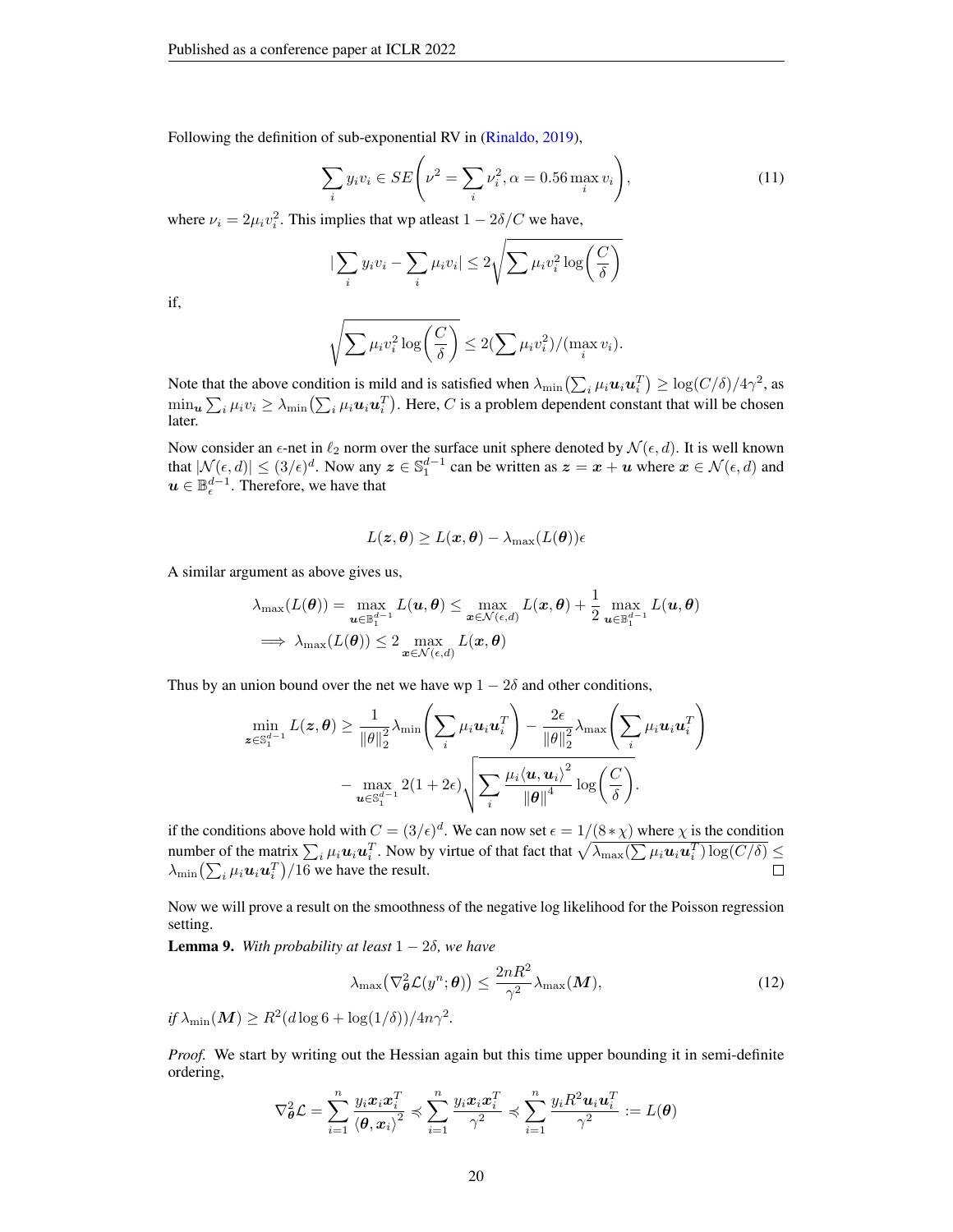Following the definition of sub-exponential RV in (Rinaldo, 2019),

$$\sum_i y_i v_i \in SE\left(\nu^2 = \sum_i \nu_i^2, \alpha = 0.56 \max_i v_i\right), \tag{11}$$

where $\nu_i = 2\mu_i v_i^2$. This implies that wp atleast $1 - 2\delta/C$ we have,

$$|\sum_i y_i v_i - \sum_i \mu_i v_i| \leq 2\sqrt{\sum \mu_i v_i^2 \log\left(\frac{C}{\delta}\right)}$$

if,

$$\sqrt{\sum \mu_i v_i^2 \log\left(\frac{C}{\delta}\right)} \leq 2(\sum \mu_i v_i^2)/(\max_i v_i).$$

Note that the above condition is mild and is satisfied when $\lambda_{\min}\left(\sum_i \mu_i \boldsymbol{u}_i \boldsymbol{u}_i^T\right) \geq \log(C/\delta)/4\gamma^2$, as $\min_{\boldsymbol{u}} \sum_i \mu_i v_i \geq \lambda_{\min}\left(\sum_i \mu_i \boldsymbol{u}_i \boldsymbol{u}_i^T\right)$. Here, $C$ is a problem dependent constant that will be chosen later.

Now consider an $\epsilon$-net in $\ell_2$ norm over the surface unit sphere denoted by $\mathcal{N}(\epsilon, d)$. It is well known that $|\mathcal{N}(\epsilon, d)| \leq (3/\epsilon)^d$. Now any $\boldsymbol{z} \in \mathbb{S}_1^{d-1}$ can be written as $\boldsymbol{z} = \boldsymbol{x} + \boldsymbol{u}$ where $\boldsymbol{x} \in \mathcal{N}(\epsilon, d)$ and $\boldsymbol{u} \in \mathbb{B}_\epsilon^{d-1}$. Therefore, we have that

$$L(\boldsymbol{z}, \boldsymbol{\theta}) \geq L(\boldsymbol{x}, \boldsymbol{\theta}) - \lambda_{\max}(L(\boldsymbol{\theta}))\epsilon$$

A similar argument as above gives us,

$$\lambda_{\max}(L(\boldsymbol{\theta})) = \max_{\boldsymbol{u} \in \mathbb{B}_1^{d-1}} L(\boldsymbol{u}, \boldsymbol{\theta}) \leq \max_{\boldsymbol{x} \in \mathcal{N}(\epsilon, d)} L(\boldsymbol{x}, \boldsymbol{\theta}) + \frac{1}{2} \max_{\boldsymbol{u} \in \mathbb{B}_1^{d-1}} L(\boldsymbol{u}, \boldsymbol{\theta})$$
$$\implies \lambda_{\max}(L(\boldsymbol{\theta})) \leq 2 \max_{\boldsymbol{x} \in \mathcal{N}(\epsilon, d)} L(\boldsymbol{x}, \boldsymbol{\theta})$$

Thus by an union bound over the net we have wp $1 - 2\delta$ and other conditions,

$$\min_{\boldsymbol{z} \in \mathbb{S}_1^{d-1}} L(\boldsymbol{z}, \boldsymbol{\theta}) \geq \frac{1}{\|\theta\|_2^2} \lambda_{\min}\left(\sum_i \mu_i \boldsymbol{u}_i \boldsymbol{u}_i^T\right) - \frac{2\epsilon}{\|\theta\|_2^2} \lambda_{\max}\left(\sum_i \mu_i \boldsymbol{u}_i \boldsymbol{u}_i^T\right)$$
$$- \max_{\boldsymbol{u} \in \mathbb{S}_1^{d-1}} 2(1 + 2\epsilon)\sqrt{\sum_i \frac{\mu_i \langle \boldsymbol{u}, \boldsymbol{u}_i \rangle^2}{\|\boldsymbol{\theta}\|^4} \log\left(\frac{C}{\delta}\right)}.$$

if the conditions above hold with $C = (3/\epsilon)^d$. We can now set $\epsilon = 1/(8 * \chi)$ where $\chi$ is the condition number of the matrix $\sum_i \mu_i \boldsymbol{u}_i \boldsymbol{u}_i^T$. Now by virtue of that fact that $\sqrt{\lambda_{\max}(\sum \mu_i \boldsymbol{u}_i \boldsymbol{u}_i^T) \log(C/\delta)} \leq \lambda_{\min}\left(\sum_i \mu_i \boldsymbol{u}_i \boldsymbol{u}_i^T\right)/16$ we have the result. ∎

Now we will prove a result on the smoothness of the negative log likelihood for the Poisson regression setting.

**Lemma 9.** *With probability at least $1 - 2\delta$, we have*

$$\lambda_{\max}\left(\nabla_{\boldsymbol{\theta}}^2 \mathcal{L}(y^n; \boldsymbol{\theta})\right) \leq \frac{2nR^2}{\gamma^2} \lambda_{\max}(\boldsymbol{M}), \tag{12}$$

*if $\lambda_{\min}(\boldsymbol{M}) \geq R^2(d \log 6 + \log(1/\delta))/4n\gamma^2$.*

*Proof.* We start by writing out the Hessian again but this time upper bounding it in semi-definite ordering,

$$\nabla_{\boldsymbol{\theta}}^2 \mathcal{L} = \sum_{i=1}^n \frac{y_i \boldsymbol{x}_i \boldsymbol{x}_i^T}{\langle \boldsymbol{\theta}, \boldsymbol{x}_i \rangle^2} \preccurlyeq \sum_{i=1}^n \frac{y_i \boldsymbol{x}_i \boldsymbol{x}_i^T}{\gamma^2} \preccurlyeq \sum_{i=1}^n \frac{y_i R^2 \boldsymbol{u}_i \boldsymbol{u}_i^T}{\gamma^2} := L(\boldsymbol{\theta})$$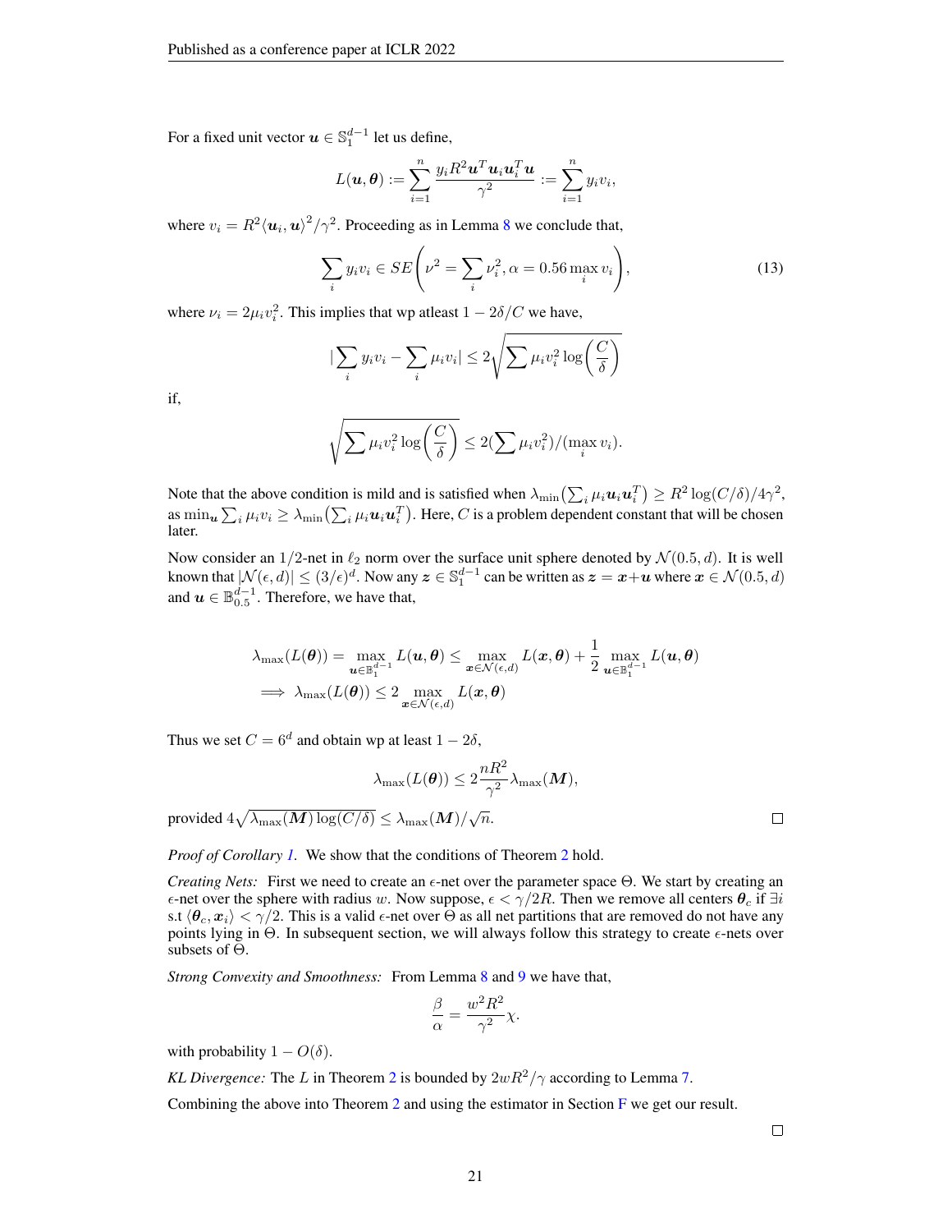For a fixed unit vector $\boldsymbol{u} \in \mathbb{S}_1^{d-1}$ let us define,

$$L(\boldsymbol{u}, \boldsymbol{\theta}) := \sum_{i=1}^{n} \frac{y_i R^2 \boldsymbol{u}^T \boldsymbol{u}_i \boldsymbol{u}_i^T \boldsymbol{u}}{\gamma^2} := \sum_{i=1}^{n} y_i v_i,$$

where $v_i = R^2 \langle \boldsymbol{u}_i, \boldsymbol{u} \rangle^2 / \gamma^2$. Proceeding as in Lemma 8 we conclude that,

$$\sum_i y_i v_i \in SE\left(\nu^2 = \sum_i \nu_i^2, \alpha = 0.56 \max_i v_i\right), \tag{13}$$

where $\nu_i = 2\mu_i v_i^2$. This implies that wp atleast $1 - 2\delta/C$ we have,

$$|\sum_i y_i v_i - \sum_i \mu_i v_i| \le 2\sqrt{\sum \mu_i v_i^2 \log\left(\frac{C}{\delta}\right)}$$

if,

$$\sqrt{\sum \mu_i v_i^2 \log\left(\frac{C}{\delta}\right)} \le 2(\sum \mu_i v_i^2)/(\max_i v_i).$$

Note that the above condition is mild and is satisfied when $\lambda_{\min}\left(\sum_i \mu_i \boldsymbol{u}_i \boldsymbol{u}_i^T\right) \ge R^2 \log(C/\delta)/4\gamma^2$, as $\min_{\boldsymbol{u}} \sum_i \mu_i v_i \ge \lambda_{\min}\left(\sum_i \mu_i \boldsymbol{u}_i \boldsymbol{u}_i^T\right)$. Here, $C$ is a problem dependent constant that will be chosen later.

Now consider an $1/2$-net in $\ell_2$ norm over the surface unit sphere denoted by $\mathcal{N}(0.5, d)$. It is well known that $|\mathcal{N}(\epsilon, d)| \le (3/\epsilon)^d$. Now any $\boldsymbol{z} \in \mathbb{S}_1^{d-1}$ can be written as $\boldsymbol{z} = \boldsymbol{x} + \boldsymbol{u}$ where $\boldsymbol{x} \in \mathcal{N}(0.5, d)$ and $\boldsymbol{u} \in \mathbb{B}_{0.5}^{d-1}$. Therefore, we have that,

$$\begin{aligned}
\lambda_{\max}(L(\boldsymbol{\theta})) = \max_{\boldsymbol{u} \in \mathbb{B}_1^{d-1}} L(\boldsymbol{u}, \boldsymbol{\theta}) &\le \max_{\boldsymbol{x} \in \mathcal{N}(\epsilon, d)} L(\boldsymbol{x}, \boldsymbol{\theta}) + \frac{1}{2} \max_{\boldsymbol{u} \in \mathbb{B}_1^{d-1}} L(\boldsymbol{u}, \boldsymbol{\theta}) \\
\implies \lambda_{\max}(L(\boldsymbol{\theta})) &\le 2 \max_{\boldsymbol{x} \in \mathcal{N}(\epsilon, d)} L(\boldsymbol{x}, \boldsymbol{\theta})
\end{aligned}$$

Thus we set $C = 6^d$ and obtain wp at least $1 - 2\delta$,

$$\lambda_{\max}(L(\boldsymbol{\theta})) \le 2\frac{nR^2}{\gamma^2} \lambda_{\max}(\boldsymbol{M}),$$

provided $4\sqrt{\lambda_{\max}(\boldsymbol{M}) \log(C/\delta)} \le \lambda_{\max}(\boldsymbol{M})/\sqrt{n}$. □

*Proof of Corollary 1.* We show that the conditions of Theorem 2 hold.

*Creating Nets:* First we need to create an $\epsilon$-net over the parameter space $\Theta$. We start by creating an $\epsilon$-net over the sphere with radius $w$. Now suppose, $\epsilon < \gamma/2R$. Then we remove all centers $\boldsymbol{\theta}_c$ if $\exists i$ s.t $\langle \boldsymbol{\theta}_c, \boldsymbol{x}_i \rangle < \gamma/2$. This is a valid $\epsilon$-net over $\Theta$ as all net partitions that are removed do not have any points lying in $\Theta$. In subsequent section, we will always follow this strategy to create $\epsilon$-nets over subsets of $\Theta$.

*Strong Convexity and Smoothness:* From Lemma 8 and 9 we have that,

$$\frac{\beta}{\alpha} = \frac{w^2 R^2}{\gamma^2} \chi.$$

with probability $1 - O(\delta)$.

*KL Divergence:* The $L$ in Theorem 2 is bounded by $2wR^2/\gamma$ according to Lemma 7.

Combining the above into Theorem 2 and using the estimator in Section F we get our result.

□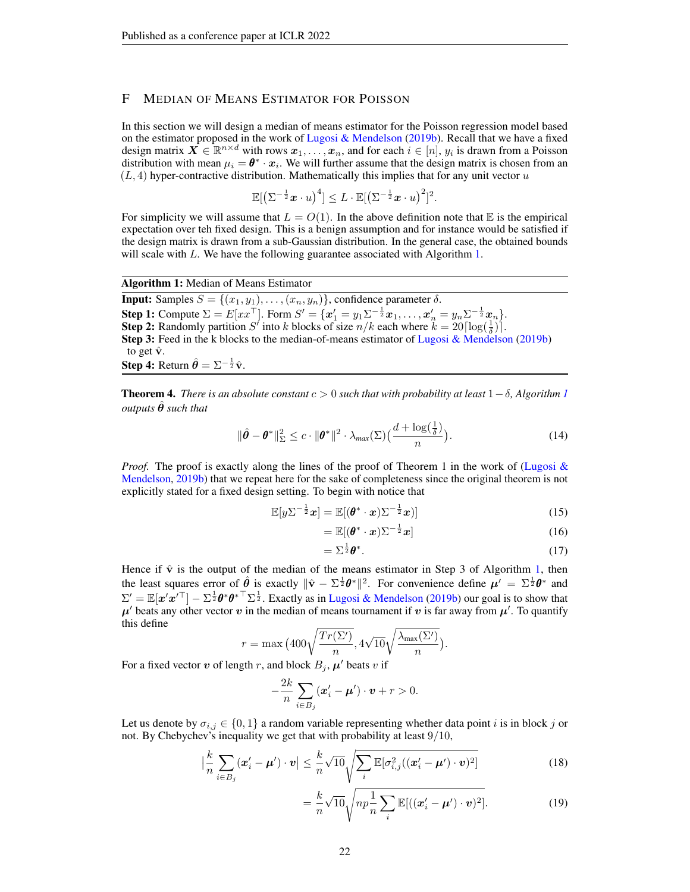## F Median of Means Estimator for Poisson

In this section we will design a median of means estimator for the Poisson regression model based on the estimator proposed in the work of Lugosi & Mendelson (2019b). Recall that we have a fixed design matrix $\boldsymbol{X} \in \mathbb{R}^{n\times d}$ with rows $\boldsymbol{x}_1, \dots, \boldsymbol{x}_n$, and for each $i \in [n]$, $y_i$ is drawn from a Poisson distribution with mean $\mu_i = \boldsymbol{\theta}^* \cdot \boldsymbol{x}_i$. We will further assume that the design matrix is chosen from an $(L, 4)$ hyper-contractive distribution. Mathematically this implies that for any unit vector $u$

$$\mathbb{E}[\left(\Sigma^{-\frac{1}{2}}\boldsymbol{x} \cdot u\right)^4] \leq L \cdot \mathbb{E}[\left(\Sigma^{-\frac{1}{2}}\boldsymbol{x} \cdot u\right)^2]^2.$$

For simplicity we will assume that $L = O(1)$. In the above definition note that $\mathbb{E}$ is the empirical expectation over teh fixed design. This is a benign assumption and for instance would be satisfied if the design matrix is drawn from a sub-Gaussian distribution. In the general case, the obtained bounds will scale with $L$. We have the following guarantee associated with Algorithm 1.

---

**Algorithm 1:** Median of Means Estimator

---

**Input:** Samples $S = \{(x_1, y_1), \dots, (x_n, y_n)\}$, confidence parameter $\delta$.
**Step 1:** Compute $\Sigma = E[xx^\top]$. Form $S' = \{\boldsymbol{x}'_1 = y_1\Sigma^{-\frac{1}{2}}\boldsymbol{x}_1, \dots, \boldsymbol{x}'_n = y_n\Sigma^{-\frac{1}{2}}\boldsymbol{x}_n\}$.
**Step 2:** Randomly partition $S'$ into $k$ blocks of size $n/k$ each where $k = 20\lceil\log(\frac{1}{\delta})\rceil$.
**Step 3:** Feed in the k blocks to the median-of-means estimator of Lugosi & Mendelson (2019b) to get $\hat{\mathbf{v}}$.
**Step 4:** Return $\hat{\boldsymbol{\theta}} = \Sigma^{-\frac{1}{2}}\hat{\mathbf{v}}$.

---

**Theorem 4.** *There is an absolute constant $c > 0$ such that with probability at least $1 - \delta$, Algorithm 1 outputs $\hat{\boldsymbol{\theta}}$ such that*

$$\|\hat{\boldsymbol{\theta}} - \boldsymbol{\theta}^*\|_\Sigma^2 \leq c \cdot \|\boldsymbol{\theta}^*\|^2 \cdot \lambda_{max}(\Sigma)\left(\frac{d + \log(\frac{1}{\delta})}{n}\right). \tag{14}$$

*Proof.* The proof is exactly along the lines of the proof of Theorem 1 in the work of (Lugosi & Mendelson, 2019b) that we repeat here for the sake of completeness since the original theorem is not explicitly stated for a fixed design setting. To begin with notice that

$$\mathbb{E}[y\Sigma^{-\frac{1}{2}}\boldsymbol{x}] = \mathbb{E}[(\boldsymbol{\theta}^* \cdot \boldsymbol{x})\Sigma^{-\frac{1}{2}}\boldsymbol{x})] \tag{15}$$

$$= \mathbb{E}[(\boldsymbol{\theta}^* \cdot \boldsymbol{x})\Sigma^{-\frac{1}{2}}\boldsymbol{x}] \tag{16}$$

$$= \Sigma^{\frac{1}{2}}\boldsymbol{\theta}^*. \tag{17}$$

Hence if $\hat{\mathbf{v}}$ is the output of the median of the means estimator in Step 3 of Algorithm 1, then the least squares error of $\hat{\boldsymbol{\theta}}$ is exactly $\|\hat{\mathbf{v}} - \Sigma^{\frac{1}{2}}\boldsymbol{\theta}^*\|^2$. For convenience define $\boldsymbol{\mu}' = \Sigma^{\frac{1}{2}}\boldsymbol{\theta}^*$ and $\Sigma' = \mathbb{E}[\boldsymbol{x}'\boldsymbol{x}'^\top] - \Sigma^{\frac{1}{2}}\boldsymbol{\theta}^*{\boldsymbol{\theta}^*}^\top\Sigma^{\frac{1}{2}}$. Exactly as in Lugosi & Mendelson (2019b) our goal is to show that $\boldsymbol{\mu}'$ beats any other vector $\boldsymbol{v}$ in the median of means tournament if $\boldsymbol{v}$ is far away from $\boldsymbol{\mu}'$. To quantify this define

$$r = \max\left(400\sqrt{\frac{Tr(\Sigma')}{n}}, 4\sqrt{10}\sqrt{\frac{\lambda_{\max}(\Sigma')}{n}}\right).$$

For a fixed vector $\boldsymbol{v}$ of length $r$, and block $B_j$, $\boldsymbol{\mu}'$ beats $v$ if

$$-\frac{2k}{n}\sum_{i\in B_j}(\boldsymbol{x}'_i - \boldsymbol{\mu}') \cdot \boldsymbol{v} + r > 0.$$

Let us denote by $\sigma_{i,j} \in \{0, 1\}$ a random variable representing whether data point $i$ is in block $j$ or not. By Chebychev's inequality we get that with probability at least $9/10$,

$$\left|\frac{k}{n}\sum_{i\in B_j}(\boldsymbol{x}'_i - \boldsymbol{\mu}') \cdot \boldsymbol{v}\right| \leq \frac{k}{n}\sqrt{10}\sqrt{\sum_i \mathbb{E}[\sigma_{i,j}^2((\boldsymbol{x}'_i - \boldsymbol{\mu}') \cdot \boldsymbol{v})^2]} \tag{18}$$

$$= \frac{k}{n}\sqrt{10}\sqrt{np\frac{1}{n}\sum_i \mathbb{E}[((\boldsymbol{x}'_i - \boldsymbol{\mu}') \cdot \boldsymbol{v})^2]}. \tag{19}$$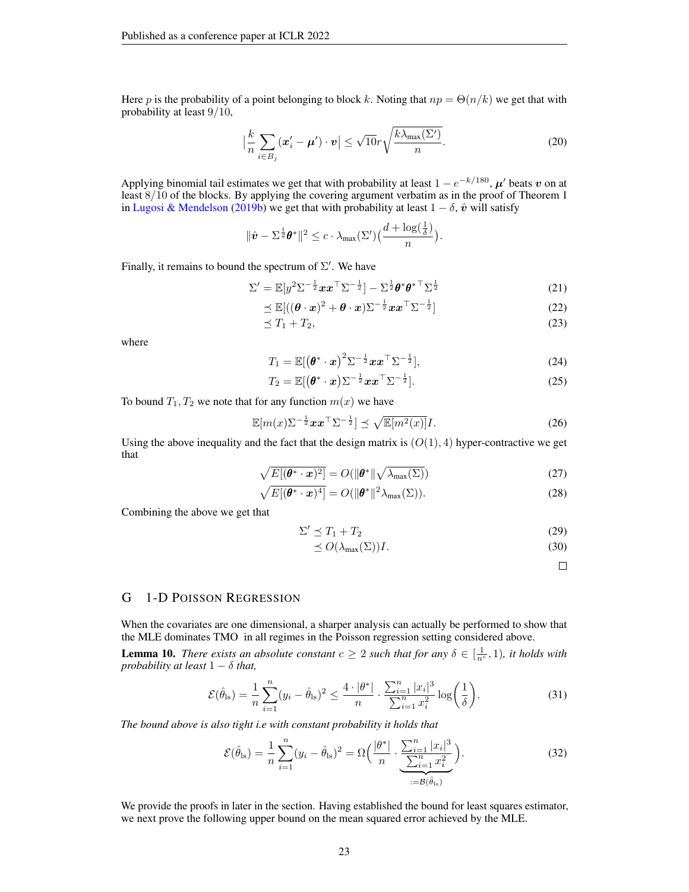Here $p$ is the probability of a point belonging to block $k$. Noting that $np = \Theta(n/k)$ we get that with probability at least $9/10$,

$$\Big|\frac{k}{n}\sum_{i\in B_j}(\boldsymbol{x}'_i - \boldsymbol{\mu}')\cdot \boldsymbol{v}\Big| \leq \sqrt{10}r\sqrt{\frac{k\lambda_{\max}(\Sigma')}{n}}. \tag{20}$$

Applying binomial tail estimates we get that with probability at least $1 - e^{-k/180}$, $\boldsymbol{\mu}'$ beats $\boldsymbol{v}$ on at least $8/10$ of the blocks. By applying the covering argument verbatim as in the proof of Theorem 1 in Lugosi & Mendelson (2019b) we get that with probability at least $1-\delta$, $\hat{\boldsymbol{v}}$ will satisfy

$$\|\hat{\boldsymbol{v}} - \Sigma^{\frac{1}{2}}\boldsymbol{\theta}^*\|^2 \leq c\cdot\lambda_{\max}(\Sigma')\Big(\frac{d+\log(\frac{1}{\delta})}{n}\Big).$$

Finally, it remains to bound the spectrum of $\Sigma'$. We have

$$\Sigma' = \mathbb{E}[y^2\Sigma^{-\frac{1}{2}}\boldsymbol{x}\boldsymbol{x}^\top\Sigma^{-\frac{1}{2}}] - \Sigma^{\frac{1}{2}}\boldsymbol{\theta}^*\boldsymbol{\theta}^{*\top}\Sigma^{\frac{1}{2}} \tag{21}$$
$$\preceq \mathbb{E}[((\boldsymbol{\theta}\cdot\boldsymbol{x})^2 + \boldsymbol{\theta}\cdot\boldsymbol{x})\Sigma^{-\frac{1}{2}}\boldsymbol{x}\boldsymbol{x}^\top\Sigma^{-\frac{1}{2}}] \tag{22}$$
$$\preceq T_1 + T_2, \tag{23}$$

where

$$T_1 = \mathbb{E}[\big(\boldsymbol{\theta}^*\cdot\boldsymbol{x}\big)^2\Sigma^{-\frac{1}{2}}\boldsymbol{x}\boldsymbol{x}^\top\Sigma^{-\frac{1}{2}}], \tag{24}$$
$$T_2 = \mathbb{E}[\big(\boldsymbol{\theta}^*\cdot\boldsymbol{x}\big)\Sigma^{-\frac{1}{2}}\boldsymbol{x}\boldsymbol{x}^\top\Sigma^{-\frac{1}{2}}]. \tag{25}$$

To bound $T_1, T_2$ we note that for any function $m(x)$ we have

$$\mathbb{E}[m(x)\Sigma^{-\frac{1}{2}}\boldsymbol{x}\boldsymbol{x}^\top\Sigma^{-\frac{1}{2}}] \preceq \sqrt{\mathbb{E}[m^2(x)]}I. \tag{26}$$

Using the above inequality and the fact that the design matrix is $(O(1), 4)$ hyper-contractive we get that

$$\sqrt{E[(\boldsymbol{\theta}^*\cdot\boldsymbol{x})^2]} = O(\|\boldsymbol{\theta}^*\|\sqrt{\lambda_{\max}(\Sigma)}) \tag{27}$$
$$\sqrt{E[(\boldsymbol{\theta}^*\cdot\boldsymbol{x})^4]} = O(\|\boldsymbol{\theta}^*\|^2\lambda_{\max}(\Sigma)). \tag{28}$$

Combining the above we get that

$$\Sigma' \preceq T_1 + T_2 \tag{29}$$
$$\preceq O(\lambda_{\max}(\Sigma))I. \tag{30}$$

□

## G 1-D Poisson Regression

When the covariates are one dimensional, a sharper analysis can actually be performed to show that the MLE dominates TMO in all regimes in the Poisson regression setting considered above.

**Lemma 10.** *There exists an absolute constant $c \geq 2$ such that for any $\delta \in [\frac{1}{n^c}, 1)$, it holds with probability at least $1-\delta$ that,*

$$\mathcal{E}(\hat{\theta}_{\text{ls}}) = \frac{1}{n}\sum_{i=1}^{n}(y_i - \hat{\theta}_{\text{ls}})^2 \leq \frac{4\cdot|\theta^*|}{n}\cdot\frac{\sum_{i=1}^n|x_i|^3}{\sum_{i=1}^n x_i^2}\log\Big(\frac{1}{\delta}\Big). \tag{31}$$

*The bound above is also tight i.e with constant probability it holds that*

$$\mathcal{E}(\hat{\theta}_{\text{ls}}) = \frac{1}{n}\sum_{i=1}^{n}(y_i - \hat{\theta}_{\text{ls}})^2 = \Omega\Big(\underbrace{\frac{|\theta^*|}{n}\cdot\frac{\sum_{i=1}^n|x_i|^3}{\sum_{i=1}^n x_i^2}}_{:=\mathcal{B}(\hat{\theta}_{\text{ls}})}\Big). \tag{32}$$

We provide the proofs in later in the section. Having established the bound for least squares estimator, we next prove the following upper bound on the mean squared error achieved by the MLE.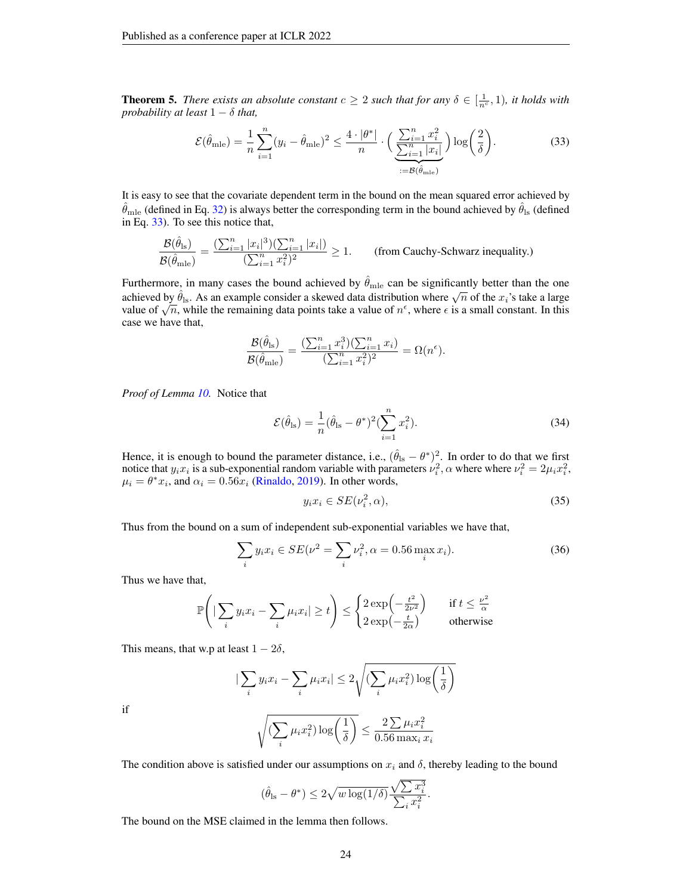**Theorem 5.** *There exists an absolute constant $c \geq 2$ such that for any $\delta \in [\frac{1}{n^c}, 1)$, it holds with probability at least $1 - \delta$ that,*

$$\mathcal{E}(\hat{\theta}_{\text{mle}}) = \frac{1}{n}\sum_{i=1}^{n}(y_i - \hat{\theta}_{\text{mle}})^2 \leq \frac{4 \cdot |\theta^*|}{n} \cdot \Big( \underbrace{\frac{\sum_{i=1}^{n} x_i^2}{\sum_{i=1}^{n} |x_i|}}_{:= \mathcal{B}(\hat{\theta}_{\text{mle}})} \Big) \log\Big(\frac{2}{\delta}\Big). \tag{33}$$

It is easy to see that the covariate dependent term in the bound on the mean squared error achieved by $\hat{\theta}_{\text{mle}}$ (defined in Eq. 32) is always better the corresponding term in the bound achieved by $\hat{\theta}_{\text{ls}}$ (defined in Eq. 33). To see this notice that,

$$\frac{\mathcal{B}(\hat{\theta}_{\text{ls}})}{\mathcal{B}(\hat{\theta}_{\text{mle}})} = \frac{(\sum_{i=1}^{n} |x_i|^3)(\sum_{i=1}^{n} |x_i|)}{(\sum_{i=1}^{n} x_i^2)^2} \geq 1. \qquad \text{(from Cauchy-Schwarz inequality.)}$$

Furthermore, in many cases the bound achieved by $\hat{\theta}_{\text{mle}}$ can be significantly better than the one achieved by $\hat{\theta}_{\text{ls}}$. As an example consider a skewed data distribution where $\sqrt{n}$ of the $x_i$'s take a large value of $\sqrt{n}$, while the remaining data points take a value of $n^{\epsilon}$, where $\epsilon$ is a small constant. In this case we have that,

$$\frac{\mathcal{B}(\hat{\theta}_{\text{ls}})}{\mathcal{B}(\hat{\theta}_{\text{mle}})} = \frac{(\sum_{i=1}^{n} x_i^3)(\sum_{i=1}^{n} x_i)}{(\sum_{i=1}^{n} x_i^2)^2} = \Omega(n^{\epsilon}).$$

*Proof of Lemma 10.* Notice that

$$\mathcal{E}(\hat{\theta}_{\text{ls}}) = \frac{1}{n}(\hat{\theta}_{\text{ls}} - \theta^*)^2 (\sum_{i=1}^{n} x_i^2). \tag{34}$$

Hence, it is enough to bound the parameter distance, i.e., $(\hat{\theta}_{\text{ls}} - \theta^*)^2$. In order to do that we first notice that $y_i x_i$ is a sub-exponential random variable with parameters $\nu_i^2, \alpha$ where where $\nu_i^2 = 2\mu_i x_i^2$, $\mu_i = \theta^* x_i$, and $\alpha_i = 0.56 x_i$ (Rinaldo, 2019). In other words,

$$y_i x_i \in SE(\nu_i^2, \alpha), \tag{35}$$

Thus from the bound on a sum of independent sub-exponential variables we have that,

$$\sum_i y_i x_i \in SE(\nu^2 = \sum_i \nu_i^2, \alpha = 0.56 \max_i x_i). \tag{36}$$

Thus we have that,

$$\mathbb{P}\Bigg( |\sum_i y_i x_i - \sum_i \mu_i x_i| \geq t \Bigg) \leq \begin{cases} 2\exp\Big(-\frac{t^2}{2\nu^2}\Big) & \text{if } t \leq \frac{\nu^2}{\alpha} \\ 2\exp\Big(-\frac{t}{2\alpha}\Big) & \text{otherwise} \end{cases}$$

This means, that w.p at least $1 - 2\delta$,

$$|\sum_i y_i x_i - \sum_i \mu_i x_i| \leq 2\sqrt{(\sum_i \mu_i x_i^2)\log\Big(\frac{1}{\delta}\Big)}$$

if

$$\sqrt{(\sum_i \mu_i x_i^2)\log\Big(\frac{1}{\delta}\Big)} \leq \frac{2\sum \mu_i x_i^2}{0.56 \max_i x_i}$$

The condition above is satisfied under our assumptions on $x_i$ and $\delta$, thereby leading to the bound

$$(\hat{\theta}_{\text{ls}} - \theta^*) \leq 2\sqrt{w \log(1/\delta)} \frac{\sqrt{\sum x_i^3}}{\sum_i x_i^2}.$$

The bound on the MSE claimed in the lemma then follows.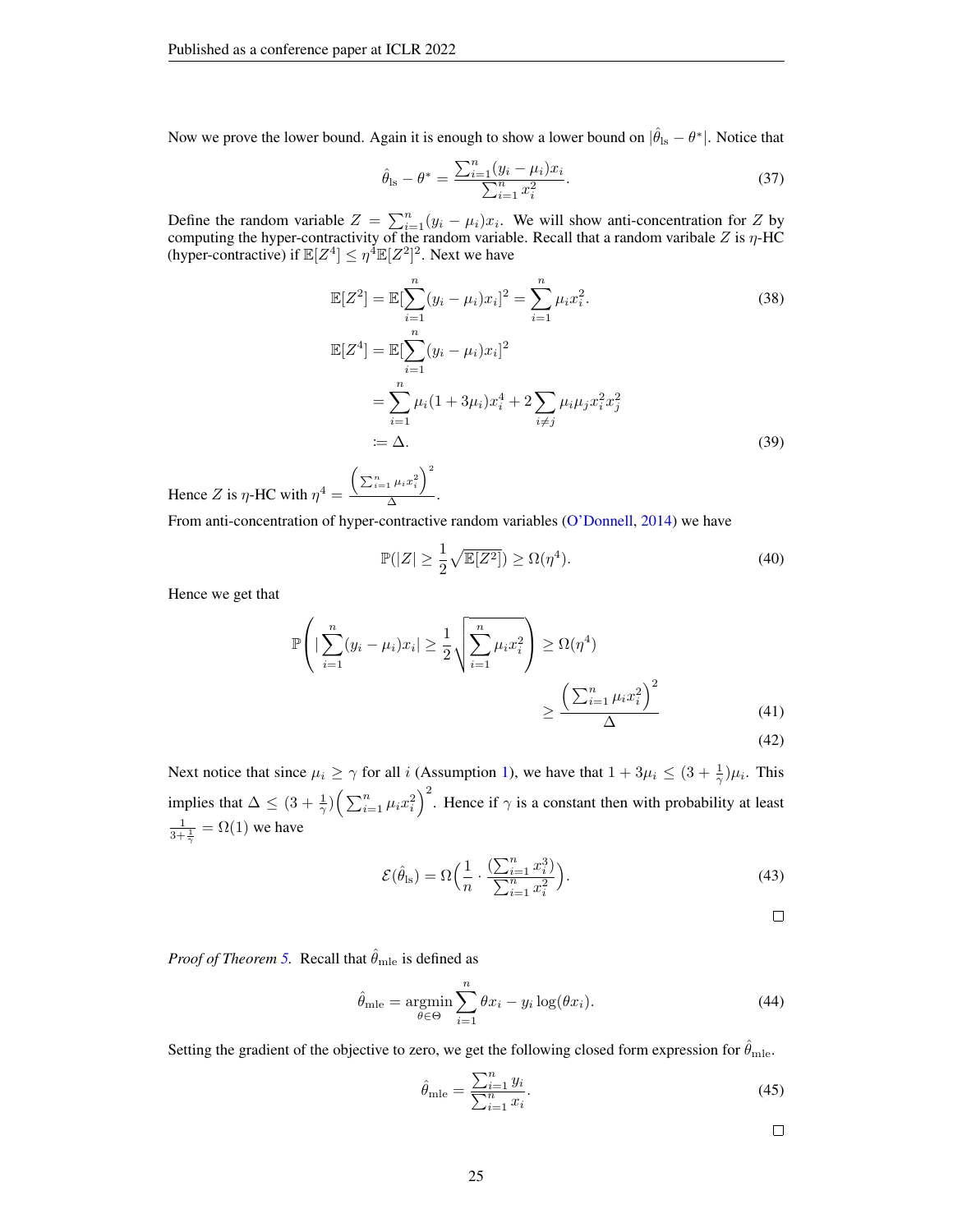Now we prove the lower bound. Again it is enough to show a lower bound on $|\hat{\theta}_{\text{ls}} - \theta^*|$. Notice that

$$\hat{\theta}_{\text{ls}} - \theta^* = \frac{\sum_{i=1}^n (y_i - \mu_i) x_i}{\sum_{i=1}^n x_i^2}. \tag{37}$$

Define the random variable $Z = \sum_{i=1}^n (y_i - \mu_i) x_i$. We will show anti-concentration for $Z$ by computing the hyper-contractivity of the random variable. Recall that a random varibale $Z$ is $\eta$-HC (hyper-contractive) if $\mathbb{E}[Z^4] \leq \eta^4 \mathbb{E}[Z^2]^2$. Next we have

$$\mathbb{E}[Z^2] = \mathbb{E}[\sum_{i=1}^n (y_i - \mu_i) x_i]^2 = \sum_{i=1}^n \mu_i x_i^2. \tag{38}$$

$$\begin{aligned}
\mathbb{E}[Z^4] &= \mathbb{E}[\sum_{i=1}^n (y_i - \mu_i) x_i]^2 \\
&= \sum_{i=1}^n \mu_i (1 + 3\mu_i) x_i^4 + 2 \sum_{i \neq j} \mu_i \mu_j x_i^2 x_j^2 \\
&:= \Delta.
\end{aligned} \tag{39}$$

Hence $Z$ is $\eta$-HC with $\eta^4 = \frac{\left(\sum_{i=1}^n \mu_i x_i^2\right)^2}{\Delta}$.

From anti-concentration of hyper-contractive random variables (O'Donnell, 2014) we have

$$\mathbb{P}(|Z| \geq \frac{1}{2}\sqrt{\mathbb{E}[Z^2]}) \geq \Omega(\eta^4). \tag{40}$$

Hence we get that

$$\begin{aligned}
\mathbb{P}\left(|\sum_{i=1}^n (y_i - \mu_i) x_i| \geq \frac{1}{2}\sqrt{\sum_{i=1}^n \mu_i x_i^2}\right) &\geq \Omega(\eta^4) \\
&\geq \frac{\left(\sum_{i=1}^n \mu_i x_i^2\right)^2}{\Delta}
\end{aligned} \tag{41}$$

$$\tag{42}$$

Next notice that since $\mu_i \geq \gamma$ for all $i$ (Assumption 1), we have that $1 + 3\mu_i \leq (3 + \frac{1}{\gamma})\mu_i$. This implies that $\Delta \leq (3 + \frac{1}{\gamma})\left(\sum_{i=1}^n \mu_i x_i^2\right)^2$. Hence if $\gamma$ is a constant then with probability at least $\frac{1}{3 + \frac{1}{\gamma}} = \Omega(1)$ we have

$$\mathcal{E}(\hat{\theta}_{\text{ls}}) = \Omega\Big(\frac{1}{n} \cdot \frac{(\sum_{i=1}^n x_i^3)}{\sum_{i=1}^n x_i^2}\Big). \tag{43}$$

□

*Proof of Theorem 5.* Recall that $\hat{\theta}_{\text{mle}}$ is defined as

$$\hat{\theta}_{\text{mle}} = \operatorname*{argmin}_{\theta \in \Theta} \sum_{i=1}^n \theta x_i - y_i \log(\theta x_i). \tag{44}$$

Setting the gradient of the objective to zero, we get the following closed form expression for $\hat{\theta}_{\text{mle}}$.

$$\hat{\theta}_{\text{mle}} = \frac{\sum_{i=1}^n y_i}{\sum_{i=1}^n x_i}. \tag{45}$$

□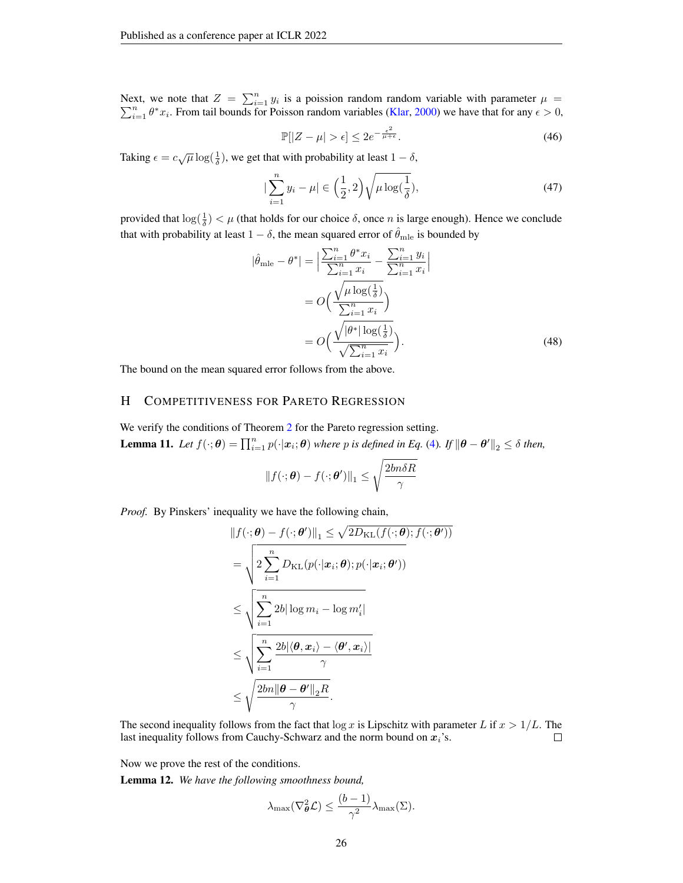Next, we note that $Z = \sum_{i=1}^n y_i$ is a poission random random variable with parameter $\mu = \sum_{i=1}^n \theta^* x_i$. From tail bounds for Poisson random variables (Klar, 2000) we have that for any $\epsilon > 0$,

$$\mathbb{P}[|Z - \mu| > \epsilon] \leq 2e^{-\frac{\epsilon^2}{\mu+\epsilon}}. \tag{46}$$

Taking $\epsilon = c\sqrt{\mu}\log(\frac{1}{\delta})$, we get that with probability at least $1 - \delta$,

$$|\sum_{i=1}^n y_i - \mu| \in \Big(\frac{1}{2}, 2\Big)\sqrt{\mu \log(\frac{1}{\delta})}, \tag{47}$$

provided that $\log(\frac{1}{\delta}) < \mu$ (that holds for our choice $\delta$, once $n$ is large enough). Hence we conclude that with probability at least $1 - \delta$, the mean squared error of $\hat{\theta}_{\text{mle}}$ is bounded by

$$\begin{aligned}
|\hat{\theta}_{\text{mle}} - \theta^*| &= \Big|\frac{\sum_{i=1}^n \theta^* x_i}{\sum_{i=1}^n x_i} - \frac{\sum_{i=1}^n y_i}{\sum_{i=1}^n x_i}\Big| \\
&= O\Big(\frac{\sqrt{\mu \log(\frac{1}{\delta})}}{\sum_{i=1}^n x_i}\Big) \\
&= O\Big(\frac{\sqrt{|\theta^*| \log(\frac{1}{\delta})}}{\sqrt{\sum_{i=1}^n x_i}}\Big).
\end{aligned} \tag{48}$$

The bound on the mean squared error follows from the above.

## H Competitiveness for Pareto Regression

We verify the conditions of Theorem 2 for the Pareto regression setting.

**Lemma 11.** *Let $f(\cdot;\boldsymbol{\theta}) = \prod_{i=1}^n p(\cdot|\boldsymbol{x}_i;\boldsymbol{\theta})$ where $p$ is defined in Eq. (4). If $\|\boldsymbol{\theta} - \boldsymbol{\theta}'\|_2 \leq \delta$ then,*

$$\|f(\cdot;\boldsymbol{\theta}) - f(\cdot;\boldsymbol{\theta}')\|_1 \leq \sqrt{\frac{2bn\delta R}{\gamma}}$$

*Proof.* By Pinskers' inequality we have the following chain,

$$\begin{aligned}
\|f(\cdot;\boldsymbol{\theta}) - f(\cdot;\boldsymbol{\theta}')\|_1 &\leq \sqrt{2D_{\text{KL}}(f(\cdot;\boldsymbol{\theta}); f(\cdot;\boldsymbol{\theta}'))} \\
&= \sqrt{2\sum_{i=1}^n D_{\text{KL}}(p(\cdot|\boldsymbol{x}_i;\boldsymbol{\theta}); p(\cdot|\boldsymbol{x}_i;\boldsymbol{\theta}'))} \\
&\leq \sqrt{\sum_{i=1}^n 2b|\log m_i - \log m_i'|} \\
&\leq \sqrt{\sum_{i=1}^n \frac{2b|\langle \boldsymbol{\theta}, \boldsymbol{x}_i\rangle - \langle \boldsymbol{\theta}', \boldsymbol{x}_i\rangle|}{\gamma}} \\
&\leq \sqrt{\frac{2bn\|\boldsymbol{\theta} - \boldsymbol{\theta}'\|_2 R}{\gamma}}.
\end{aligned}$$

The second inequality follows from the fact that $\log x$ is Lipschitz with parameter $L$ if $x > 1/L$. The last inequality follows from Cauchy-Schwarz and the norm bound on $\boldsymbol{x}_i$'s. □

Now we prove the rest of the conditions.

**Lemma 12.** *We have the following smoothness bound,*

$$\lambda_{\max}(\nabla^2_{\boldsymbol{\theta}}\mathcal{L}) \leq \frac{(b-1)}{\gamma^2}\lambda_{\max}(\Sigma).$$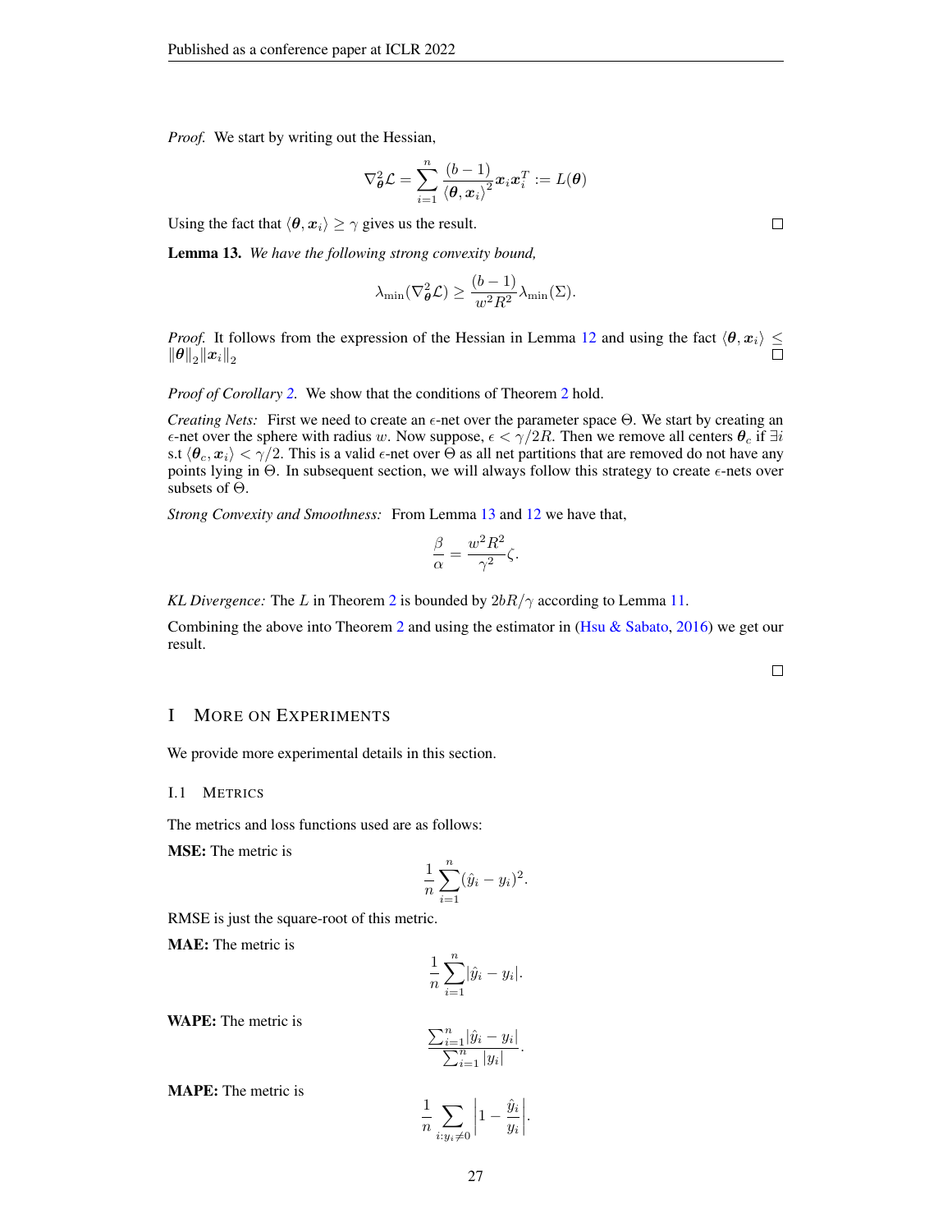*Proof.* We start by writing out the Hessian,

$$\nabla^2_{\boldsymbol{\theta}}\mathcal{L} = \sum_{i=1}^{n} \frac{(b-1)}{\langle \boldsymbol{\theta}, \boldsymbol{x}_i \rangle^2} \boldsymbol{x}_i \boldsymbol{x}_i^T := L(\boldsymbol{\theta})$$

Using the fact that $\langle \boldsymbol{\theta}, \boldsymbol{x}_i \rangle \geq \gamma$ gives us the result. □

**Lemma 13.** *We have the following strong convexity bound,*

$$\lambda_{\min}(\nabla^2_{\boldsymbol{\theta}}\mathcal{L}) \geq \frac{(b-1)}{w^2 R^2} \lambda_{\min}(\Sigma).$$

*Proof.* It follows from the expression of the Hessian in Lemma 12 and using the fact $\langle \boldsymbol{\theta}, \boldsymbol{x}_i \rangle \leq \|\boldsymbol{\theta}\|_2 \|\boldsymbol{x}_i\|_2$ □

*Proof of Corollary 2.* We show that the conditions of Theorem 2 hold.

*Creating Nets:* First we need to create an $\epsilon$-net over the parameter space $\Theta$. We start by creating an $\epsilon$-net over the sphere with radius $w$. Now suppose, $\epsilon < \gamma/2R$. Then we remove all centers $\boldsymbol{\theta}_c$ if $\exists i$ s.t $\langle \boldsymbol{\theta}_c, \boldsymbol{x}_i \rangle < \gamma/2$. This is a valid $\epsilon$-net over $\Theta$ as all net partitions that are removed do not have any points lying in $\Theta$. In subsequent section, we will always follow this strategy to create $\epsilon$-nets over subsets of $\Theta$.

*Strong Convexity and Smoothness:* From Lemma 13 and 12 we have that,

$$\frac{\beta}{\alpha} = \frac{w^2 R^2}{\gamma^2} \zeta.$$

*KL Divergence:* The $L$ in Theorem 2 is bounded by $2bR/\gamma$ according to Lemma 11.

Combining the above into Theorem 2 and using the estimator in (Hsu & Sabato, 2016) we get our result.

□

# I More on Experiments

We provide more experimental details in this section.

## I.1 Metrics

The metrics and loss functions used are as follows:

**MSE:** The metric is

$$\frac{1}{n}\sum_{i=1}^{n}(\hat{y}_i - y_i)^2.$$

RMSE is just the square-root of this metric.

**MAE:** The metric is

$$\frac{1}{n}\sum_{i=1}^{n}|\hat{y}_i - y_i|.$$

**WAPE:** The metric is

$$\frac{\sum_{i=1}^{n}|\hat{y}_i - y_i|}{\sum_{i=1}^{n}|y_i|}.$$

**MAPE:** The metric is

$$\frac{1}{n}\sum_{i:y_i \neq 0}\left|1 - \frac{\hat{y}_i}{y_i}\right|.$$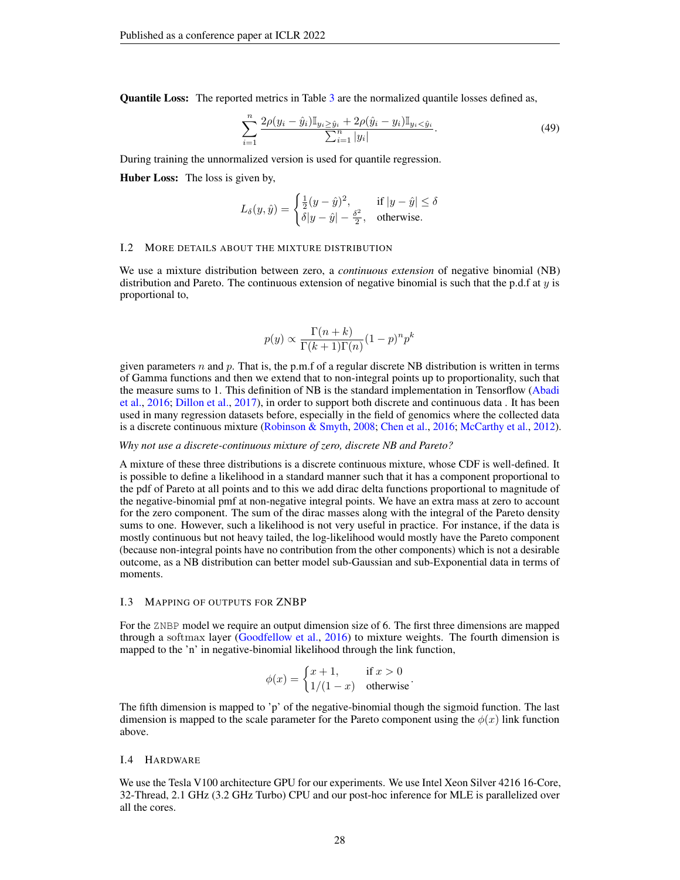**Quantile Loss:** The reported metrics in Table 3 are the normalized quantile losses defined as,

$$\sum_{i=1}^{n} \frac{2\rho(y_i - \hat{y}_i)\mathbb{I}_{y_i \geq \hat{y}_i} + 2\rho(\hat{y}_i - y_i)\mathbb{I}_{y_i < \hat{y}_i}}{\sum_{i=1}^{n} |y_i|}. \tag{49}$$

During training the unnormalized version is used for quantile regression.

**Huber Loss:** The loss is given by,

$$L_\delta(y, \hat{y}) = \begin{cases} \frac{1}{2}(y - \hat{y})^2, & \text{if } |y - \hat{y}| \leq \delta \\ \delta|y - \hat{y}| - \frac{\delta^2}{2}, & \text{otherwise.} \end{cases}$$

### I.2 More details about the mixture distribution

We use a mixture distribution between zero, a *continuous extension* of negative binomial (NB) distribution and Pareto. The continuous extension of negative binomial is such that the p.d.f at $y$ is proportional to,

$$p(y) \propto \frac{\Gamma(n+k)}{\Gamma(k+1)\Gamma(n)}(1-p)^n p^k$$

given parameters $n$ and $p$. That is, the p.m.f of a regular discrete NB distribution is written in terms of Gamma functions and then we extend that to non-integral points up to proportionality, such that the measure sums to 1. This definition of NB is the standard implementation in Tensorflow (Abadi et al., 2016; Dillon et al., 2017), in order to support both discrete and continuous data . It has been used in many regression datasets before, especially in the field of genomics where the collected data is a discrete continuous mixture (Robinson & Smyth, 2008; Chen et al., 2016; McCarthy et al., 2012).

*Why not use a discrete-continuous mixture of zero, discrete NB and Pareto?*

A mixture of these three distributions is a discrete continuous mixture, whose CDF is well-defined. It is possible to define a likelihood in a standard manner such that it has a component proportional to the pdf of Pareto at all points and to this we add dirac delta functions proportional to magnitude of the negative-binomial pmf at non-negative integral points. We have an extra mass at zero to account for the zero component. The sum of the dirac masses along with the integral of the Pareto density sums to one. However, such a likelihood is not very useful in practice. For instance, if the data is mostly continuous but not heavy tailed, the log-likelihood would mostly have the Pareto component (because non-integral points have no contribution from the other components) which is not a desirable outcome, as a NB distribution can better model sub-Gaussian and sub-Exponential data in terms of moments.

### I.3 Mapping of outputs for ZNBP

For the ZNBP model we require an output dimension size of 6. The first three dimensions are mapped through a softmax layer (Goodfellow et al., 2016) to mixture weights. The fourth dimension is mapped to the 'n' in negative-binomial likelihood through the link function,

$$\phi(x) = \begin{cases} x+1, & \text{if } x > 0 \\ 1/(1-x) & \text{otherwise} \end{cases}.$$

The fifth dimension is mapped to 'p' of the negative-binomial though the sigmoid function. The last dimension is mapped to the scale parameter for the Pareto component using the $\phi(x)$ link function above.

### I.4 Hardware

We use the Tesla V100 architecture GPU for our experiments. We use Intel Xeon Silver 4216 16-Core, 32-Thread, 2.1 GHz (3.2 GHz Turbo) CPU and our post-hoc inference for MLE is parallelized over all the cores.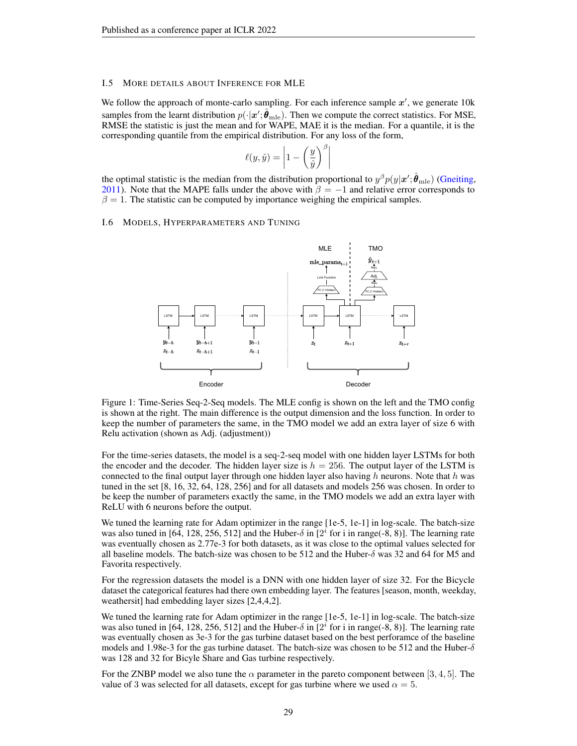### I.5 More details about Inference for MLE

We follow the approach of monte-carlo sampling. For each inference sample $\boldsymbol{x}'$, we generate 10k samples from the learnt distribution $p(\cdot|\boldsymbol{x}'; \hat{\boldsymbol{\theta}}_{\text{mle}})$. Then we compute the correct statistics. For MSE, RMSE the statistic is just the mean and for WAPE, MAE it is the median. For a quantile, it is the corresponding quantile from the empirical distribution. For any loss of the form,

$$\ell(y, \hat{y}) = \left| 1 - \left( \frac{y}{\hat{y}} \right)^{\beta} \right|$$

the optimal statistic is the median from the distribution proportional to $y^{\beta} p(y|\boldsymbol{x}'; \hat{\boldsymbol{\theta}}_{\text{mle}})$ (Gneiting, 2011). Note that the MAPE falls under the above with $\beta = -1$ and relative error corresponds to $\beta = 1$. The statistic can be computed by importance weighing the empirical samples.

### I.6 Models, Hyperparameters and Tuning

Figure 1: Time-Series Seq-2-Seq models. The MLE config is shown on the left and the TMO config is shown at the right. The main difference is the output dimension and the loss function. In order to keep the number of parameters the same, in the TMO model we add an extra layer of size 6 with Relu activation (shown as Adj. (adjustment))

For the time-series datasets, the model is a seq-2-seq model with one hidden layer LSTMs for both the encoder and the decoder. The hidden layer size is $h = 256$. The output layer of the LSTM is connected to the final output layer through one hidden layer also having $h$ neurons. Note that $h$ was tuned in the set [8, 16, 32, 64, 128, 256] and for all datasets and models 256 was chosen. In order to be keep the number of parameters exactly the same, in the TMO models we add an extra layer with ReLU with 6 neurons before the output.

We tuned the learning rate for Adam optimizer in the range [1e-5, 1e-1] in log-scale. The batch-size was also tuned in [64, 128, 256, 512] and the Huber-$\delta$ in [$2^i$ for i in range(-8, 8)]. The learning rate was eventually chosen as 2.77e-3 for both datasets, as it was close to the optimal values selected for all baseline models. The batch-size was chosen to be 512 and the Huber-$\delta$ was 32 and 64 for M5 and Favorita respectively.

For the regression datasets the model is a DNN with one hidden layer of size 32. For the Bicycle dataset the categorical features had there own embedding layer. The features [season, month, weekday, weathersit] had embedding layer sizes [2,4,4,2].

We tuned the learning rate for Adam optimizer in the range [1e-5, 1e-1] in log-scale. The batch-size was also tuned in [64, 128, 256, 512] and the Huber-$\delta$ in [$2^i$ for i in range(-8, 8)]. The learning rate was eventually chosen as 3e-3 for the gas turbine dataset based on the best perforamce of the baseline models and 1.98e-3 for the gas turbine dataset. The batch-size was chosen to be 512 and the Huber-$\delta$ was 128 and 32 for Bicyle Share and Gas turbine respectively.

For the ZNBP model we also tune the $\alpha$ parameter in the pareto component between $[3, 4, 5]$. The value of 3 was selected for all datasets, except for gas turbine where we used $\alpha = 5$.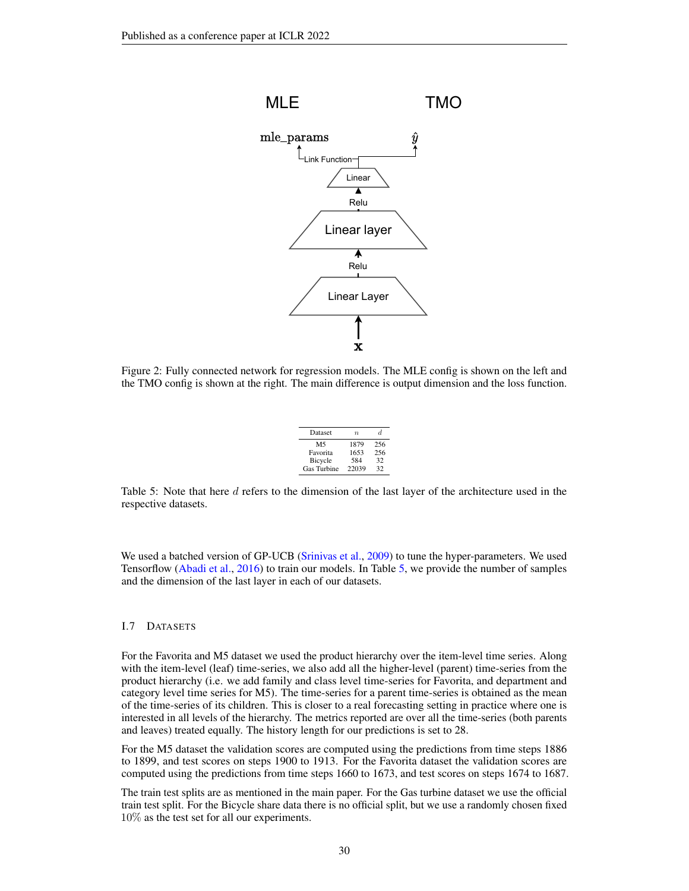Figure 2: Fully connected network for regression models. The MLE config is shown on the left and the TMO config is shown at the right. The main difference is output dimension and the loss function.

| Dataset | $n$ | $d$ |
|---|---|---|
| M5 | 1879 | 256 |
| Favorita | 1653 | 256 |
| Bicycle | 584 | 32 |
| Gas Turbine | 22039 | 32 |

Table 5: Note that here $d$ refers to the dimension of the last layer of the architecture used in the respective datasets.

We used a batched version of GP-UCB (Srinivas et al., 2009) to tune the hyper-parameters. We used Tensorflow (Abadi et al., 2016) to train our models. In Table 5, we provide the number of samples and the dimension of the last layer in each of our datasets.

### I.7 Datasets

For the Favorita and M5 dataset we used the product hierarchy over the item-level time series. Along with the item-level (leaf) time-series, we also add all the higher-level (parent) time-series from the product hierarchy (i.e. we add family and class level time-series for Favorita, and department and category level time series for M5). The time-series for a parent time-series is obtained as the mean of the time-series of its children. This is closer to a real forecasting setting in practice where one is interested in all levels of the hierarchy. The metrics reported are over all the time-series (both parents and leaves) treated equally. The history length for our predictions is set to 28.

For the M5 dataset the validation scores are computed using the predictions from time steps 1886 to 1899, and test scores on steps 1900 to 1913. For the Favorita dataset the validation scores are computed using the predictions from time steps 1660 to 1673, and test scores on steps 1674 to 1687.

The train test splits are as mentioned in the main paper. For the Gas turbine dataset we use the official train test split. For the Bicycle share data there is no official split, but we use a randomly chosen fixed $10\%$ as the test set for all our experiments.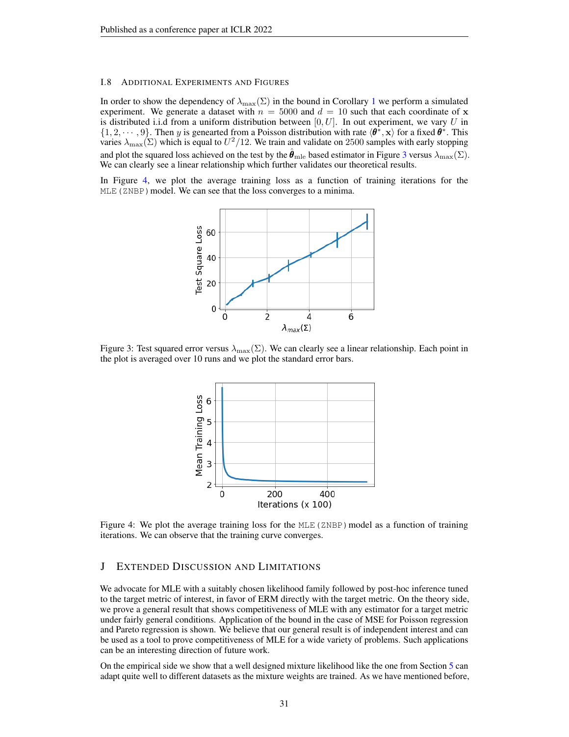### I.8 Additional Experiments and Figures

In order to show the dependency of $\lambda_{\max}(\Sigma)$ in the bound in Corollary 1 we perform a simulated experiment. We generate a dataset with $n = 5000$ and $d = 10$ such that each coordinate of $\mathbf{x}$ is distributed i.i.d from a uniform distribution between $[0, U]$. In out experiment, we vary $U$ in $\{1, 2, \cdots, 9\}$. Then $y$ is geneartred from a Poisson distribution with rate $\langle \boldsymbol{\theta}^*, \mathbf{x} \rangle$ for a fixed $\boldsymbol{\theta}^*$. This varies $\lambda_{\max}(\Sigma)$ which is equal to $U^2/12$. We train and validate on 2500 samples with early stopping and plot the squared loss achieved on the test by the $\hat{\boldsymbol{\theta}}_{\text{mle}}$ based estimator in Figure 3 versus $\lambda_{\max}(\Sigma)$. We can clearly see a linear relationship which further validates our theoretical results.

In Figure 4, we plot the average training loss as a function of training iterations for the `MLE(ZNBP)` model. We can see that the loss converges to a minima.

Figure 3: Test squared error versus $\lambda_{\max}(\Sigma)$. We can clearly see a linear relationship. Each point in the plot is averaged over 10 runs and we plot the standard error bars.

Figure 4: We plot the average training loss for the `MLE(ZNBP)` model as a function of training iterations. We can observe that the training curve converges.

## J Extended Discussion and Limitations

We advocate for MLE with a suitably chosen likelihood family followed by post-hoc inference tuned to the target metric of interest, in favor of ERM directly with the target metric. On the theory side, we prove a general result that shows competitiveness of MLE with any estimator for a target metric under fairly general conditions. Application of the bound in the case of MSE for Poisson regression and Pareto regression is shown. We believe that our general result is of independent interest and can be used as a tool to prove competitiveness of MLE for a wide variety of problems. Such applications can be an interesting direction of future work.

On the empirical side we show that a well designed mixture likelihood like the one from Section 5 can adapt quite well to different datasets as the mixture weights are trained. As we have mentioned before,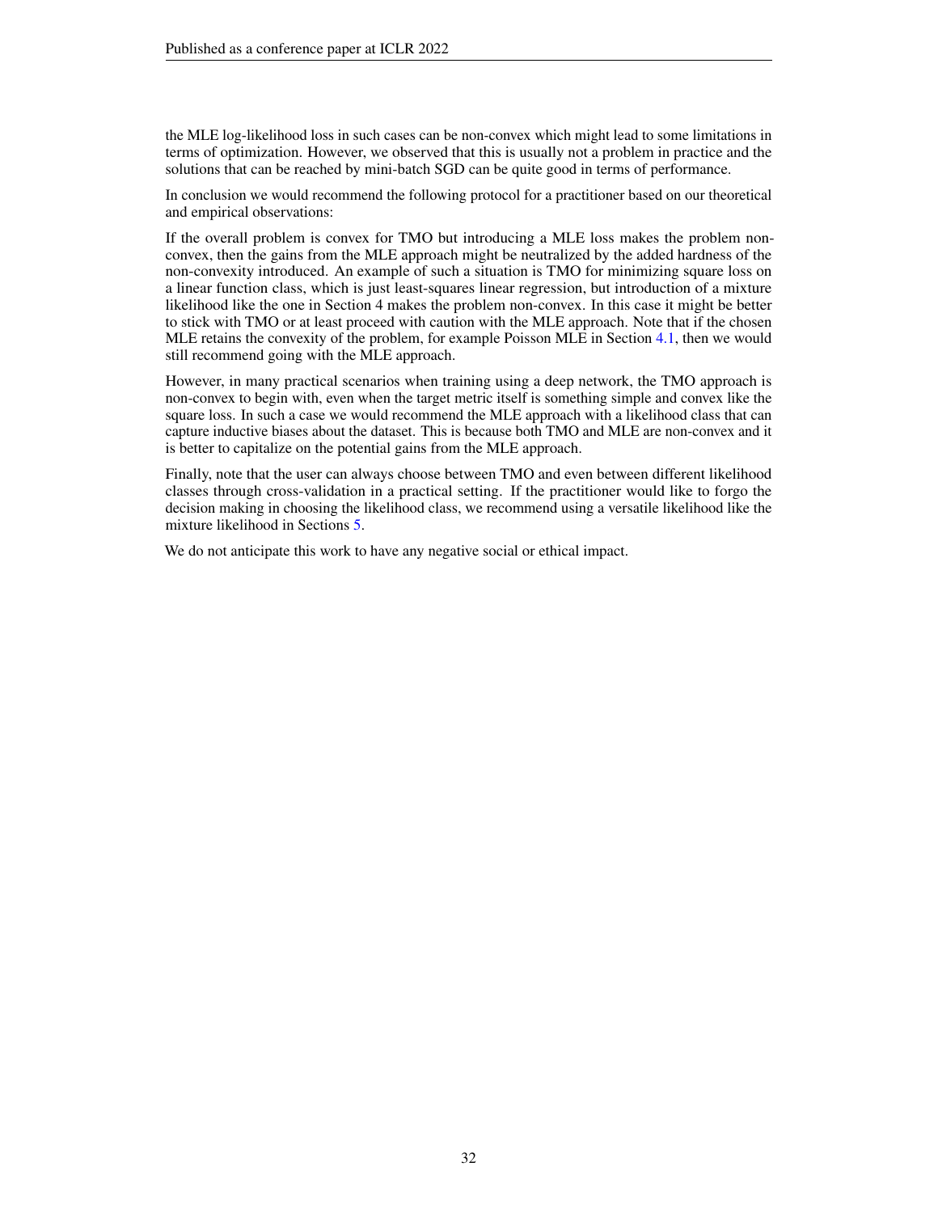the MLE log-likelihood loss in such cases can be non-convex which might lead to some limitations in terms of optimization. However, we observed that this is usually not a problem in practice and the solutions that can be reached by mini-batch SGD can be quite good in terms of performance.

In conclusion we would recommend the following protocol for a practitioner based on our theoretical and empirical observations:

If the overall problem is convex for TMO but introducing a MLE loss makes the problem non-convex, then the gains from the MLE approach might be neutralized by the added hardness of the non-convexity introduced. An example of such a situation is TMO for minimizing square loss on a linear function class, which is just least-squares linear regression, but introduction of a mixture likelihood like the one in Section 4 makes the problem non-convex. In this case it might be better to stick with TMO or at least proceed with caution with the MLE approach. Note that if the chosen MLE retains the convexity of the problem, for example Poisson MLE in Section 4.1, then we would still recommend going with the MLE approach.

However, in many practical scenarios when training using a deep network, the TMO approach is non-convex to begin with, even when the target metric itself is something simple and convex like the square loss. In such a case we would recommend the MLE approach with a likelihood class that can capture inductive biases about the dataset. This is because both TMO and MLE are non-convex and it is better to capitalize on the potential gains from the MLE approach.

Finally, note that the user can always choose between TMO and even between different likelihood classes through cross-validation in a practical setting. If the practitioner would like to forgo the decision making in choosing the likelihood class, we recommend using a versatile likelihood like the mixture likelihood in Sections 5.

We do not anticipate this work to have any negative social or ethical impact.